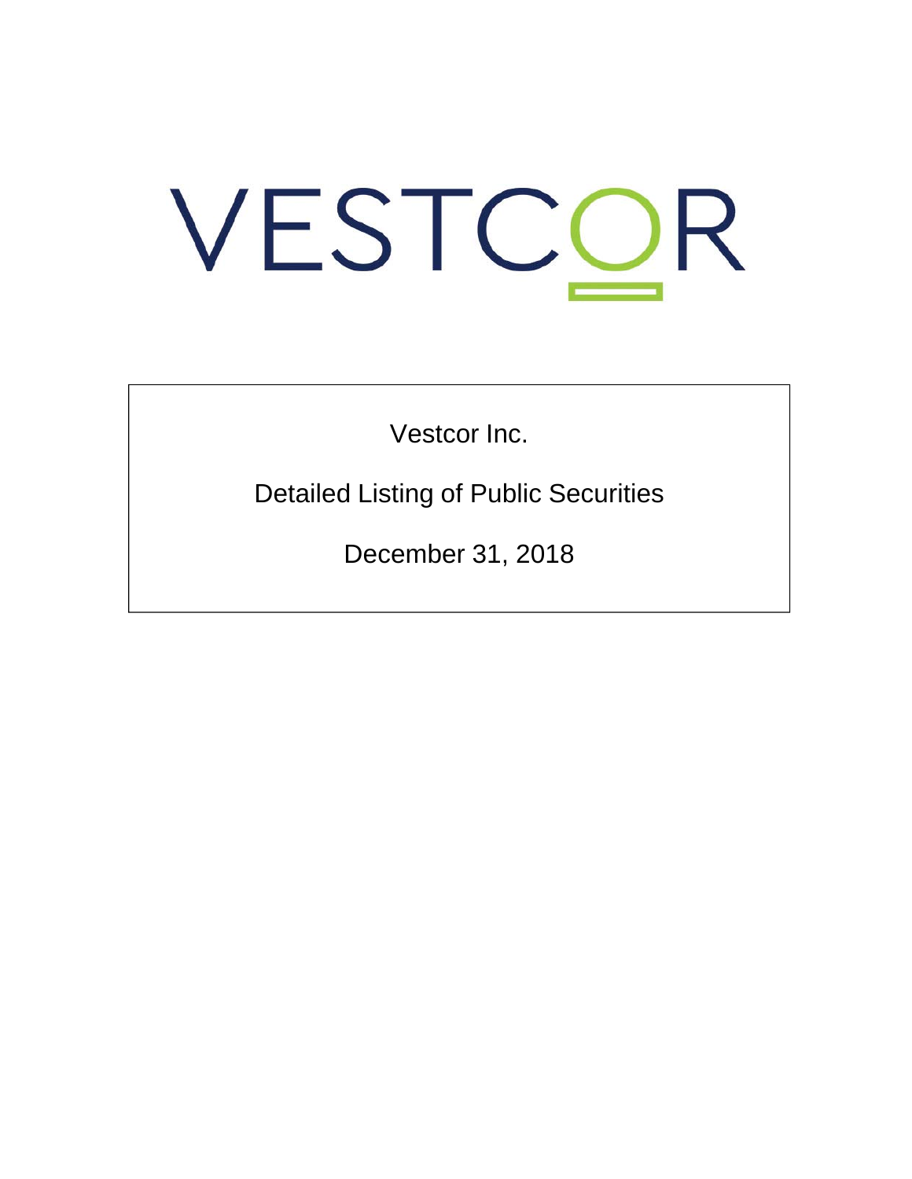# VESTCOR

Vestcor Inc.

Detailed Listing of Public Securities

December 31, 2018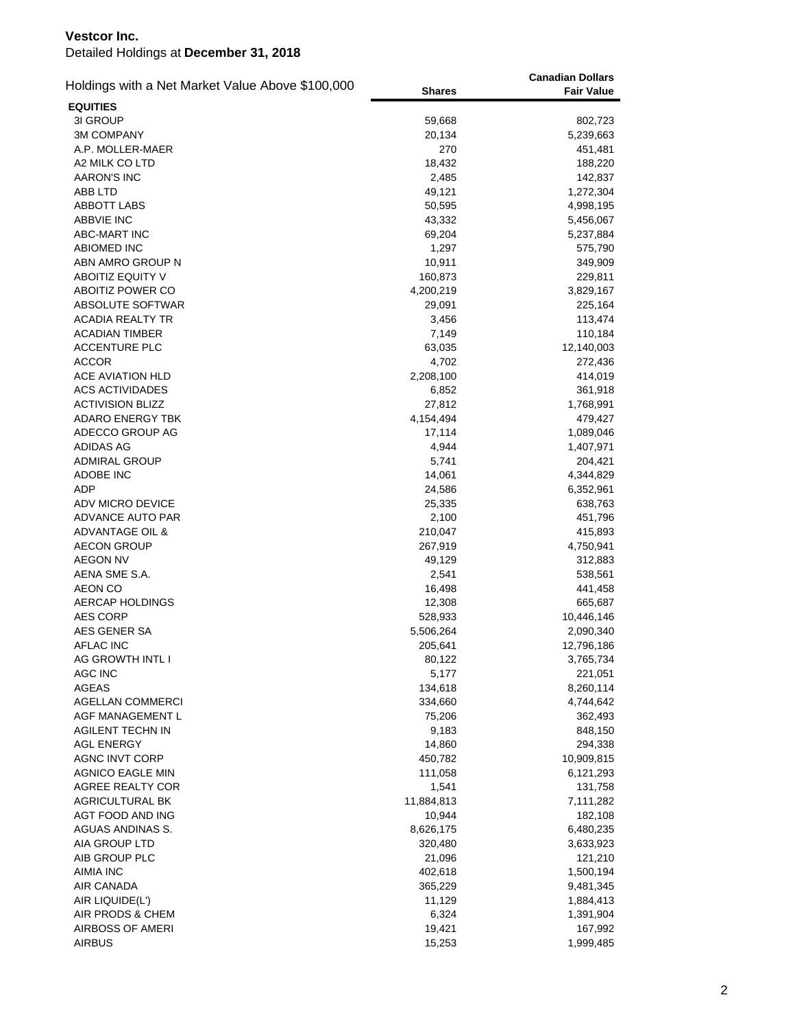**Vestcor Inc.**

Detailed Holdings at **December 31, 2018**

| Holdings with a Net Market Value Above $100,000 | Shares | Canadian Dollars Fair Value |
|---|---|---|
| **EQUITIES** | | |
| 3I GROUP | 59,668 | 802,723 |
| 3M COMPANY | 20,134 | 5,239,663 |
| A.P. MOLLER-MAER | 270 | 451,481 |
| A2 MILK CO LTD | 18,432 | 188,220 |
| AARON'S INC | 2,485 | 142,837 |
| ABB LTD | 49,121 | 1,272,304 |
| ABBOTT LABS | 50,595 | 4,998,195 |
| ABBVIE INC | 43,332 | 5,456,067 |
| ABC-MART INC | 69,204 | 5,237,884 |
| ABIOMED INC | 1,297 | 575,790 |
| ABN AMRO GROUP N | 10,911 | 349,909 |
| ABOITIZ EQUITY V | 160,873 | 229,811 |
| ABOITIZ POWER CO | 4,200,219 | 3,829,167 |
| ABSOLUTE SOFTWAR | 29,091 | 225,164 |
| ACADIA REALTY TR | 3,456 | 113,474 |
| ACADIAN TIMBER | 7,149 | 110,184 |
| ACCENTURE PLC | 63,035 | 12,140,003 |
| ACCOR | 4,702 | 272,436 |
| ACE AVIATION HLD | 2,208,100 | 414,019 |
| ACS ACTIVIDADES | 6,852 | 361,918 |
| ACTIVISION BLIZZ | 27,812 | 1,768,991 |
| ADARO ENERGY TBK | 4,154,494 | 479,427 |
| ADECCO GROUP AG | 17,114 | 1,089,046 |
| ADIDAS AG | 4,944 | 1,407,971 |
| ADMIRAL GROUP | 5,741 | 204,421 |
| ADOBE INC | 14,061 | 4,344,829 |
| ADP | 24,586 | 6,352,961 |
| ADV MICRO DEVICE | 25,335 | 638,763 |
| ADVANCE AUTO PAR | 2,100 | 451,796 |
| ADVANTAGE OIL & | 210,047 | 415,893 |
| AECON GROUP | 267,919 | 4,750,941 |
| AEGON NV | 49,129 | 312,883 |
| AENA SME S.A. | 2,541 | 538,561 |
| AEON CO | 16,498 | 441,458 |
| AERCAP HOLDINGS | 12,308 | 665,687 |
| AES CORP | 528,933 | 10,446,146 |
| AES GENER SA | 5,506,264 | 2,090,340 |
| AFLAC INC | 205,641 | 12,796,186 |
| AG GROWTH INTL I | 80,122 | 3,765,734 |
| AGC INC | 5,177 | 221,051 |
| AGEAS | 134,618 | 8,260,114 |
| AGELLAN COMMERCI | 334,660 | 4,744,642 |
| AGF MANAGEMENT L | 75,206 | 362,493 |
| AGILENT TECHN IN | 9,183 | 848,150 |
| AGL ENERGY | 14,860 | 294,338 |
| AGNC INVT CORP | 450,782 | 10,909,815 |
| AGNICO EAGLE MIN | 111,058 | 6,121,293 |
| AGREE REALTY COR | 1,541 | 131,758 |
| AGRICULTURAL BK | 11,884,813 | 7,111,282 |
| AGT FOOD AND ING | 10,944 | 182,108 |
| AGUAS ANDINAS S. | 8,626,175 | 6,480,235 |
| AIA GROUP LTD | 320,480 | 3,633,923 |
| AIB GROUP PLC | 21,096 | 121,210 |
| AIMIA INC | 402,618 | 1,500,194 |
| AIR CANADA | 365,229 | 9,481,345 |
| AIR LIQUIDE(L') | 11,129 | 1,884,413 |
| AIR PRODS & CHEM | 6,324 | 1,391,904 |
| AIRBOSS OF AMERI | 19,421 | 167,992 |
| AIRBUS | 15,253 | 1,999,485 |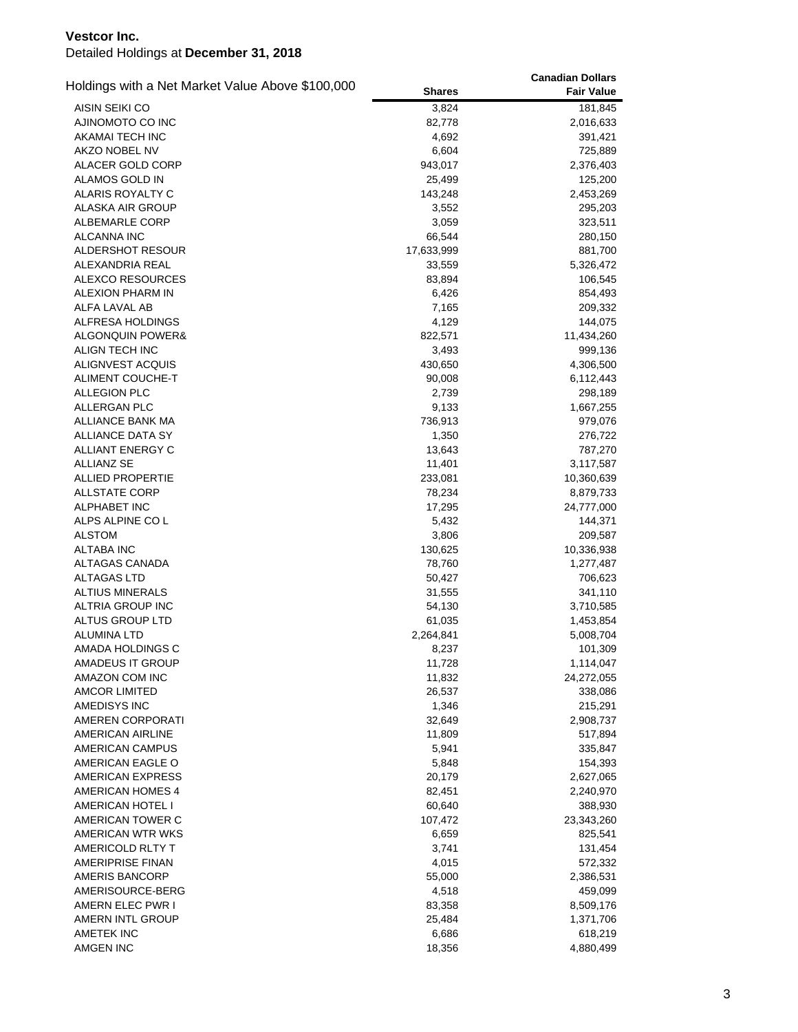**Vestcor Inc.**
Detailed Holdings at **December 31, 2018**

| Holdings with a Net Market Value Above $100,000 | Shares | Canadian Dollars Fair Value |
|---|---|---|
| AISIN SEIKI CO | 3,824 | 181,845 |
| AJINOMOTO CO INC | 82,778 | 2,016,633 |
| AKAMAI TECH INC | 4,692 | 391,421 |
| AKZO NOBEL NV | 6,604 | 725,889 |
| ALACER GOLD CORP | 943,017 | 2,376,403 |
| ALAMOS GOLD IN | 25,499 | 125,200 |
| ALARIS ROYALTY C | 143,248 | 2,453,269 |
| ALASKA AIR GROUP | 3,552 | 295,203 |
| ALBEMARLE CORP | 3,059 | 323,511 |
| ALCANNA INC | 66,544 | 280,150 |
| ALDERSHOT RESOUR | 17,633,999 | 881,700 |
| ALEXANDRIA REAL | 33,559 | 5,326,472 |
| ALEXCO RESOURCES | 83,894 | 106,545 |
| ALEXION PHARM IN | 6,426 | 854,493 |
| ALFA LAVAL AB | 7,165 | 209,332 |
| ALFRESA HOLDINGS | 4,129 | 144,075 |
| ALGONQUIN POWER& | 822,571 | 11,434,260 |
| ALIGN TECH INC | 3,493 | 999,136 |
| ALIGNVEST ACQUIS | 430,650 | 4,306,500 |
| ALIMENT COUCHE-T | 90,008 | 6,112,443 |
| ALLEGION PLC | 2,739 | 298,189 |
| ALLERGAN PLC | 9,133 | 1,667,255 |
| ALLIANCE BANK MA | 736,913 | 979,076 |
| ALLIANCE DATA SY | 1,350 | 276,722 |
| ALLIANT ENERGY C | 13,643 | 787,270 |
| ALLIANZ SE | 11,401 | 3,117,587 |
| ALLIED PROPERTIE | 233,081 | 10,360,639 |
| ALLSTATE CORP | 78,234 | 8,879,733 |
| ALPHABET INC | 17,295 | 24,777,000 |
| ALPS ALPINE CO L | 5,432 | 144,371 |
| ALSTOM | 3,806 | 209,587 |
| ALTABA INC | 130,625 | 10,336,938 |
| ALTAGAS CANADA | 78,760 | 1,277,487 |
| ALTAGAS LTD | 50,427 | 706,623 |
| ALTIUS MINERALS | 31,555 | 341,110 |
| ALTRIA GROUP INC | 54,130 | 3,710,585 |
| ALTUS GROUP LTD | 61,035 | 1,453,854 |
| ALUMINA LTD | 2,264,841 | 5,008,704 |
| AMADA HOLDINGS C | 8,237 | 101,309 |
| AMADEUS IT GROUP | 11,728 | 1,114,047 |
| AMAZON COM INC | 11,832 | 24,272,055 |
| AMCOR LIMITED | 26,537 | 338,086 |
| AMEDISYS INC | 1,346 | 215,291 |
| AMEREN CORPORATI | 32,649 | 2,908,737 |
| AMERICAN AIRLINE | 11,809 | 517,894 |
| AMERICAN CAMPUS | 5,941 | 335,847 |
| AMERICAN EAGLE O | 5,848 | 154,393 |
| AMERICAN EXPRESS | 20,179 | 2,627,065 |
| AMERICAN HOMES 4 | 82,451 | 2,240,970 |
| AMERICAN HOTEL I | 60,640 | 388,930 |
| AMERICAN TOWER C | 107,472 | 23,343,260 |
| AMERICAN WTR WKS | 6,659 | 825,541 |
| AMERICOLD RLTY T | 3,741 | 131,454 |
| AMERIPRISE FINAN | 4,015 | 572,332 |
| AMERIS BANCORP | 55,000 | 2,386,531 |
| AMERISOURCE-BERG | 4,518 | 459,099 |
| AMERN ELEC PWR I | 83,358 | 8,509,176 |
| AMERN INTL GROUP | 25,484 | 1,371,706 |
| AMETEK INC | 6,686 | 618,219 |
| AMGEN INC | 18,356 | 4,880,499 |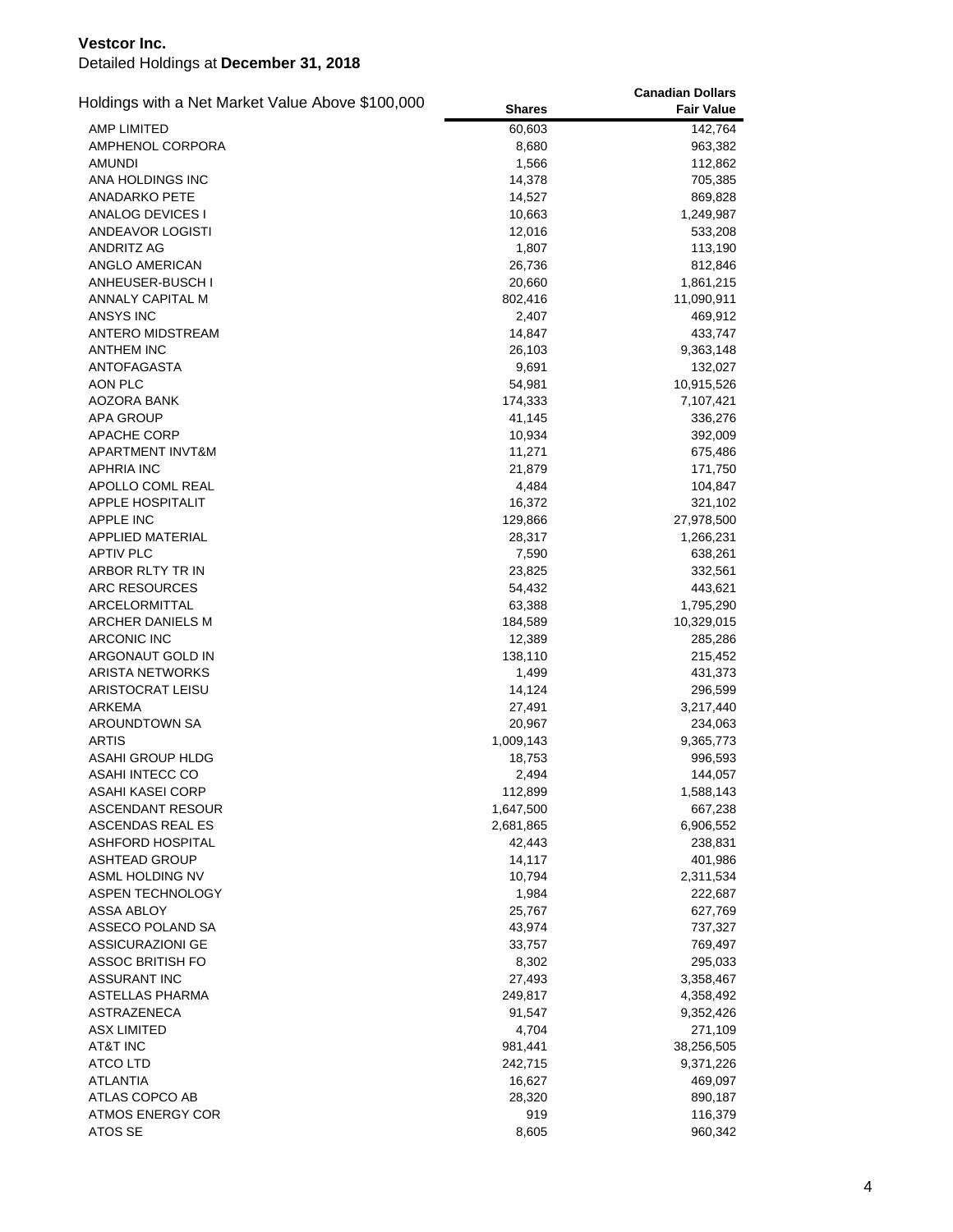**Vestcor Inc.**
Detailed Holdings at **December 31, 2018**

| Holdings with a Net Market Value Above $100,000 | Shares | Canadian Dollars Fair Value |
|---|---|---|
| AMP LIMITED | 60,603 | 142,764 |
| AMPHENOL CORPORA | 8,680 | 963,382 |
| AMUNDI | 1,566 | 112,862 |
| ANA HOLDINGS INC | 14,378 | 705,385 |
| ANADARKO PETE | 14,527 | 869,828 |
| ANALOG DEVICES I | 10,663 | 1,249,987 |
| ANDEAVOR LOGISTI | 12,016 | 533,208 |
| ANDRITZ AG | 1,807 | 113,190 |
| ANGLO AMERICAN | 26,736 | 812,846 |
| ANHEUSER-BUSCH I | 20,660 | 1,861,215 |
| ANNALY CAPITAL M | 802,416 | 11,090,911 |
| ANSYS INC | 2,407 | 469,912 |
| ANTERO MIDSTREAM | 14,847 | 433,747 |
| ANTHEM INC | 26,103 | 9,363,148 |
| ANTOFAGASTA | 9,691 | 132,027 |
| AON PLC | 54,981 | 10,915,526 |
| AOZORA BANK | 174,333 | 7,107,421 |
| APA GROUP | 41,145 | 336,276 |
| APACHE CORP | 10,934 | 392,009 |
| APARTMENT INVT&M | 11,271 | 675,486 |
| APHRIA INC | 21,879 | 171,750 |
| APOLLO COML REAL | 4,484 | 104,847 |
| APPLE HOSPITALIT | 16,372 | 321,102 |
| APPLE INC | 129,866 | 27,978,500 |
| APPLIED MATERIAL | 28,317 | 1,266,231 |
| APTIV PLC | 7,590 | 638,261 |
| ARBOR RLTY TR IN | 23,825 | 332,561 |
| ARC RESOURCES | 54,432 | 443,621 |
| ARCELORMITTAL | 63,388 | 1,795,290 |
| ARCHER DANIELS M | 184,589 | 10,329,015 |
| ARCONIC INC | 12,389 | 285,286 |
| ARGONAUT GOLD IN | 138,110 | 215,452 |
| ARISTA NETWORKS | 1,499 | 431,373 |
| ARISTOCRAT LEISU | 14,124 | 296,599 |
| ARKEMA | 27,491 | 3,217,440 |
| AROUNDTOWN SA | 20,967 | 234,063 |
| ARTIS | 1,009,143 | 9,365,773 |
| ASAHI GROUP HLDG | 18,753 | 996,593 |
| ASAHI INTECC CO | 2,494 | 144,057 |
| ASAHI KASEI CORP | 112,899 | 1,588,143 |
| ASCENDANT RESOUR | 1,647,500 | 667,238 |
| ASCENDAS REAL ES | 2,681,865 | 6,906,552 |
| ASHFORD HOSPITAL | 42,443 | 238,831 |
| ASHTEAD GROUP | 14,117 | 401,986 |
| ASML HOLDING NV | 10,794 | 2,311,534 |
| ASPEN TECHNOLOGY | 1,984 | 222,687 |
| ASSA ABLOY | 25,767 | 627,769 |
| ASSECO POLAND SA | 43,974 | 737,327 |
| ASSICURAZIONI GE | 33,757 | 769,497 |
| ASSOC BRITISH FO | 8,302 | 295,033 |
| ASSURANT INC | 27,493 | 3,358,467 |
| ASTELLAS PHARMA | 249,817 | 4,358,492 |
| ASTRAZENECA | 91,547 | 9,352,426 |
| ASX LIMITED | 4,704 | 271,109 |
| AT&T INC | 981,441 | 38,256,505 |
| ATCO LTD | 242,715 | 9,371,226 |
| ATLANTIA | 16,627 | 469,097 |
| ATLAS COPCO AB | 28,320 | 890,187 |
| ATMOS ENERGY COR | 919 | 116,379 |
| ATOS SE | 8,605 | 960,342 |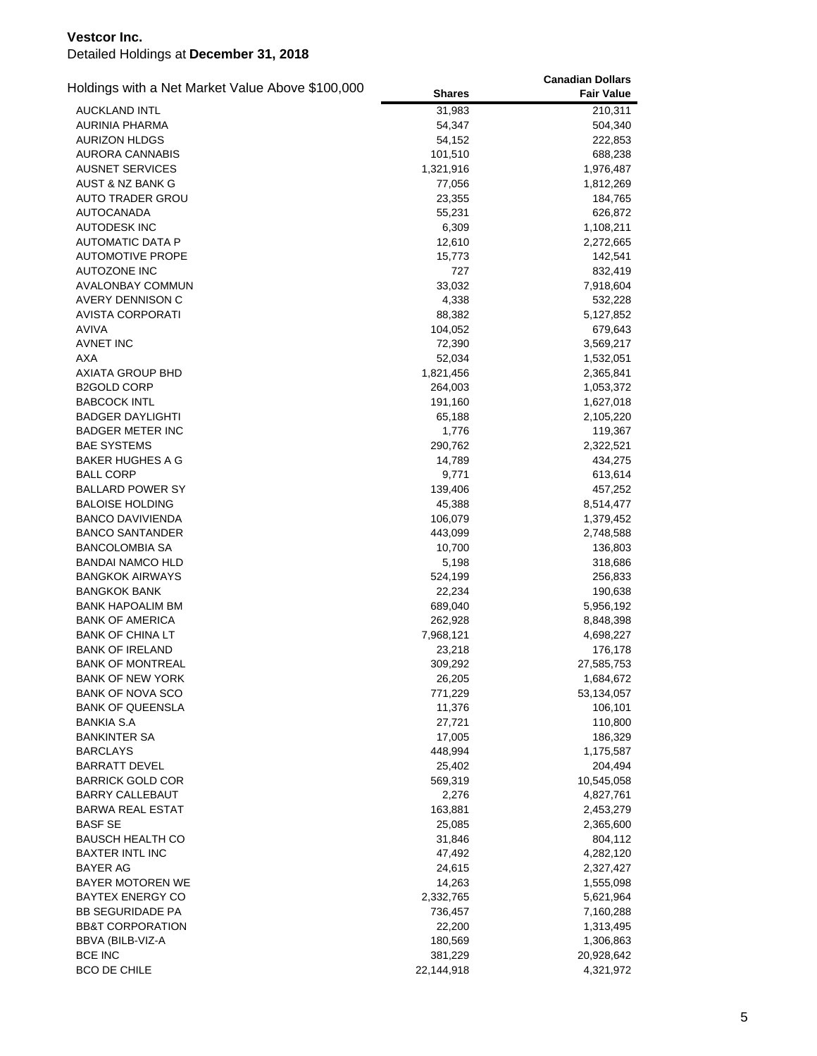**Vestcor Inc.**
Detailed Holdings at **December 31, 2018**

| Holdings with a Net Market Value Above $100,000 | Shares | Canadian Dollars Fair Value |
|---|---|---|
| AUCKLAND INTL | 31,983 | 210,311 |
| AURINIA PHARMA | 54,347 | 504,340 |
| AURIZON HLDGS | 54,152 | 222,853 |
| AURORA CANNABIS | 101,510 | 688,238 |
| AUSNET SERVICES | 1,321,916 | 1,976,487 |
| AUST & NZ BANK G | 77,056 | 1,812,269 |
| AUTO TRADER GROU | 23,355 | 184,765 |
| AUTOCANADA | 55,231 | 626,872 |
| AUTODESK INC | 6,309 | 1,108,211 |
| AUTOMATIC DATA P | 12,610 | 2,272,665 |
| AUTOMOTIVE PROPE | 15,773 | 142,541 |
| AUTOZONE INC | 727 | 832,419 |
| AVALONBAY COMMUN | 33,032 | 7,918,604 |
| AVERY DENNISON C | 4,338 | 532,228 |
| AVISTA CORPORATI | 88,382 | 5,127,852 |
| AVIVA | 104,052 | 679,643 |
| AVNET INC | 72,390 | 3,569,217 |
| AXA | 52,034 | 1,532,051 |
| AXIATA GROUP BHD | 1,821,456 | 2,365,841 |
| B2GOLD CORP | 264,003 | 1,053,372 |
| BABCOCK INTL | 191,160 | 1,627,018 |
| BADGER DAYLIGHTI | 65,188 | 2,105,220 |
| BADGER METER INC | 1,776 | 119,367 |
| BAE SYSTEMS | 290,762 | 2,322,521 |
| BAKER HUGHES A G | 14,789 | 434,275 |
| BALL CORP | 9,771 | 613,614 |
| BALLARD POWER SY | 139,406 | 457,252 |
| BALOISE HOLDING | 45,388 | 8,514,477 |
| BANCO DAVIVIENDA | 106,079 | 1,379,452 |
| BANCO SANTANDER | 443,099 | 2,748,588 |
| BANCOLOMBIA SA | 10,700 | 136,803 |
| BANDAI NAMCO HLD | 5,198 | 318,686 |
| BANGKOK AIRWAYS | 524,199 | 256,833 |
| BANGKOK BANK | 22,234 | 190,638 |
| BANK HAPOALIM BM | 689,040 | 5,956,192 |
| BANK OF AMERICA | 262,928 | 8,848,398 |
| BANK OF CHINA LT | 7,968,121 | 4,698,227 |
| BANK OF IRELAND | 23,218 | 176,178 |
| BANK OF MONTREAL | 309,292 | 27,585,753 |
| BANK OF NEW YORK | 26,205 | 1,684,672 |
| BANK OF NOVA SCO | 771,229 | 53,134,057 |
| BANK OF QUEENSLA | 11,376 | 106,101 |
| BANKIA S.A | 27,721 | 110,800 |
| BANKINTER SA | 17,005 | 186,329 |
| BARCLAYS | 448,994 | 1,175,587 |
| BARRATT DEVEL | 25,402 | 204,494 |
| BARRICK GOLD COR | 569,319 | 10,545,058 |
| BARRY CALLEBAUT | 2,276 | 4,827,761 |
| BARWA REAL ESTAT | 163,881 | 2,453,279 |
| BASF SE | 25,085 | 2,365,600 |
| BAUSCH HEALTH CO | 31,846 | 804,112 |
| BAXTER INTL INC | 47,492 | 4,282,120 |
| BAYER AG | 24,615 | 2,327,427 |
| BAYER MOTOREN WE | 14,263 | 1,555,098 |
| BAYTEX ENERGY CO | 2,332,765 | 5,621,964 |
| BB SEGURIDADE PA | 736,457 | 7,160,288 |
| BB&T CORPORATION | 22,200 | 1,313,495 |
| BBVA (BILB-VIZ-A | 180,569 | 1,306,863 |
| BCE INC | 381,229 | 20,928,642 |
| BCO DE CHILE | 22,144,918 | 4,321,972 |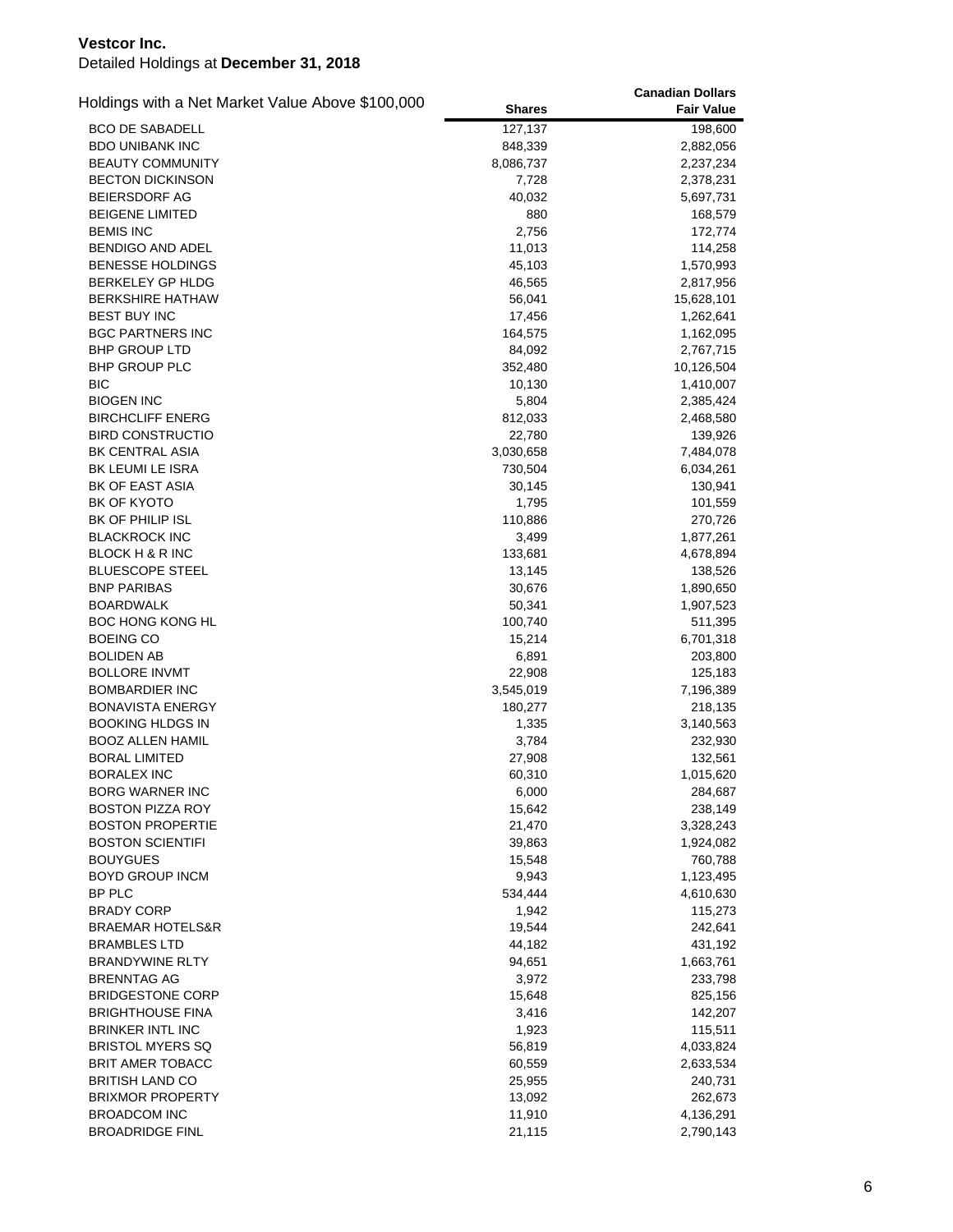**Vestcor Inc.**
Detailed Holdings at **December 31, 2018**

| Holdings with a Net Market Value Above $100,000 | Shares | Canadian Dollars Fair Value |
|---|---|---|
| BCO DE SABADELL | 127,137 | 198,600 |
| BDO UNIBANK INC | 848,339 | 2,882,056 |
| BEAUTY COMMUNITY | 8,086,737 | 2,237,234 |
| BECTON DICKINSON | 7,728 | 2,378,231 |
| BEIERSDORF AG | 40,032 | 5,697,731 |
| BEIGENE LIMITED | 880 | 168,579 |
| BEMIS INC | 2,756 | 172,774 |
| BENDIGO AND ADEL | 11,013 | 114,258 |
| BENESSE HOLDINGS | 45,103 | 1,570,993 |
| BERKELEY GP HLDG | 46,565 | 2,817,956 |
| BERKSHIRE HATHAW | 56,041 | 15,628,101 |
| BEST BUY INC | 17,456 | 1,262,641 |
| BGC PARTNERS INC | 164,575 | 1,162,095 |
| BHP GROUP LTD | 84,092 | 2,767,715 |
| BHP GROUP PLC | 352,480 | 10,126,504 |
| BIC | 10,130 | 1,410,007 |
| BIOGEN INC | 5,804 | 2,385,424 |
| BIRCHCLIFF ENERG | 812,033 | 2,468,580 |
| BIRD CONSTRUCTIO | 22,780 | 139,926 |
| BK CENTRAL ASIA | 3,030,658 | 7,484,078 |
| BK LEUMI LE ISRA | 730,504 | 6,034,261 |
| BK OF EAST ASIA | 30,145 | 130,941 |
| BK OF KYOTO | 1,795 | 101,559 |
| BK OF PHILIP ISL | 110,886 | 270,726 |
| BLACKROCK INC | 3,499 | 1,877,261 |
| BLOCK H & R INC | 133,681 | 4,678,894 |
| BLUESCOPE STEEL | 13,145 | 138,526 |
| BNP PARIBAS | 30,676 | 1,890,650 |
| BOARDWALK | 50,341 | 1,907,523 |
| BOC HONG KONG HL | 100,740 | 511,395 |
| BOEING CO | 15,214 | 6,701,318 |
| BOLIDEN AB | 6,891 | 203,800 |
| BOLLORE INVMT | 22,908 | 125,183 |
| BOMBARDIER INC | 3,545,019 | 7,196,389 |
| BONAVISTA ENERGY | 180,277 | 218,135 |
| BOOKING HLDGS IN | 1,335 | 3,140,563 |
| BOOZ ALLEN HAMIL | 3,784 | 232,930 |
| BORAL LIMITED | 27,908 | 132,561 |
| BORALEX INC | 60,310 | 1,015,620 |
| BORG WARNER INC | 6,000 | 284,687 |
| BOSTON PIZZA ROY | 15,642 | 238,149 |
| BOSTON PROPERTIE | 21,470 | 3,328,243 |
| BOSTON SCIENTIFI | 39,863 | 1,924,082 |
| BOUYGUES | 15,548 | 760,788 |
| BOYD GROUP INCM | 9,943 | 1,123,495 |
| BP PLC | 534,444 | 4,610,630 |
| BRADY CORP | 1,942 | 115,273 |
| BRAEMAR HOTELS&R | 19,544 | 242,641 |
| BRAMBLES LTD | 44,182 | 431,192 |
| BRANDYWINE RLTY | 94,651 | 1,663,761 |
| BRENNTAG AG | 3,972 | 233,798 |
| BRIDGESTONE CORP | 15,648 | 825,156 |
| BRIGHTHOUSE FINA | 3,416 | 142,207 |
| BRINKER INTL INC | 1,923 | 115,511 |
| BRISTOL MYERS SQ | 56,819 | 4,033,824 |
| BRIT AMER TOBACC | 60,559 | 2,633,534 |
| BRITISH LAND CO | 25,955 | 240,731 |
| BRIXMOR PROPERTY | 13,092 | 262,673 |
| BROADCOM INC | 11,910 | 4,136,291 |
| BROADRIDGE FINL | 21,115 | 2,790,143 |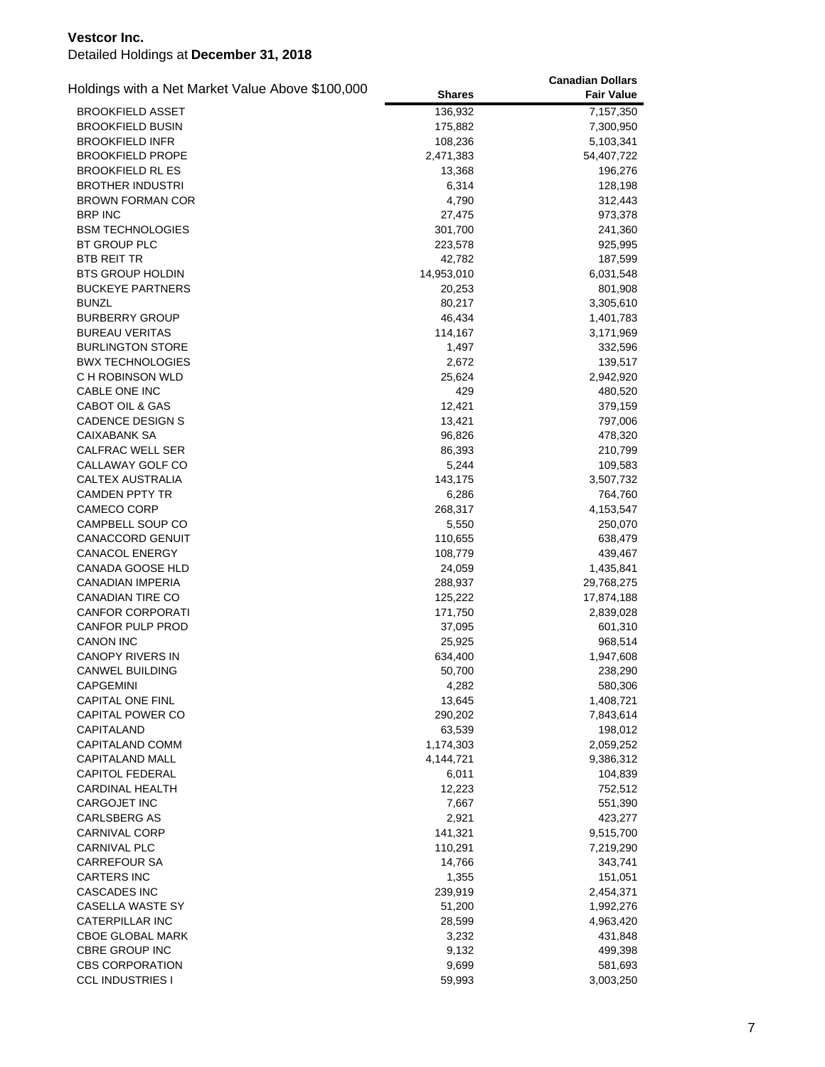**Vestcor Inc.**
Detailed Holdings at **December 31, 2018**

| Holdings with a Net Market Value Above $100,000 | Shares | Canadian Dollars Fair Value |
|---|---|---|
| BROOKFIELD ASSET | 136,932 | 7,157,350 |
| BROOKFIELD BUSIN | 175,882 | 7,300,950 |
| BROOKFIELD INFR | 108,236 | 5,103,341 |
| BROOKFIELD PROPE | 2,471,383 | 54,407,722 |
| BROOKFIELD RL ES | 13,368 | 196,276 |
| BROTHER INDUSTRI | 6,314 | 128,198 |
| BROWN FORMAN COR | 4,790 | 312,443 |
| BRP INC | 27,475 | 973,378 |
| BSM TECHNOLOGIES | 301,700 | 241,360 |
| BT GROUP PLC | 223,578 | 925,995 |
| BTB REIT TR | 42,782 | 187,599 |
| BTS GROUP HOLDIN | 14,953,010 | 6,031,548 |
| BUCKEYE PARTNERS | 20,253 | 801,908 |
| BUNZL | 80,217 | 3,305,610 |
| BURBERRY GROUP | 46,434 | 1,401,783 |
| BUREAU VERITAS | 114,167 | 3,171,969 |
| BURLINGTON STORE | 1,497 | 332,596 |
| BWX TECHNOLOGIES | 2,672 | 139,517 |
| C H ROBINSON WLD | 25,624 | 2,942,920 |
| CABLE ONE INC | 429 | 480,520 |
| CABOT OIL & GAS | 12,421 | 379,159 |
| CADENCE DESIGN S | 13,421 | 797,006 |
| CAIXABANK SA | 96,826 | 478,320 |
| CALFRAC WELL SER | 86,393 | 210,799 |
| CALLAWAY GOLF CO | 5,244 | 109,583 |
| CALTEX AUSTRALIA | 143,175 | 3,507,732 |
| CAMDEN PPTY TR | 6,286 | 764,760 |
| CAMECO CORP | 268,317 | 4,153,547 |
| CAMPBELL SOUP CO | 5,550 | 250,070 |
| CANACCORD GENUIT | 110,655 | 638,479 |
| CANACOL ENERGY | 108,779 | 439,467 |
| CANADA GOOSE HLD | 24,059 | 1,435,841 |
| CANADIAN IMPERIA | 288,937 | 29,768,275 |
| CANADIAN TIRE CO | 125,222 | 17,874,188 |
| CANFOR CORPORATI | 171,750 | 2,839,028 |
| CANFOR PULP PROD | 37,095 | 601,310 |
| CANON INC | 25,925 | 968,514 |
| CANOPY RIVERS IN | 634,400 | 1,947,608 |
| CANWEL BUILDING | 50,700 | 238,290 |
| CAPGEMINI | 4,282 | 580,306 |
| CAPITAL ONE FINL | 13,645 | 1,408,721 |
| CAPITAL POWER CO | 290,202 | 7,843,614 |
| CAPITALAND | 63,539 | 198,012 |
| CAPITALAND COMM | 1,174,303 | 2,059,252 |
| CAPITALAND MALL | 4,144,721 | 9,386,312 |
| CAPITOL FEDERAL | 6,011 | 104,839 |
| CARDINAL HEALTH | 12,223 | 752,512 |
| CARGOJET INC | 7,667 | 551,390 |
| CARLSBERG AS | 2,921 | 423,277 |
| CARNIVAL CORP | 141,321 | 9,515,700 |
| CARNIVAL PLC | 110,291 | 7,219,290 |
| CARREFOUR SA | 14,766 | 343,741 |
| CARTERS INC | 1,355 | 151,051 |
| CASCADES INC | 239,919 | 2,454,371 |
| CASELLA WASTE SY | 51,200 | 1,992,276 |
| CATERPILLAR INC | 28,599 | 4,963,420 |
| CBOE GLOBAL MARK | 3,232 | 431,848 |
| CBRE GROUP INC | 9,132 | 499,398 |
| CBS CORPORATION | 9,699 | 581,693 |
| CCL INDUSTRIES I | 59,993 | 3,003,250 |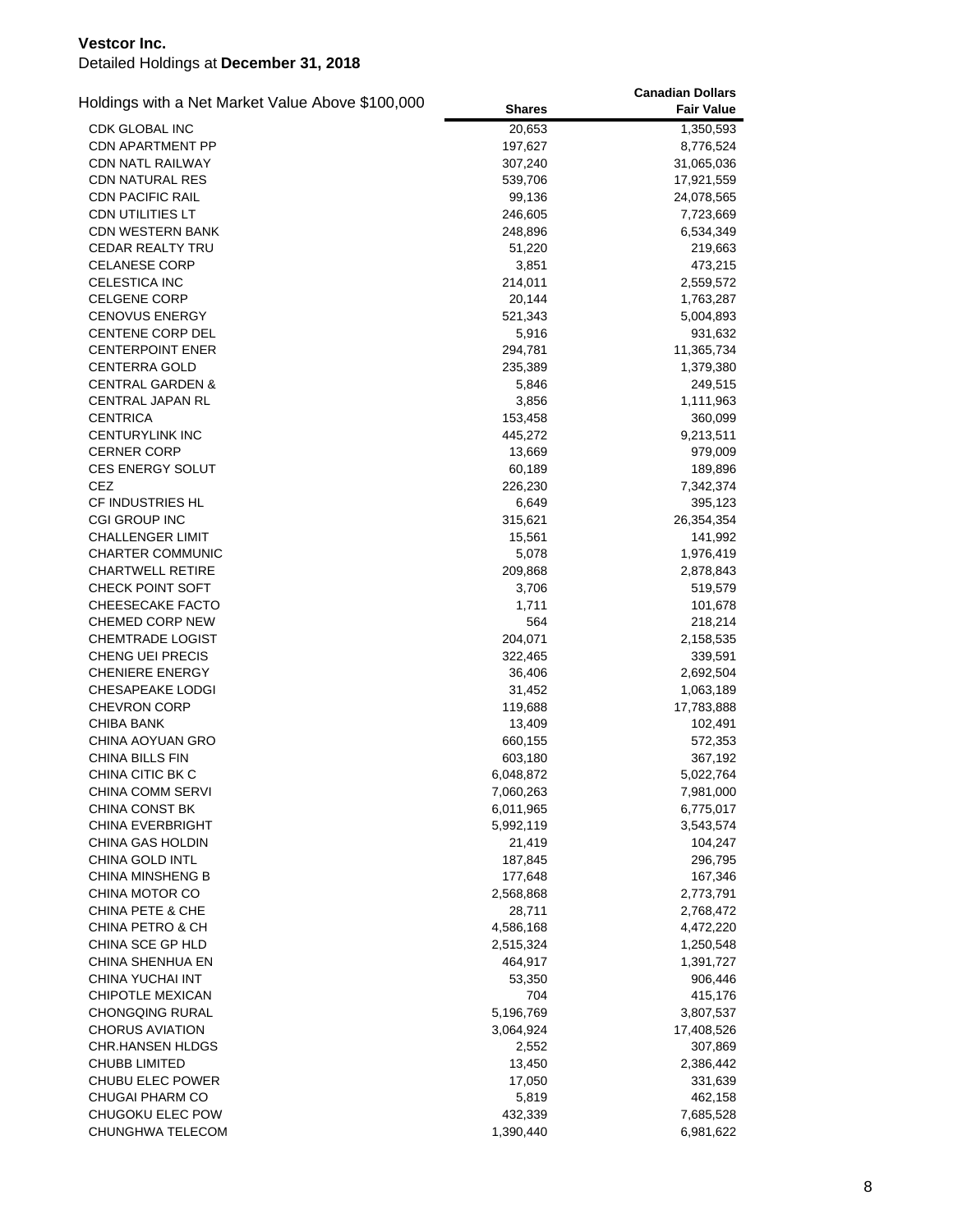**Vestcor Inc.**
Detailed Holdings at **December 31, 2018**

| Holdings with a Net Market Value Above $100,000 | Shares | Canadian Dollars Fair Value |
|---|---|---|
| CDK GLOBAL INC | 20,653 | 1,350,593 |
| CDN APARTMENT PP | 197,627 | 8,776,524 |
| CDN NATL RAILWAY | 307,240 | 31,065,036 |
| CDN NATURAL RES | 539,706 | 17,921,559 |
| CDN PACIFIC RAIL | 99,136 | 24,078,565 |
| CDN UTILITIES LT | 246,605 | 7,723,669 |
| CDN WESTERN BANK | 248,896 | 6,534,349 |
| CEDAR REALTY TRU | 51,220 | 219,663 |
| CELANESE CORP | 3,851 | 473,215 |
| CELESTICA INC | 214,011 | 2,559,572 |
| CELGENE CORP | 20,144 | 1,763,287 |
| CENOVUS ENERGY | 521,343 | 5,004,893 |
| CENTENE CORP DEL | 5,916 | 931,632 |
| CENTERPOINT ENER | 294,781 | 11,365,734 |
| CENTERRA GOLD | 235,389 | 1,379,380 |
| CENTRAL GARDEN & | 5,846 | 249,515 |
| CENTRAL JAPAN RL | 3,856 | 1,111,963 |
| CENTRICA | 153,458 | 360,099 |
| CENTURYLINK INC | 445,272 | 9,213,511 |
| CERNER CORP | 13,669 | 979,009 |
| CES ENERGY SOLUT | 60,189 | 189,896 |
| CEZ | 226,230 | 7,342,374 |
| CF INDUSTRIES HL | 6,649 | 395,123 |
| CGI GROUP INC | 315,621 | 26,354,354 |
| CHALLENGER LIMIT | 15,561 | 141,992 |
| CHARTER COMMUNIC | 5,078 | 1,976,419 |
| CHARTWELL RETIRE | 209,868 | 2,878,843 |
| CHECK POINT SOFT | 3,706 | 519,579 |
| CHEESECAKE FACTO | 1,711 | 101,678 |
| CHEMED CORP NEW | 564 | 218,214 |
| CHEMTRADE LOGIST | 204,071 | 2,158,535 |
| CHENG UEI PRECIS | 322,465 | 339,591 |
| CHENIERE ENERGY | 36,406 | 2,692,504 |
| CHESAPEAKE LODGI | 31,452 | 1,063,189 |
| CHEVRON CORP | 119,688 | 17,783,888 |
| CHIBA BANK | 13,409 | 102,491 |
| CHINA AOYUAN GRO | 660,155 | 572,353 |
| CHINA BILLS FIN | 603,180 | 367,192 |
| CHINA CITIC BK C | 6,048,872 | 5,022,764 |
| CHINA COMM SERVI | 7,060,263 | 7,981,000 |
| CHINA CONST BK | 6,011,965 | 6,775,017 |
| CHINA EVERBRIGHT | 5,992,119 | 3,543,574 |
| CHINA GAS HOLDIN | 21,419 | 104,247 |
| CHINA GOLD INTL | 187,845 | 296,795 |
| CHINA MINSHENG B | 177,648 | 167,346 |
| CHINA MOTOR CO | 2,568,868 | 2,773,791 |
| CHINA PETE & CHE | 28,711 | 2,768,472 |
| CHINA PETRO & CH | 4,586,168 | 4,472,220 |
| CHINA SCE GP HLD | 2,515,324 | 1,250,548 |
| CHINA SHENHUA EN | 464,917 | 1,391,727 |
| CHINA YUCHAI INT | 53,350 | 906,446 |
| CHIPOTLE MEXICAN | 704 | 415,176 |
| CHONGQING RURAL | 5,196,769 | 3,807,537 |
| CHORUS AVIATION | 3,064,924 | 17,408,526 |
| CHR.HANSEN HLDGS | 2,552 | 307,869 |
| CHUBB LIMITED | 13,450 | 2,386,442 |
| CHUBU ELEC POWER | 17,050 | 331,639 |
| CHUGAI PHARM CO | 5,819 | 462,158 |
| CHUGOKU ELEC POW | 432,339 | 7,685,528 |
| CHUNGHWA TELECOM | 1,390,440 | 6,981,622 |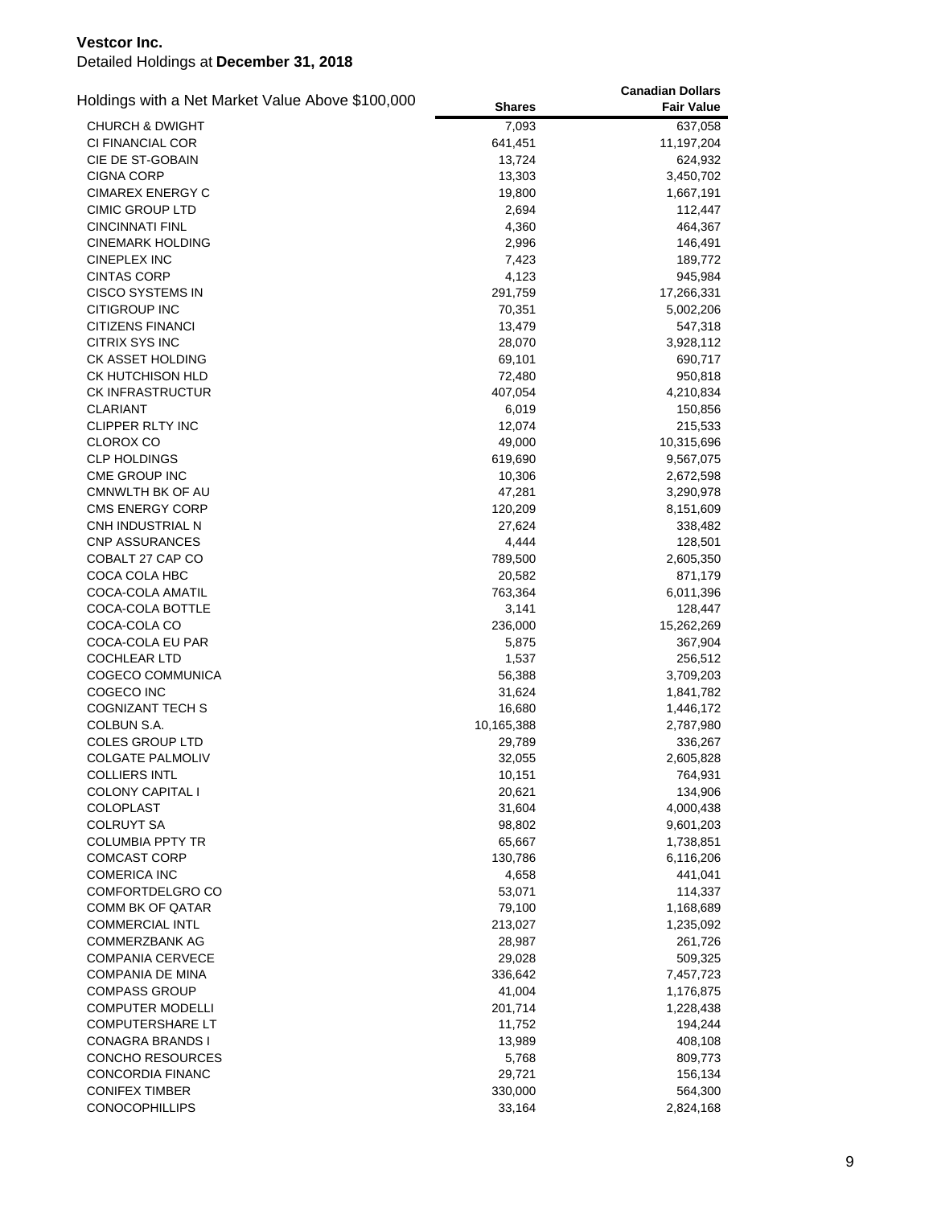**Vestcor Inc.**
Detailed Holdings at **December 31, 2018**

| Holdings with a Net Market Value Above $100,000 | Shares | Canadian Dollars Fair Value |
|---|---|---|
| CHURCH & DWIGHT | 7,093 | 637,058 |
| CI FINANCIAL COR | 641,451 | 11,197,204 |
| CIE DE ST-GOBAIN | 13,724 | 624,932 |
| CIGNA CORP | 13,303 | 3,450,702 |
| CIMAREX ENERGY C | 19,800 | 1,667,191 |
| CIMIC GROUP LTD | 2,694 | 112,447 |
| CINCINNATI FINL | 4,360 | 464,367 |
| CINEMARK HOLDING | 2,996 | 146,491 |
| CINEPLEX INC | 7,423 | 189,772 |
| CINTAS CORP | 4,123 | 945,984 |
| CISCO SYSTEMS IN | 291,759 | 17,266,331 |
| CITIGROUP INC | 70,351 | 5,002,206 |
| CITIZENS FINANCI | 13,479 | 547,318 |
| CITRIX SYS INC | 28,070 | 3,928,112 |
| CK ASSET HOLDING | 69,101 | 690,717 |
| CK HUTCHISON HLD | 72,480 | 950,818 |
| CK INFRASTRUCTUR | 407,054 | 4,210,834 |
| CLARIANT | 6,019 | 150,856 |
| CLIPPER RLTY INC | 12,074 | 215,533 |
| CLOROX CO | 49,000 | 10,315,696 |
| CLP HOLDINGS | 619,690 | 9,567,075 |
| CME GROUP INC | 10,306 | 2,672,598 |
| CMNWLTH BK OF AU | 47,281 | 3,290,978 |
| CMS ENERGY CORP | 120,209 | 8,151,609 |
| CNH INDUSTRIAL N | 27,624 | 338,482 |
| CNP ASSURANCES | 4,444 | 128,501 |
| COBALT 27 CAP CO | 789,500 | 2,605,350 |
| COCA COLA HBC | 20,582 | 871,179 |
| COCA-COLA AMATIL | 763,364 | 6,011,396 |
| COCA-COLA BOTTLE | 3,141 | 128,447 |
| COCA-COLA CO | 236,000 | 15,262,269 |
| COCA-COLA EU PAR | 5,875 | 367,904 |
| COCHLEAR LTD | 1,537 | 256,512 |
| COGECO COMMUNICA | 56,388 | 3,709,203 |
| COGECO INC | 31,624 | 1,841,782 |
| COGNIZANT TECH S | 16,680 | 1,446,172 |
| COLBUN S.A. | 10,165,388 | 2,787,980 |
| COLES GROUP LTD | 29,789 | 336,267 |
| COLGATE PALMOLIV | 32,055 | 2,605,828 |
| COLLIERS INTL | 10,151 | 764,931 |
| COLONY CAPITAL I | 20,621 | 134,906 |
| COLOPLAST | 31,604 | 4,000,438 |
| COLRUYT SA | 98,802 | 9,601,203 |
| COLUMBIA PPTY TR | 65,667 | 1,738,851 |
| COMCAST CORP | 130,786 | 6,116,206 |
| COMERICA INC | 4,658 | 441,041 |
| COMFORTDELGRO CO | 53,071 | 114,337 |
| COMM BK OF QATAR | 79,100 | 1,168,689 |
| COMMERCIAL INTL | 213,027 | 1,235,092 |
| COMMERZBANK AG | 28,987 | 261,726 |
| COMPANIA CERVECE | 29,028 | 509,325 |
| COMPANIA DE MINA | 336,642 | 7,457,723 |
| COMPASS GROUP | 41,004 | 1,176,875 |
| COMPUTER MODELLI | 201,714 | 1,228,438 |
| COMPUTERSHARE LT | 11,752 | 194,244 |
| CONAGRA BRANDS I | 13,989 | 408,108 |
| CONCHO RESOURCES | 5,768 | 809,773 |
| CONCORDIA FINANC | 29,721 | 156,134 |
| CONIFEX TIMBER | 330,000 | 564,300 |
| CONOCOPHILLIPS | 33,164 | 2,824,168 |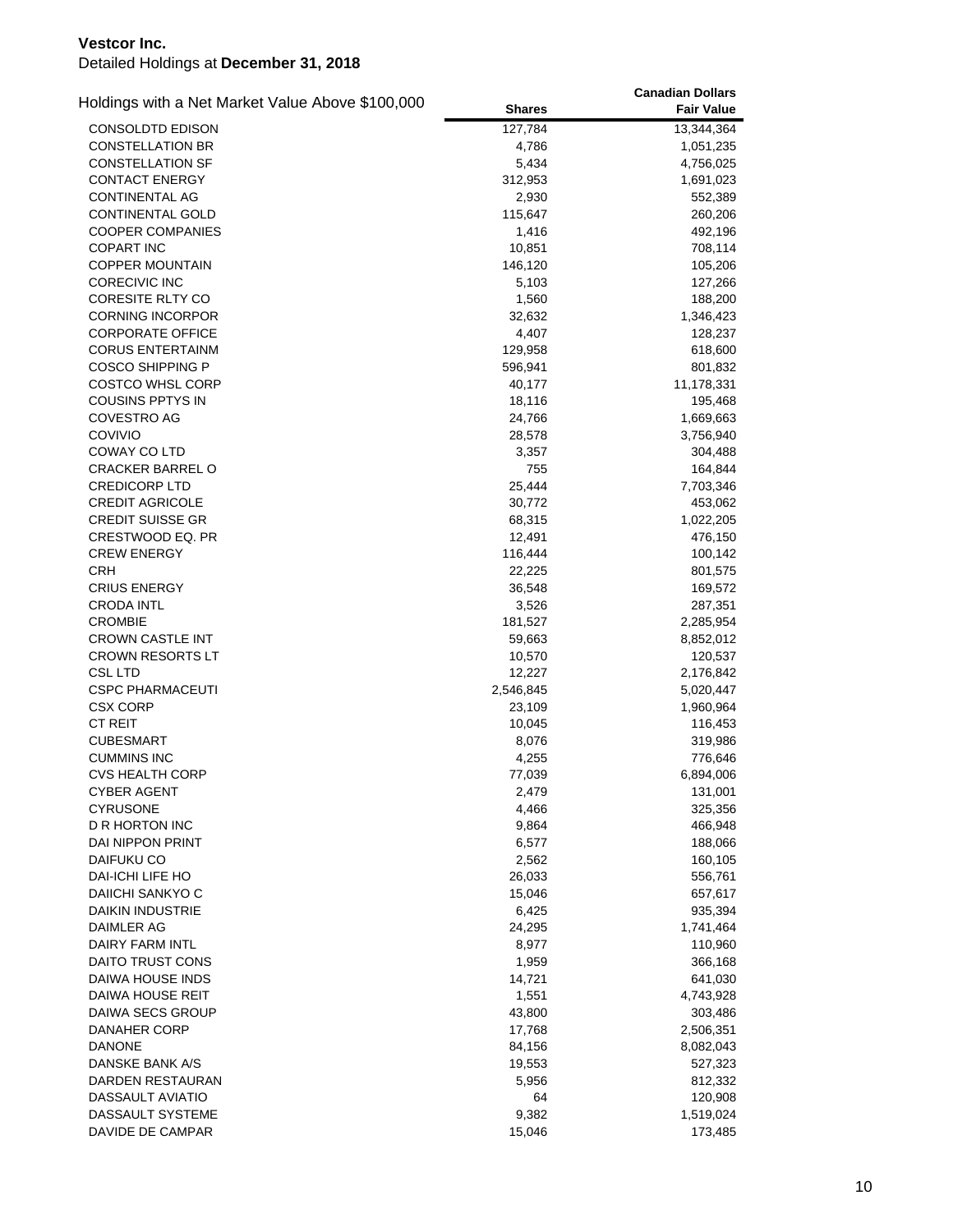**Vestcor Inc.**

Detailed Holdings at **December 31, 2018**

| Holdings with a Net Market Value Above $100,000 | Shares | Canadian Dollars Fair Value |
|---|---|---|
| CONSOLDTD EDISON | 127,784 | 13,344,364 |
| CONSTELLATION BR | 4,786 | 1,051,235 |
| CONSTELLATION SF | 5,434 | 4,756,025 |
| CONTACT ENERGY | 312,953 | 1,691,023 |
| CONTINENTAL AG | 2,930 | 552,389 |
| CONTINENTAL GOLD | 115,647 | 260,206 |
| COOPER COMPANIES | 1,416 | 492,196 |
| COPART INC | 10,851 | 708,114 |
| COPPER MOUNTAIN | 146,120 | 105,206 |
| CORECIVIC INC | 5,103 | 127,266 |
| CORESITE RLTY CO | 1,560 | 188,200 |
| CORNING INCORPOR | 32,632 | 1,346,423 |
| CORPORATE OFFICE | 4,407 | 128,237 |
| CORUS ENTERTAINM | 129,958 | 618,600 |
| COSCO SHIPPING P | 596,941 | 801,832 |
| COSTCO WHSL CORP | 40,177 | 11,178,331 |
| COUSINS PPTYS IN | 18,116 | 195,468 |
| COVESTRO AG | 24,766 | 1,669,663 |
| COVIVIO | 28,578 | 3,756,940 |
| COWAY CO LTD | 3,357 | 304,488 |
| CRACKER BARREL O | 755 | 164,844 |
| CREDICORP LTD | 25,444 | 7,703,346 |
| CREDIT AGRICOLE | 30,772 | 453,062 |
| CREDIT SUISSE GR | 68,315 | 1,022,205 |
| CRESTWOOD EQ. PR | 12,491 | 476,150 |
| CREW ENERGY | 116,444 | 100,142 |
| CRH | 22,225 | 801,575 |
| CRIUS ENERGY | 36,548 | 169,572 |
| CRODA INTL | 3,526 | 287,351 |
| CROMBIE | 181,527 | 2,285,954 |
| CROWN CASTLE INT | 59,663 | 8,852,012 |
| CROWN RESORTS LT | 10,570 | 120,537 |
| CSL LTD | 12,227 | 2,176,842 |
| CSPC PHARMACEUTI | 2,546,845 | 5,020,447 |
| CSX CORP | 23,109 | 1,960,964 |
| CT REIT | 10,045 | 116,453 |
| CUBESMART | 8,076 | 319,986 |
| CUMMINS INC | 4,255 | 776,646 |
| CVS HEALTH CORP | 77,039 | 6,894,006 |
| CYBER AGENT | 2,479 | 131,001 |
| CYRUSONE | 4,466 | 325,356 |
| D R HORTON INC | 9,864 | 466,948 |
| DAI NIPPON PRINT | 6,577 | 188,066 |
| DAIFUKU CO | 2,562 | 160,105 |
| DAI-ICHI LIFE HO | 26,033 | 556,761 |
| DAIICHI SANKYO C | 15,046 | 657,617 |
| DAIKIN INDUSTRIE | 6,425 | 935,394 |
| DAIMLER AG | 24,295 | 1,741,464 |
| DAIRY FARM INTL | 8,977 | 110,960 |
| DAITO TRUST CONS | 1,959 | 366,168 |
| DAIWA HOUSE INDS | 14,721 | 641,030 |
| DAIWA HOUSE REIT | 1,551 | 4,743,928 |
| DAIWA SECS GROUP | 43,800 | 303,486 |
| DANAHER CORP | 17,768 | 2,506,351 |
| DANONE | 84,156 | 8,082,043 |
| DANSKE BANK A/S | 19,553 | 527,323 |
| DARDEN RESTAURAN | 5,956 | 812,332 |
| DASSAULT AVIATIO | 64 | 120,908 |
| DASSAULT SYSTEME | 9,382 | 1,519,024 |
| DAVIDE DE CAMPAR | 15,046 | 173,485 |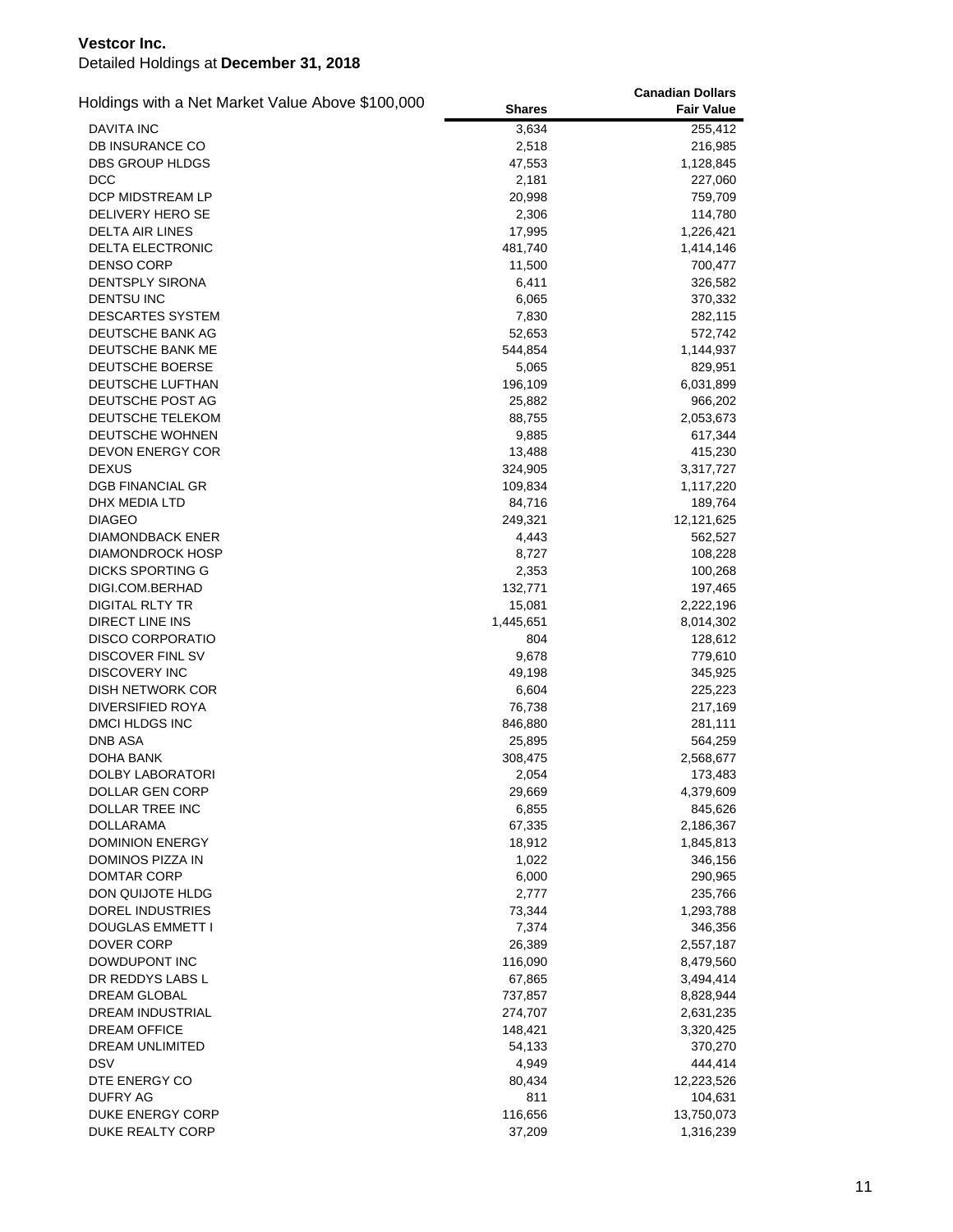**Vestcor Inc.**

Detailed Holdings at **December 31, 2018**

| Holdings with a Net Market Value Above $100,000 | Shares | Canadian Dollars Fair Value |
|---|---|---|
| DAVITA INC | 3,634 | 255,412 |
| DB INSURANCE CO | 2,518 | 216,985 |
| DBS GROUP HLDGS | 47,553 | 1,128,845 |
| DCC | 2,181 | 227,060 |
| DCP MIDSTREAM LP | 20,998 | 759,709 |
| DELIVERY HERO SE | 2,306 | 114,780 |
| DELTA AIR LINES | 17,995 | 1,226,421 |
| DELTA ELECTRONIC | 481,740 | 1,414,146 |
| DENSO CORP | 11,500 | 700,477 |
| DENTSPLY SIRONA | 6,411 | 326,582 |
| DENTSU INC | 6,065 | 370,332 |
| DESCARTES SYSTEM | 7,830 | 282,115 |
| DEUTSCHE BANK AG | 52,653 | 572,742 |
| DEUTSCHE BANK ME | 544,854 | 1,144,937 |
| DEUTSCHE BOERSE | 5,065 | 829,951 |
| DEUTSCHE LUFTHAN | 196,109 | 6,031,899 |
| DEUTSCHE POST AG | 25,882 | 966,202 |
| DEUTSCHE TELEKOM | 88,755 | 2,053,673 |
| DEUTSCHE WOHNEN | 9,885 | 617,344 |
| DEVON ENERGY COR | 13,488 | 415,230 |
| DEXUS | 324,905 | 3,317,727 |
| DGB FINANCIAL GR | 109,834 | 1,117,220 |
| DHX MEDIA LTD | 84,716 | 189,764 |
| DIAGEO | 249,321 | 12,121,625 |
| DIAMONDBACK ENER | 4,443 | 562,527 |
| DIAMONDROCK HOSP | 8,727 | 108,228 |
| DICKS SPORTING G | 2,353 | 100,268 |
| DIGI.COM.BERHAD | 132,771 | 197,465 |
| DIGITAL RLTY TR | 15,081 | 2,222,196 |
| DIRECT LINE INS | 1,445,651 | 8,014,302 |
| DISCO CORPORATIO | 804 | 128,612 |
| DISCOVER FINL SV | 9,678 | 779,610 |
| DISCOVERY INC | 49,198 | 345,925 |
| DISH NETWORK COR | 6,604 | 225,223 |
| DIVERSIFIED ROYA | 76,738 | 217,169 |
| DMCI HLDGS INC | 846,880 | 281,111 |
| DNB ASA | 25,895 | 564,259 |
| DOHA BANK | 308,475 | 2,568,677 |
| DOLBY LABORATORI | 2,054 | 173,483 |
| DOLLAR GEN CORP | 29,669 | 4,379,609 |
| DOLLAR TREE INC | 6,855 | 845,626 |
| DOLLARAMA | 67,335 | 2,186,367 |
| DOMINION ENERGY | 18,912 | 1,845,813 |
| DOMINOS PIZZA IN | 1,022 | 346,156 |
| DOMTAR CORP | 6,000 | 290,965 |
| DON QUIJOTE HLDG | 2,777 | 235,766 |
| DOREL INDUSTRIES | 73,344 | 1,293,788 |
| DOUGLAS EMMETT I | 7,374 | 346,356 |
| DOVER CORP | 26,389 | 2,557,187 |
| DOWDUPONT INC | 116,090 | 8,479,560 |
| DR REDDYS LABS L | 67,865 | 3,494,414 |
| DREAM GLOBAL | 737,857 | 8,828,944 |
| DREAM INDUSTRIAL | 274,707 | 2,631,235 |
| DREAM OFFICE | 148,421 | 3,320,425 |
| DREAM UNLIMITED | 54,133 | 370,270 |
| DSV | 4,949 | 444,414 |
| DTE ENERGY CO | 80,434 | 12,223,526 |
| DUFRY AG | 811 | 104,631 |
| DUKE ENERGY CORP | 116,656 | 13,750,073 |
| DUKE REALTY CORP | 37,209 | 1,316,239 |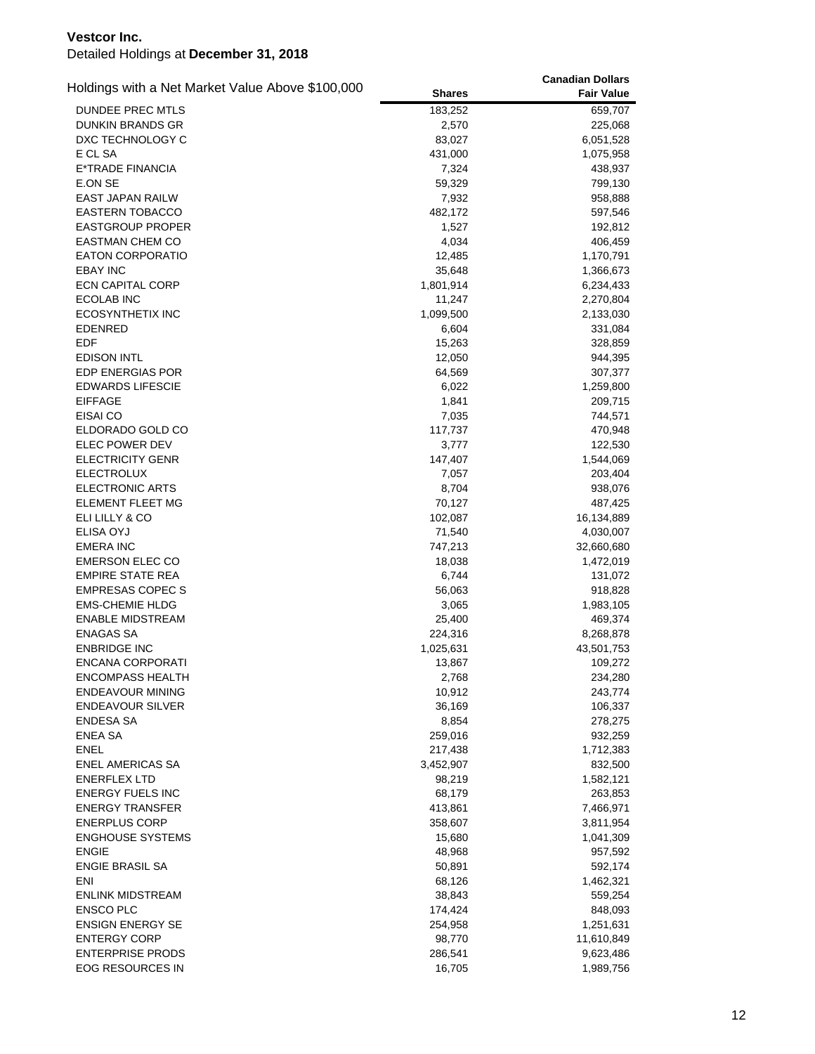**Vestcor Inc.**

Detailed Holdings at **December 31, 2018**

| Holdings with a Net Market Value Above $100,000 | Shares | Canadian Dollars Fair Value |
|---|---|---|
| DUNDEE PREC MTLS | 183,252 | 659,707 |
| DUNKIN BRANDS GR | 2,570 | 225,068 |
| DXC TECHNOLOGY C | 83,027 | 6,051,528 |
| E CL SA | 431,000 | 1,075,958 |
| E*TRADE FINANCIA | 7,324 | 438,937 |
| E.ON SE | 59,329 | 799,130 |
| EAST JAPAN RAILW | 7,932 | 958,888 |
| EASTERN TOBACCO | 482,172 | 597,546 |
| EASTGROUP PROPER | 1,527 | 192,812 |
| EASTMAN CHEM CO | 4,034 | 406,459 |
| EATON CORPORATIO | 12,485 | 1,170,791 |
| EBAY INC | 35,648 | 1,366,673 |
| ECN CAPITAL CORP | 1,801,914 | 6,234,433 |
| ECOLAB INC | 11,247 | 2,270,804 |
| ECOSYNTHETIX INC | 1,099,500 | 2,133,030 |
| EDENRED | 6,604 | 331,084 |
| EDF | 15,263 | 328,859 |
| EDISON INTL | 12,050 | 944,395 |
| EDP ENERGIAS POR | 64,569 | 307,377 |
| EDWARDS LIFESCIE | 6,022 | 1,259,800 |
| EIFFAGE | 1,841 | 209,715 |
| EISAI CO | 7,035 | 744,571 |
| ELDORADO GOLD CO | 117,737 | 470,948 |
| ELEC POWER DEV | 3,777 | 122,530 |
| ELECTRICITY GENR | 147,407 | 1,544,069 |
| ELECTROLUX | 7,057 | 203,404 |
| ELECTRONIC ARTS | 8,704 | 938,076 |
| ELEMENT FLEET MG | 70,127 | 487,425 |
| ELI LILLY & CO | 102,087 | 16,134,889 |
| ELISA OYJ | 71,540 | 4,030,007 |
| EMERA INC | 747,213 | 32,660,680 |
| EMERSON ELEC CO | 18,038 | 1,472,019 |
| EMPIRE STATE REA | 6,744 | 131,072 |
| EMPRESAS COPEC S | 56,063 | 918,828 |
| EMS-CHEMIE HLDG | 3,065 | 1,983,105 |
| ENABLE MIDSTREAM | 25,400 | 469,374 |
| ENAGAS SA | 224,316 | 8,268,878 |
| ENBRIDGE INC | 1,025,631 | 43,501,753 |
| ENCANA CORPORATI | 13,867 | 109,272 |
| ENCOMPASS HEALTH | 2,768 | 234,280 |
| ENDEAVOUR MINING | 10,912 | 243,774 |
| ENDEAVOUR SILVER | 36,169 | 106,337 |
| ENDESA SA | 8,854 | 278,275 |
| ENEA SA | 259,016 | 932,259 |
| ENEL | 217,438 | 1,712,383 |
| ENEL AMERICAS SA | 3,452,907 | 832,500 |
| ENERFLEX LTD | 98,219 | 1,582,121 |
| ENERGY FUELS INC | 68,179 | 263,853 |
| ENERGY TRANSFER | 413,861 | 7,466,971 |
| ENERPLUS CORP | 358,607 | 3,811,954 |
| ENGHOUSE SYSTEMS | 15,680 | 1,041,309 |
| ENGIE | 48,968 | 957,592 |
| ENGIE BRASIL SA | 50,891 | 592,174 |
| ENI | 68,126 | 1,462,321 |
| ENLINK MIDSTREAM | 38,843 | 559,254 |
| ENSCO PLC | 174,424 | 848,093 |
| ENSIGN ENERGY SE | 254,958 | 1,251,631 |
| ENTERGY CORP | 98,770 | 11,610,849 |
| ENTERPRISE PRODS | 286,541 | 9,623,486 |
| EOG RESOURCES IN | 16,705 | 1,989,756 |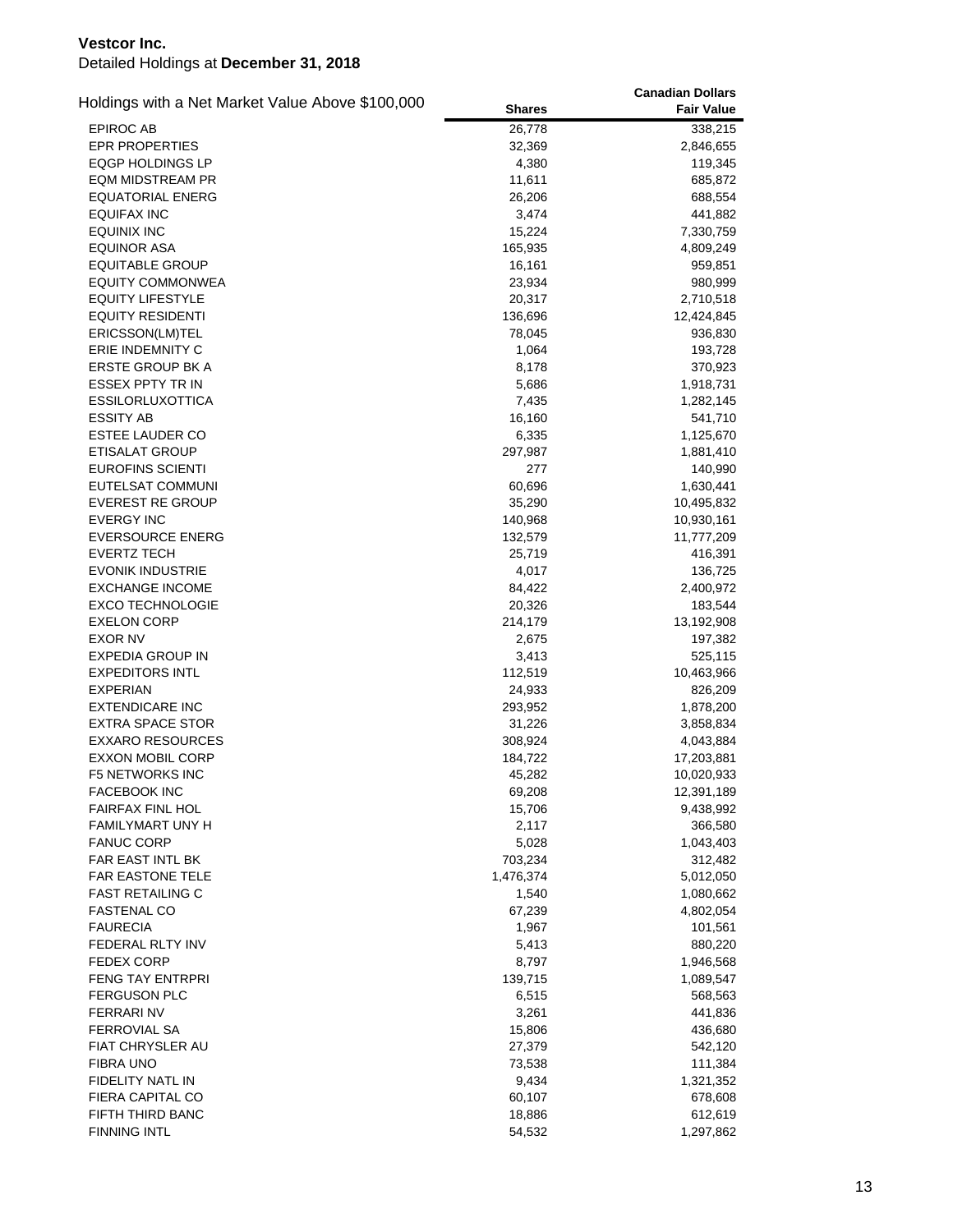**Vestcor Inc.**
Detailed Holdings at **December 31, 2018**

| Holdings with a Net Market Value Above $100,000 | Shares | Canadian Dollars Fair Value |
|---|---|---|
| EPIROC AB | 26,778 | 338,215 |
| EPR PROPERTIES | 32,369 | 2,846,655 |
| EQGP HOLDINGS LP | 4,380 | 119,345 |
| EQM MIDSTREAM PR | 11,611 | 685,872 |
| EQUATORIAL ENERG | 26,206 | 688,554 |
| EQUIFAX INC | 3,474 | 441,882 |
| EQUINIX INC | 15,224 | 7,330,759 |
| EQUINOR ASA | 165,935 | 4,809,249 |
| EQUITABLE GROUP | 16,161 | 959,851 |
| EQUITY COMMONWEA | 23,934 | 980,999 |
| EQUITY LIFESTYLE | 20,317 | 2,710,518 |
| EQUITY RESIDENTI | 136,696 | 12,424,845 |
| ERICSSON(LM)TEL | 78,045 | 936,830 |
| ERIE INDEMNITY C | 1,064 | 193,728 |
| ERSTE GROUP BK A | 8,178 | 370,923 |
| ESSEX PPTY TR IN | 5,686 | 1,918,731 |
| ESSILORLUXOTTICA | 7,435 | 1,282,145 |
| ESSITY AB | 16,160 | 541,710 |
| ESTEE LAUDER CO | 6,335 | 1,125,670 |
| ETISALAT GROUP | 297,987 | 1,881,410 |
| EUROFINS SCIENTI | 277 | 140,990 |
| EUTELSAT COMMUNI | 60,696 | 1,630,441 |
| EVEREST RE GROUP | 35,290 | 10,495,832 |
| EVERGY INC | 140,968 | 10,930,161 |
| EVERSOURCE ENERG | 132,579 | 11,777,209 |
| EVERTZ TECH | 25,719 | 416,391 |
| EVONIK INDUSTRIE | 4,017 | 136,725 |
| EXCHANGE INCOME | 84,422 | 2,400,972 |
| EXCO TECHNOLOGIE | 20,326 | 183,544 |
| EXELON CORP | 214,179 | 13,192,908 |
| EXOR NV | 2,675 | 197,382 |
| EXPEDIA GROUP IN | 3,413 | 525,115 |
| EXPEDITORS INTL | 112,519 | 10,463,966 |
| EXPERIAN | 24,933 | 826,209 |
| EXTENDICARE INC | 293,952 | 1,878,200 |
| EXTRA SPACE STOR | 31,226 | 3,858,834 |
| EXXARO RESOURCES | 308,924 | 4,043,884 |
| EXXON MOBIL CORP | 184,722 | 17,203,881 |
| F5 NETWORKS INC | 45,282 | 10,020,933 |
| FACEBOOK INC | 69,208 | 12,391,189 |
| FAIRFAX FINL HOL | 15,706 | 9,438,992 |
| FAMILYMART UNY H | 2,117 | 366,580 |
| FANUC CORP | 5,028 | 1,043,403 |
| FAR EAST INTL BK | 703,234 | 312,482 |
| FAR EASTONE TELE | 1,476,374 | 5,012,050 |
| FAST RETAILING C | 1,540 | 1,080,662 |
| FASTENAL CO | 67,239 | 4,802,054 |
| FAURECIA | 1,967 | 101,561 |
| FEDERAL RLTY INV | 5,413 | 880,220 |
| FEDEX CORP | 8,797 | 1,946,568 |
| FENG TAY ENTRPRI | 139,715 | 1,089,547 |
| FERGUSON PLC | 6,515 | 568,563 |
| FERRARI NV | 3,261 | 441,836 |
| FERROVIAL SA | 15,806 | 436,680 |
| FIAT CHRYSLER AU | 27,379 | 542,120 |
| FIBRA UNO | 73,538 | 111,384 |
| FIDELITY NATL IN | 9,434 | 1,321,352 |
| FIERA CAPITAL CO | 60,107 | 678,608 |
| FIFTH THIRD BANC | 18,886 | 612,619 |
| FINNING INTL | 54,532 | 1,297,862 |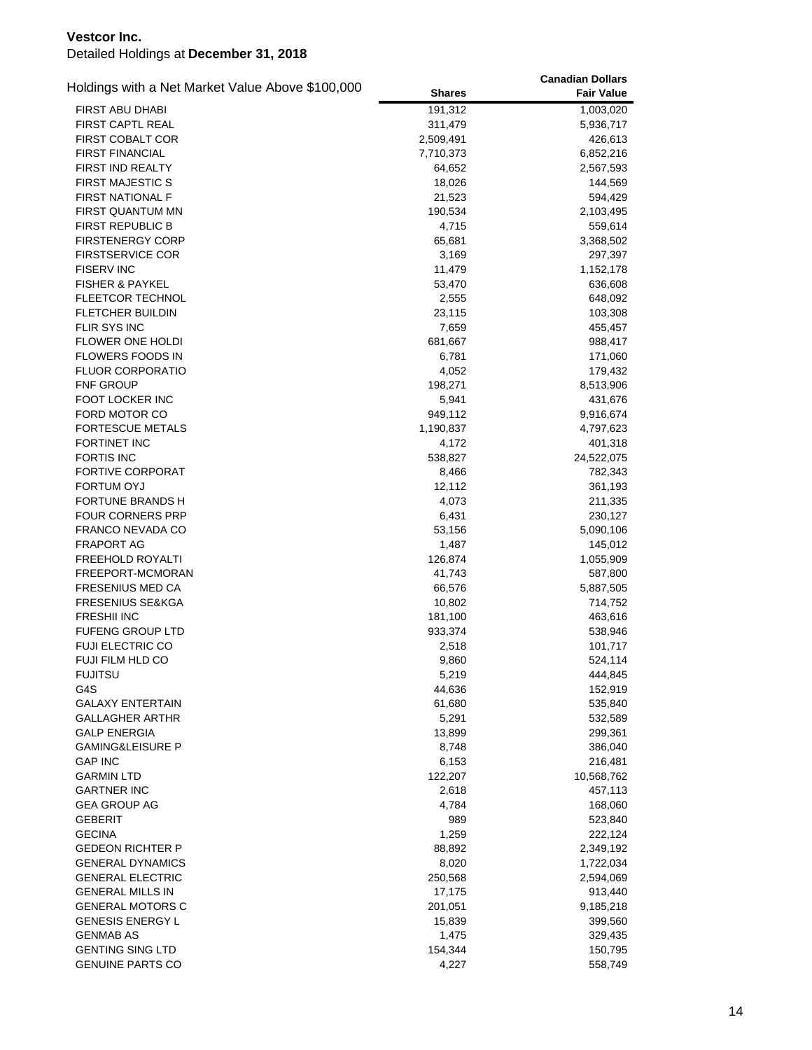**Vestcor Inc.**
Detailed Holdings at **December 31, 2018**

| Holdings with a Net Market Value Above $100,000 | Shares | Canadian Dollars Fair Value |
|---|---|---|
| FIRST ABU DHABI | 191,312 | 1,003,020 |
| FIRST CAPTL REAL | 311,479 | 5,936,717 |
| FIRST COBALT COR | 2,509,491 | 426,613 |
| FIRST FINANCIAL | 7,710,373 | 6,852,216 |
| FIRST IND REALTY | 64,652 | 2,567,593 |
| FIRST MAJESTIC S | 18,026 | 144,569 |
| FIRST NATIONAL F | 21,523 | 594,429 |
| FIRST QUANTUM MN | 190,534 | 2,103,495 |
| FIRST REPUBLIC B | 4,715 | 559,614 |
| FIRSTENERGY CORP | 65,681 | 3,368,502 |
| FIRSTSERVICE COR | 3,169 | 297,397 |
| FISERV INC | 11,479 | 1,152,178 |
| FISHER & PAYKEL | 53,470 | 636,608 |
| FLEETCOR TECHNOL | 2,555 | 648,092 |
| FLETCHER BUILDIN | 23,115 | 103,308 |
| FLIR SYS INC | 7,659 | 455,457 |
| FLOWER ONE HOLDI | 681,667 | 988,417 |
| FLOWERS FOODS IN | 6,781 | 171,060 |
| FLUOR CORPORATIO | 4,052 | 179,432 |
| FNF GROUP | 198,271 | 8,513,906 |
| FOOT LOCKER INC | 5,941 | 431,676 |
| FORD MOTOR CO | 949,112 | 9,916,674 |
| FORTESCUE METALS | 1,190,837 | 4,797,623 |
| FORTINET INC | 4,172 | 401,318 |
| FORTIS INC | 538,827 | 24,522,075 |
| FORTIVE CORPORAT | 8,466 | 782,343 |
| FORTUM OYJ | 12,112 | 361,193 |
| FORTUNE BRANDS H | 4,073 | 211,335 |
| FOUR CORNERS PRP | 6,431 | 230,127 |
| FRANCO NEVADA CO | 53,156 | 5,090,106 |
| FRAPORT AG | 1,487 | 145,012 |
| FREEHOLD ROYALTI | 126,874 | 1,055,909 |
| FREEPORT-MCMORAN | 41,743 | 587,800 |
| FRESENIUS MED CA | 66,576 | 5,887,505 |
| FRESENIUS SE&KGA | 10,802 | 714,752 |
| FRESHII INC | 181,100 | 463,616 |
| FUFENG GROUP LTD | 933,374 | 538,946 |
| FUJI ELECTRIC CO | 2,518 | 101,717 |
| FUJI FILM HLD CO | 9,860 | 524,114 |
| FUJITSU | 5,219 | 444,845 |
| G4S | 44,636 | 152,919 |
| GALAXY ENTERTAIN | 61,680 | 535,840 |
| GALLAGHER ARTHR | 5,291 | 532,589 |
| GALP ENERGIA | 13,899 | 299,361 |
| GAMING&LEISURE P | 8,748 | 386,040 |
| GAP INC | 6,153 | 216,481 |
| GARMIN LTD | 122,207 | 10,568,762 |
| GARTNER INC | 2,618 | 457,113 |
| GEA GROUP AG | 4,784 | 168,060 |
| GEBERIT | 989 | 523,840 |
| GECINA | 1,259 | 222,124 |
| GEDEON RICHTER P | 88,892 | 2,349,192 |
| GENERAL DYNAMICS | 8,020 | 1,722,034 |
| GENERAL ELECTRIC | 250,568 | 2,594,069 |
| GENERAL MILLS IN | 17,175 | 913,440 |
| GENERAL MOTORS C | 201,051 | 9,185,218 |
| GENESIS ENERGY L | 15,839 | 399,560 |
| GENMAB AS | 1,475 | 329,435 |
| GENTING SING LTD | 154,344 | 150,795 |
| GENUINE PARTS CO | 4,227 | 558,749 |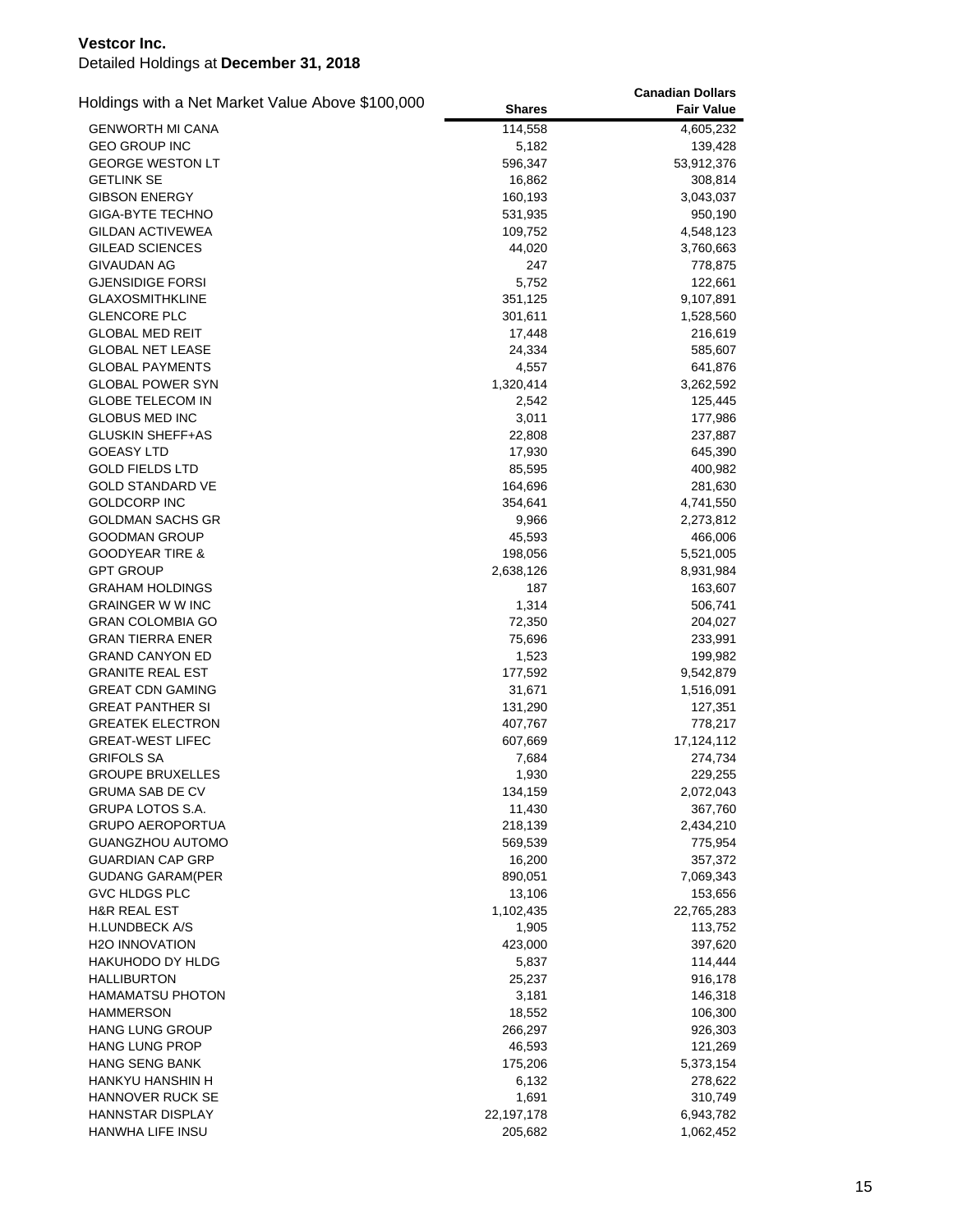**Vestcor Inc.**
Detailed Holdings at **December 31, 2018**

| Holdings with a Net Market Value Above $100,000 | Shares | Canadian Dollars Fair Value |
|---|---|---|
| GENWORTH MI CANA | 114,558 | 4,605,232 |
| GEO GROUP INC | 5,182 | 139,428 |
| GEORGE WESTON LT | 596,347 | 53,912,376 |
| GETLINK SE | 16,862 | 308,814 |
| GIBSON ENERGY | 160,193 | 3,043,037 |
| GIGA-BYTE TECHNO | 531,935 | 950,190 |
| GILDAN ACTIVEWEA | 109,752 | 4,548,123 |
| GILEAD SCIENCES | 44,020 | 3,760,663 |
| GIVAUDAN AG | 247 | 778,875 |
| GJENSIDIGE FORSI | 5,752 | 122,661 |
| GLAXOSMITHKLINE | 351,125 | 9,107,891 |
| GLENCORE PLC | 301,611 | 1,528,560 |
| GLOBAL MED REIT | 17,448 | 216,619 |
| GLOBAL NET LEASE | 24,334 | 585,607 |
| GLOBAL PAYMENTS | 4,557 | 641,876 |
| GLOBAL POWER SYN | 1,320,414 | 3,262,592 |
| GLOBE TELECOM IN | 2,542 | 125,445 |
| GLOBUS MED INC | 3,011 | 177,986 |
| GLUSKIN SHEFF+AS | 22,808 | 237,887 |
| GOEASY LTD | 17,930 | 645,390 |
| GOLD FIELDS LTD | 85,595 | 400,982 |
| GOLD STANDARD VE | 164,696 | 281,630 |
| GOLDCORP INC | 354,641 | 4,741,550 |
| GOLDMAN SACHS GR | 9,966 | 2,273,812 |
| GOODMAN GROUP | 45,593 | 466,006 |
| GOODYEAR TIRE & | 198,056 | 5,521,005 |
| GPT GROUP | 2,638,126 | 8,931,984 |
| GRAHAM HOLDINGS | 187 | 163,607 |
| GRAINGER W W INC | 1,314 | 506,741 |
| GRAN COLOMBIA GO | 72,350 | 204,027 |
| GRAN TIERRA ENER | 75,696 | 233,991 |
| GRAND CANYON ED | 1,523 | 199,982 |
| GRANITE REAL EST | 177,592 | 9,542,879 |
| GREAT CDN GAMING | 31,671 | 1,516,091 |
| GREAT PANTHER SI | 131,290 | 127,351 |
| GREATEK ELECTRON | 407,767 | 778,217 |
| GREAT-WEST LIFEC | 607,669 | 17,124,112 |
| GRIFOLS SA | 7,684 | 274,734 |
| GROUPE BRUXELLES | 1,930 | 229,255 |
| GRUMA SAB DE CV | 134,159 | 2,072,043 |
| GRUPA LOTOS S.A. | 11,430 | 367,760 |
| GRUPO AEROPORTUA | 218,139 | 2,434,210 |
| GUANGZHOU AUTOMO | 569,539 | 775,954 |
| GUARDIAN CAP GRP | 16,200 | 357,372 |
| GUDANG GARAM(PER | 890,051 | 7,069,343 |
| GVC HLDGS PLC | 13,106 | 153,656 |
| H&R REAL EST | 1,102,435 | 22,765,283 |
| H.LUNDBECK A/S | 1,905 | 113,752 |
| H2O INNOVATION | 423,000 | 397,620 |
| HAKUHODO DY HLDG | 5,837 | 114,444 |
| HALLIBURTON | 25,237 | 916,178 |
| HAMAMATSU PHOTON | 3,181 | 146,318 |
| HAMMERSON | 18,552 | 106,300 |
| HANG LUNG GROUP | 266,297 | 926,303 |
| HANG LUNG PROP | 46,593 | 121,269 |
| HANG SENG BANK | 175,206 | 5,373,154 |
| HANKYU HANSHIN H | 6,132 | 278,622 |
| HANNOVER RUCK SE | 1,691 | 310,749 |
| HANNSTAR DISPLAY | 22,197,178 | 6,943,782 |
| HANWHA LIFE INSU | 205,682 | 1,062,452 |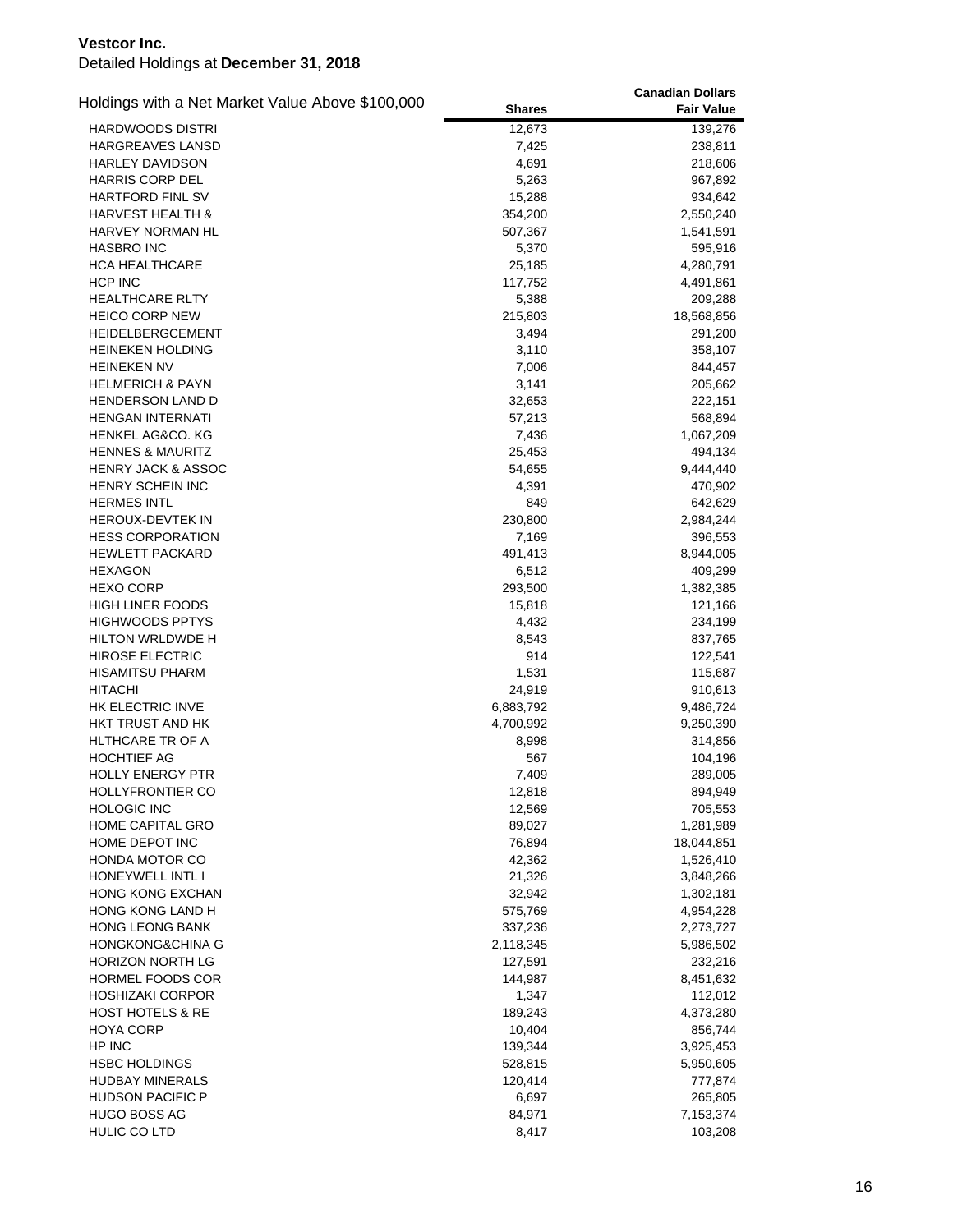**Vestcor Inc.**
Detailed Holdings at **December 31, 2018**

| Holdings with a Net Market Value Above $100,000 | Shares | Canadian Dollars Fair Value |
|---|---|---|
| HARDWOODS DISTRI | 12,673 | 139,276 |
| HARGREAVES LANSD | 7,425 | 238,811 |
| HARLEY DAVIDSON | 4,691 | 218,606 |
| HARRIS CORP DEL | 5,263 | 967,892 |
| HARTFORD FINL SV | 15,288 | 934,642 |
| HARVEST HEALTH & | 354,200 | 2,550,240 |
| HARVEY NORMAN HL | 507,367 | 1,541,591 |
| HASBRO INC | 5,370 | 595,916 |
| HCA HEALTHCARE | 25,185 | 4,280,791 |
| HCP INC | 117,752 | 4,491,861 |
| HEALTHCARE RLTY | 5,388 | 209,288 |
| HEICO CORP NEW | 215,803 | 18,568,856 |
| HEIDELBERGCEMENT | 3,494 | 291,200 |
| HEINEKEN HOLDING | 3,110 | 358,107 |
| HEINEKEN NV | 7,006 | 844,457 |
| HELMERICH & PAYN | 3,141 | 205,662 |
| HENDERSON LAND D | 32,653 | 222,151 |
| HENGAN INTERNATI | 57,213 | 568,894 |
| HENKEL AG&CO. KG | 7,436 | 1,067,209 |
| HENNES & MAURITZ | 25,453 | 494,134 |
| HENRY JACK & ASSOC | 54,655 | 9,444,440 |
| HENRY SCHEIN INC | 4,391 | 470,902 |
| HERMES INTL | 849 | 642,629 |
| HEROUX-DEVTEK IN | 230,800 | 2,984,244 |
| HESS CORPORATION | 7,169 | 396,553 |
| HEWLETT PACKARD | 491,413 | 8,944,005 |
| HEXAGON | 6,512 | 409,299 |
| HEXO CORP | 293,500 | 1,382,385 |
| HIGH LINER FOODS | 15,818 | 121,166 |
| HIGHWOODS PPTYS | 4,432 | 234,199 |
| HILTON WRLDWDE H | 8,543 | 837,765 |
| HIROSE ELECTRIC | 914 | 122,541 |
| HISAMITSU PHARM | 1,531 | 115,687 |
| HITACHI | 24,919 | 910,613 |
| HK ELECTRIC INVE | 6,883,792 | 9,486,724 |
| HKT TRUST AND HK | 4,700,992 | 9,250,390 |
| HLTHCARE TR OF A | 8,998 | 314,856 |
| HOCHTIEF AG | 567 | 104,196 |
| HOLLY ENERGY PTR | 7,409 | 289,005 |
| HOLLYFRONTIER CO | 12,818 | 894,949 |
| HOLOGIC INC | 12,569 | 705,553 |
| HOME CAPITAL GRO | 89,027 | 1,281,989 |
| HOME DEPOT INC | 76,894 | 18,044,851 |
| HONDA MOTOR CO | 42,362 | 1,526,410 |
| HONEYWELL INTL I | 21,326 | 3,848,266 |
| HONG KONG EXCHAN | 32,942 | 1,302,181 |
| HONG KONG LAND H | 575,769 | 4,954,228 |
| HONG LEONG BANK | 337,236 | 2,273,727 |
| HONGKONG&CHINA G | 2,118,345 | 5,986,502 |
| HORIZON NORTH LG | 127,591 | 232,216 |
| HORMEL FOODS COR | 144,987 | 8,451,632 |
| HOSHIZAKI CORPOR | 1,347 | 112,012 |
| HOST HOTELS & RE | 189,243 | 4,373,280 |
| HOYA CORP | 10,404 | 856,744 |
| HP INC | 139,344 | 3,925,453 |
| HSBC HOLDINGS | 528,815 | 5,950,605 |
| HUDBAY MINERALS | 120,414 | 777,874 |
| HUDSON PACIFIC P | 6,697 | 265,805 |
| HUGO BOSS AG | 84,971 | 7,153,374 |
| HULIC CO LTD | 8,417 | 103,208 |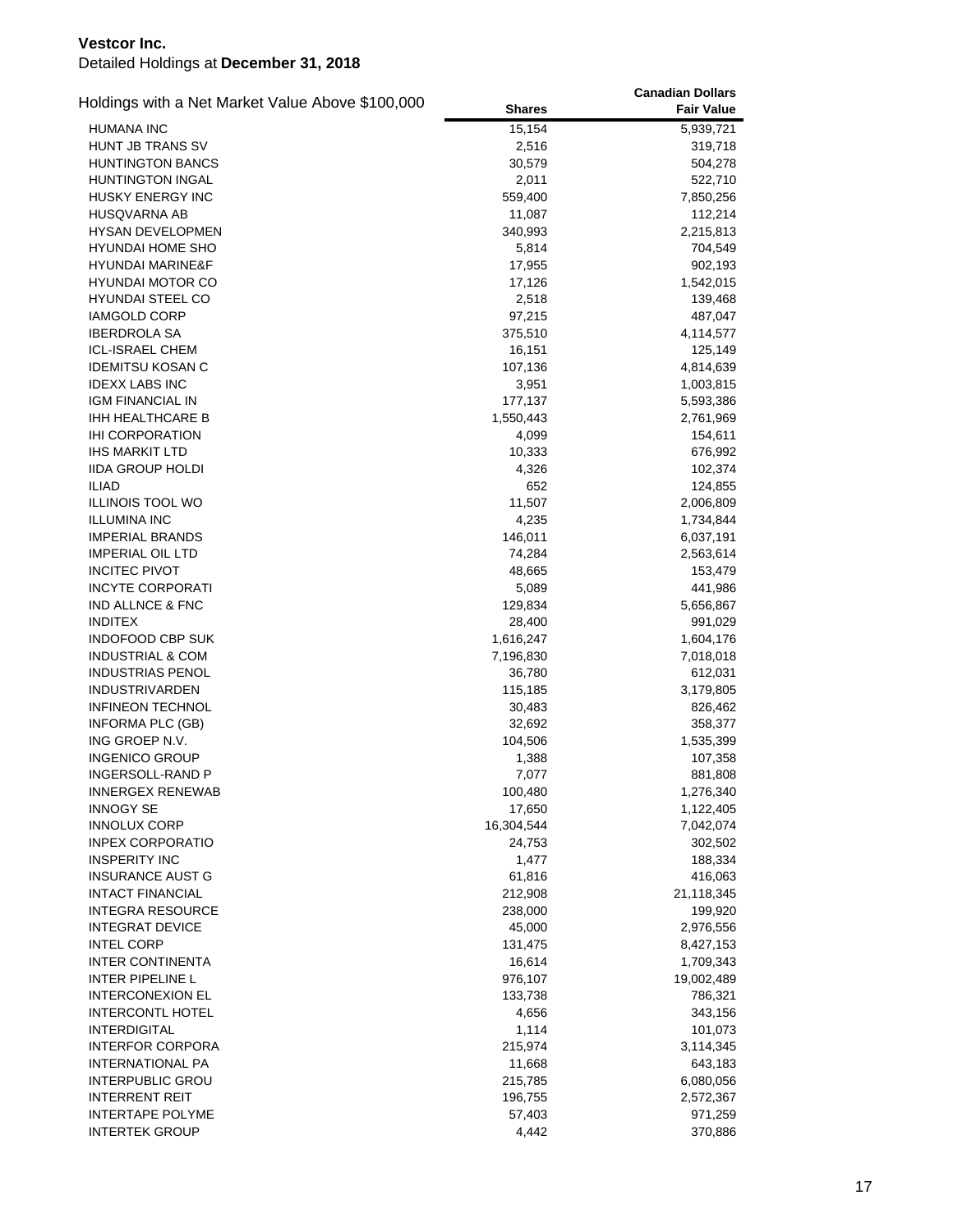**Vestcor Inc.**

Detailed Holdings at **December 31, 2018**

| Holdings with a Net Market Value Above $100,000 | Shares | Canadian Dollars Fair Value |
|---|---|---|
| HUMANA INC | 15,154 | 5,939,721 |
| HUNT JB TRANS SV | 2,516 | 319,718 |
| HUNTINGTON BANCS | 30,579 | 504,278 |
| HUNTINGTON INGAL | 2,011 | 522,710 |
| HUSKY ENERGY INC | 559,400 | 7,850,256 |
| HUSQVARNA AB | 11,087 | 112,214 |
| HYSAN DEVELOPMEN | 340,993 | 2,215,813 |
| HYUNDAI HOME SHO | 5,814 | 704,549 |
| HYUNDAI MARINE&F | 17,955 | 902,193 |
| HYUNDAI MOTOR CO | 17,126 | 1,542,015 |
| HYUNDAI STEEL CO | 2,518 | 139,468 |
| IAMGOLD CORP | 97,215 | 487,047 |
| IBERDROLA SA | 375,510 | 4,114,577 |
| ICL-ISRAEL CHEM | 16,151 | 125,149 |
| IDEMITSU KOSAN C | 107,136 | 4,814,639 |
| IDEXX LABS INC | 3,951 | 1,003,815 |
| IGM FINANCIAL IN | 177,137 | 5,593,386 |
| IHH HEALTHCARE B | 1,550,443 | 2,761,969 |
| IHI CORPORATION | 4,099 | 154,611 |
| IHS MARKIT LTD | 10,333 | 676,992 |
| IIDA GROUP HOLDI | 4,326 | 102,374 |
| ILIAD | 652 | 124,855 |
| ILLINOIS TOOL WO | 11,507 | 2,006,809 |
| ILLUMINA INC | 4,235 | 1,734,844 |
| IMPERIAL BRANDS | 146,011 | 6,037,191 |
| IMPERIAL OIL LTD | 74,284 | 2,563,614 |
| INCITEC PIVOT | 48,665 | 153,479 |
| INCYTE CORPORATI | 5,089 | 441,986 |
| IND ALLNCE & FNC | 129,834 | 5,656,867 |
| INDITEX | 28,400 | 991,029 |
| INDOFOOD CBP SUK | 1,616,247 | 1,604,176 |
| INDUSTRIAL & COM | 7,196,830 | 7,018,018 |
| INDUSTRIAS PENOL | 36,780 | 612,031 |
| INDUSTRIVARDEN | 115,185 | 3,179,805 |
| INFINEON TECHNOL | 30,483 | 826,462 |
| INFORMA PLC (GB) | 32,692 | 358,377 |
| ING GROEP N.V. | 104,506 | 1,535,399 |
| INGENICO GROUP | 1,388 | 107,358 |
| INGERSOLL-RAND P | 7,077 | 881,808 |
| INNERGEX RENEWAB | 100,480 | 1,276,340 |
| INNOGY SE | 17,650 | 1,122,405 |
| INNOLUX CORP | 16,304,544 | 7,042,074 |
| INPEX CORPORATIO | 24,753 | 302,502 |
| INSPERITY INC | 1,477 | 188,334 |
| INSURANCE AUST G | 61,816 | 416,063 |
| INTACT FINANCIAL | 212,908 | 21,118,345 |
| INTEGRA RESOURCE | 238,000 | 199,920 |
| INTEGRAT DEVICE | 45,000 | 2,976,556 |
| INTEL CORP | 131,475 | 8,427,153 |
| INTER CONTINENTA | 16,614 | 1,709,343 |
| INTER PIPELINE L | 976,107 | 19,002,489 |
| INTERCONEXION EL | 133,738 | 786,321 |
| INTERCONTL HOTEL | 4,656 | 343,156 |
| INTERDIGITAL | 1,114 | 101,073 |
| INTERFOR CORPORA | 215,974 | 3,114,345 |
| INTERNATIONAL PA | 11,668 | 643,183 |
| INTERPUBLIC GROU | 215,785 | 6,080,056 |
| INTERRENT REIT | 196,755 | 2,572,367 |
| INTERTAPE POLYME | 57,403 | 971,259 |
| INTERTEK GROUP | 4,442 | 370,886 |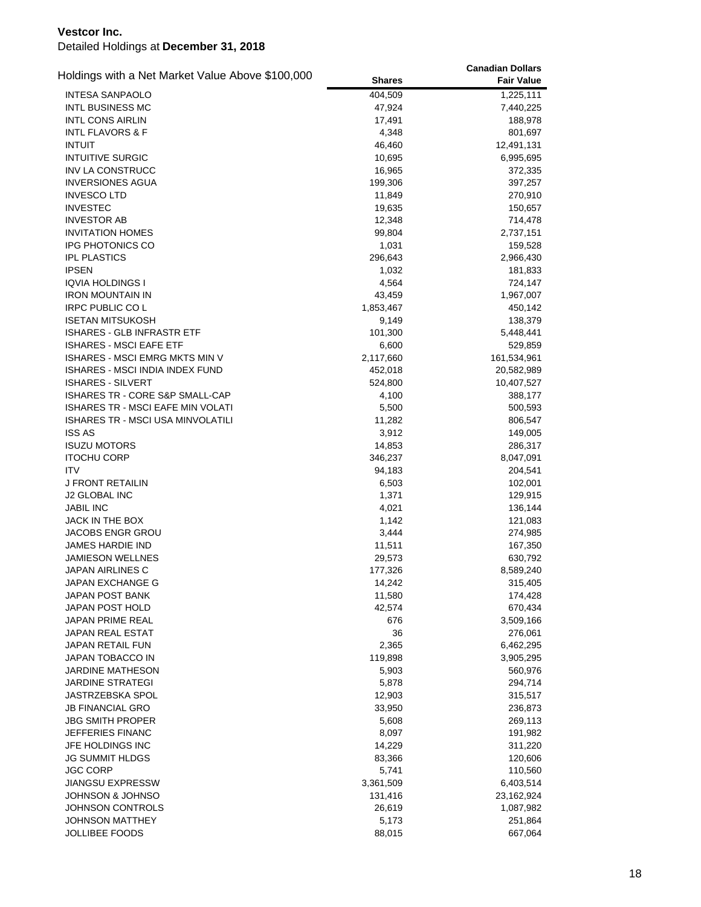**Vestcor Inc.**
Detailed Holdings at **December 31, 2018**

| Holdings with a Net Market Value Above $100,000 | Shares | Canadian Dollars Fair Value |
|---|---|---|
| INTESA SANPAOLO | 404,509 | 1,225,111 |
| INTL BUSINESS MC | 47,924 | 7,440,225 |
| INTL CONS AIRLIN | 17,491 | 188,978 |
| INTL FLAVORS & F | 4,348 | 801,697 |
| INTUIT | 46,460 | 12,491,131 |
| INTUITIVE SURGIC | 10,695 | 6,995,695 |
| INV LA CONSTRUCC | 16,965 | 372,335 |
| INVERSIONES AGUA | 199,306 | 397,257 |
| INVESCO LTD | 11,849 | 270,910 |
| INVESTEC | 19,635 | 150,657 |
| INVESTOR AB | 12,348 | 714,478 |
| INVITATION HOMES | 99,804 | 2,737,151 |
| IPG PHOTONICS CO | 1,031 | 159,528 |
| IPL PLASTICS | 296,643 | 2,966,430 |
| IPSEN | 1,032 | 181,833 |
| IQVIA HOLDINGS I | 4,564 | 724,147 |
| IRON MOUNTAIN IN | 43,459 | 1,967,007 |
| IRPC PUBLIC CO L | 1,853,467 | 450,142 |
| ISETAN MITSUKOSH | 9,149 | 138,379 |
| ISHARES - GLB INFRASTR ETF | 101,300 | 5,448,441 |
| ISHARES - MSCI EAFE ETF | 6,600 | 529,859 |
| ISHARES - MSCI EMRG MKTS MIN V | 2,117,660 | 161,534,961 |
| ISHARES - MSCI INDIA INDEX FUND | 452,018 | 20,582,989 |
| ISHARES - SILVERT | 524,800 | 10,407,527 |
| ISHARES TR - CORE S&P SMALL-CAP | 4,100 | 388,177 |
| ISHARES TR - MSCI EAFE MIN VOLATI | 5,500 | 500,593 |
| ISHARES TR - MSCI USA MINVOLATILI | 11,282 | 806,547 |
| ISS AS | 3,912 | 149,005 |
| ISUZU MOTORS | 14,853 | 286,317 |
| ITOCHU CORP | 346,237 | 8,047,091 |
| ITV | 94,183 | 204,541 |
| J FRONT RETAILIN | 6,503 | 102,001 |
| J2 GLOBAL INC | 1,371 | 129,915 |
| JABIL INC | 4,021 | 136,144 |
| JACK IN THE BOX | 1,142 | 121,083 |
| JACOBS ENGR GROU | 3,444 | 274,985 |
| JAMES HARDIE IND | 11,511 | 167,350 |
| JAMIESON WELLNES | 29,573 | 630,792 |
| JAPAN AIRLINES C | 177,326 | 8,589,240 |
| JAPAN EXCHANGE G | 14,242 | 315,405 |
| JAPAN POST BANK | 11,580 | 174,428 |
| JAPAN POST HOLD | 42,574 | 670,434 |
| JAPAN PRIME REAL | 676 | 3,509,166 |
| JAPAN REAL ESTAT | 36 | 276,061 |
| JAPAN RETAIL FUN | 2,365 | 6,462,295 |
| JAPAN TOBACCO IN | 119,898 | 3,905,295 |
| JARDINE MATHESON | 5,903 | 560,976 |
| JARDINE STRATEGI | 5,878 | 294,714 |
| JASTRZEBSKA SPOL | 12,903 | 315,517 |
| JB FINANCIAL GRO | 33,950 | 236,873 |
| JBG SMITH PROPER | 5,608 | 269,113 |
| JEFFERIES FINANC | 8,097 | 191,982 |
| JFE HOLDINGS INC | 14,229 | 311,220 |
| JG SUMMIT HLDGS | 83,366 | 120,606 |
| JGC CORP | 5,741 | 110,560 |
| JIANGSU EXPRESSW | 3,361,509 | 6,403,514 |
| JOHNSON & JOHNSO | 131,416 | 23,162,924 |
| JOHNSON CONTROLS | 26,619 | 1,087,982 |
| JOHNSON MATTHEY | 5,173 | 251,864 |
| JOLLIBEE FOODS | 88,015 | 667,064 |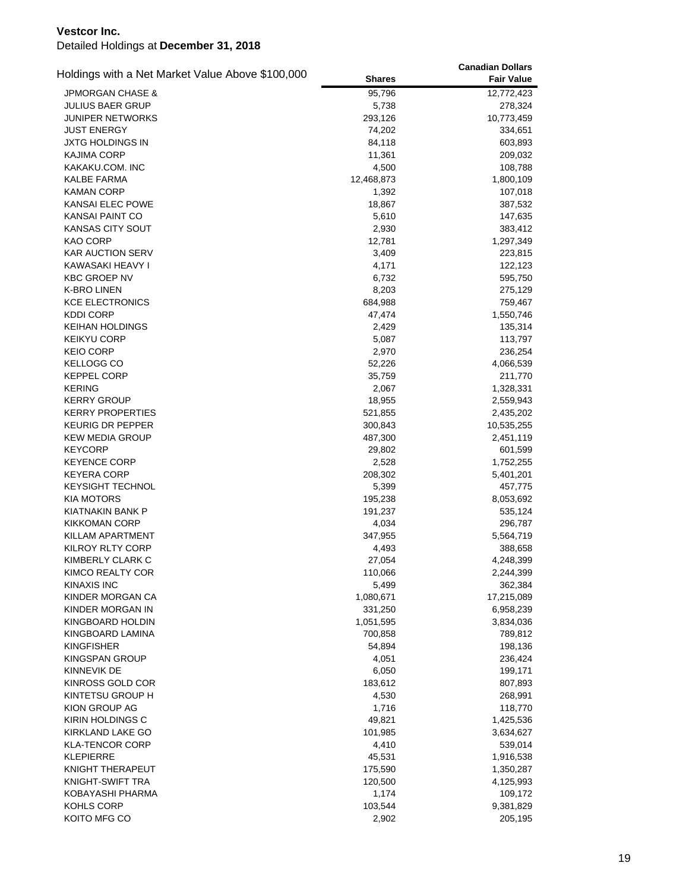**Vestcor Inc.**
Detailed Holdings at **December 31, 2018**

| Holdings with a Net Market Value Above $100,000 | Shares | Canadian Dollars Fair Value |
|---|---|---|
| JPMORGAN CHASE & | 95,796 | 12,772,423 |
| JULIUS BAER GRUP | 5,738 | 278,324 |
| JUNIPER NETWORKS | 293,126 | 10,773,459 |
| JUST ENERGY | 74,202 | 334,651 |
| JXTG HOLDINGS IN | 84,118 | 603,893 |
| KAJIMA CORP | 11,361 | 209,032 |
| KAKAKU.COM. INC | 4,500 | 108,788 |
| KALBE FARMA | 12,468,873 | 1,800,109 |
| KAMAN CORP | 1,392 | 107,018 |
| KANSAI ELEC POWE | 18,867 | 387,532 |
| KANSAI PAINT CO | 5,610 | 147,635 |
| KANSAS CITY SOUT | 2,930 | 383,412 |
| KAO CORP | 12,781 | 1,297,349 |
| KAR AUCTION SERV | 3,409 | 223,815 |
| KAWASAKI HEAVY I | 4,171 | 122,123 |
| KBC GROEP NV | 6,732 | 595,750 |
| K-BRO LINEN | 8,203 | 275,129 |
| KCE ELECTRONICS | 684,988 | 759,467 |
| KDDI CORP | 47,474 | 1,550,746 |
| KEIHAN HOLDINGS | 2,429 | 135,314 |
| KEIKYU CORP | 5,087 | 113,797 |
| KEIO CORP | 2,970 | 236,254 |
| KELLOGG CO | 52,226 | 4,066,539 |
| KEPPEL CORP | 35,759 | 211,770 |
| KERING | 2,067 | 1,328,331 |
| KERRY GROUP | 18,955 | 2,559,943 |
| KERRY PROPERTIES | 521,855 | 2,435,202 |
| KEURIG DR PEPPER | 300,843 | 10,535,255 |
| KEW MEDIA GROUP | 487,300 | 2,451,119 |
| KEYCORP | 29,802 | 601,599 |
| KEYENCE CORP | 2,528 | 1,752,255 |
| KEYERA CORP | 208,302 | 5,401,201 |
| KEYSIGHT TECHNOL | 5,399 | 457,775 |
| KIA MOTORS | 195,238 | 8,053,692 |
| KIATNAKIN BANK P | 191,237 | 535,124 |
| KIKKOMAN CORP | 4,034 | 296,787 |
| KILLAM APARTMENT | 347,955 | 5,564,719 |
| KILROY RLTY CORP | 4,493 | 388,658 |
| KIMBERLY CLARK C | 27,054 | 4,248,399 |
| KIMCO REALTY COR | 110,066 | 2,244,399 |
| KINAXIS INC | 5,499 | 362,384 |
| KINDER MORGAN CA | 1,080,671 | 17,215,089 |
| KINDER MORGAN IN | 331,250 | 6,958,239 |
| KINGBOARD HOLDIN | 1,051,595 | 3,834,036 |
| KINGBOARD LAMINA | 700,858 | 789,812 |
| KINGFISHER | 54,894 | 198,136 |
| KINGSPAN GROUP | 4,051 | 236,424 |
| KINNEVIK DE | 6,050 | 199,171 |
| KINROSS GOLD COR | 183,612 | 807,893 |
| KINTETSU GROUP H | 4,530 | 268,991 |
| KION GROUP AG | 1,716 | 118,770 |
| KIRIN HOLDINGS C | 49,821 | 1,425,536 |
| KIRKLAND LAKE GO | 101,985 | 3,634,627 |
| KLA-TENCOR CORP | 4,410 | 539,014 |
| KLEPIERRE | 45,531 | 1,916,538 |
| KNIGHT THERAPEUT | 175,590 | 1,350,287 |
| KNIGHT-SWIFT TRA | 120,500 | 4,125,993 |
| KOBAYASHI PHARMA | 1,174 | 109,172 |
| KOHLS CORP | 103,544 | 9,381,829 |
| KOITO MFG CO | 2,902 | 205,195 |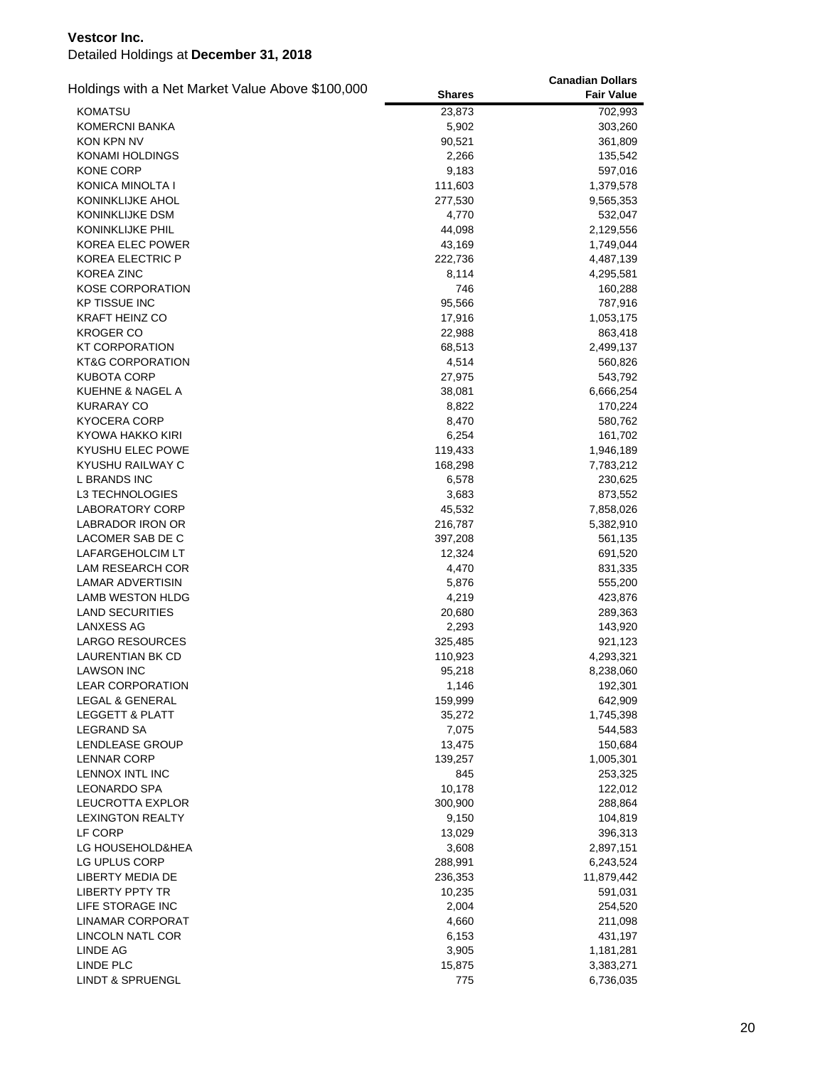**Vestcor Inc.**

Detailed Holdings at **December 31, 2018**

| Holdings with a Net Market Value Above $100,000 | Shares | Canadian Dollars Fair Value |
|---|---|---|
| KOMATSU | 23,873 | 702,993 |
| KOMERCNI BANKA | 5,902 | 303,260 |
| KON KPN NV | 90,521 | 361,809 |
| KONAMI HOLDINGS | 2,266 | 135,542 |
| KONE CORP | 9,183 | 597,016 |
| KONICA MINOLTA I | 111,603 | 1,379,578 |
| KONINKLIJKE AHOL | 277,530 | 9,565,353 |
| KONINKLIJKE DSM | 4,770 | 532,047 |
| KONINKLIJKE PHIL | 44,098 | 2,129,556 |
| KOREA ELEC POWER | 43,169 | 1,749,044 |
| KOREA ELECTRIC P | 222,736 | 4,487,139 |
| KOREA ZINC | 8,114 | 4,295,581 |
| KOSE CORPORATION | 746 | 160,288 |
| KP TISSUE INC | 95,566 | 787,916 |
| KRAFT HEINZ CO | 17,916 | 1,053,175 |
| KROGER CO | 22,988 | 863,418 |
| KT CORPORATION | 68,513 | 2,499,137 |
| KT&G CORPORATION | 4,514 | 560,826 |
| KUBOTA CORP | 27,975 | 543,792 |
| KUEHNE & NAGEL A | 38,081 | 6,666,254 |
| KURARAY CO | 8,822 | 170,224 |
| KYOCERA CORP | 8,470 | 580,762 |
| KYOWA HAKKO KIRI | 6,254 | 161,702 |
| KYUSHU ELEC POWE | 119,433 | 1,946,189 |
| KYUSHU RAILWAY C | 168,298 | 7,783,212 |
| L BRANDS INC | 6,578 | 230,625 |
| L3 TECHNOLOGIES | 3,683 | 873,552 |
| LABORATORY CORP | 45,532 | 7,858,026 |
| LABRADOR IRON OR | 216,787 | 5,382,910 |
| LACOMER SAB DE C | 397,208 | 561,135 |
| LAFARGEHOLCIM LT | 12,324 | 691,520 |
| LAM RESEARCH COR | 4,470 | 831,335 |
| LAMAR ADVERTISIN | 5,876 | 555,200 |
| LAMB WESTON HLDG | 4,219 | 423,876 |
| LAND SECURITIES | 20,680 | 289,363 |
| LANXESS AG | 2,293 | 143,920 |
| LARGO RESOURCES | 325,485 | 921,123 |
| LAURENTIAN BK CD | 110,923 | 4,293,321 |
| LAWSON INC | 95,218 | 8,238,060 |
| LEAR CORPORATION | 1,146 | 192,301 |
| LEGAL & GENERAL | 159,999 | 642,909 |
| LEGGETT & PLATT | 35,272 | 1,745,398 |
| LEGRAND SA | 7,075 | 544,583 |
| LENDLEASE GROUP | 13,475 | 150,684 |
| LENNAR CORP | 139,257 | 1,005,301 |
| LENNOX INTL INC | 845 | 253,325 |
| LEONARDO SPA | 10,178 | 122,012 |
| LEUCROTTA EXPLOR | 300,900 | 288,864 |
| LEXINGTON REALTY | 9,150 | 104,819 |
| LF CORP | 13,029 | 396,313 |
| LG HOUSEHOLD&HEA | 3,608 | 2,897,151 |
| LG UPLUS CORP | 288,991 | 6,243,524 |
| LIBERTY MEDIA DE | 236,353 | 11,879,442 |
| LIBERTY PPTY TR | 10,235 | 591,031 |
| LIFE STORAGE INC | 2,004 | 254,520 |
| LINAMAR CORPORAT | 4,660 | 211,098 |
| LINCOLN NATL COR | 6,153 | 431,197 |
| LINDE AG | 3,905 | 1,181,281 |
| LINDE PLC | 15,875 | 3,383,271 |
| LINDT & SPRUENGL | 775 | 6,736,035 |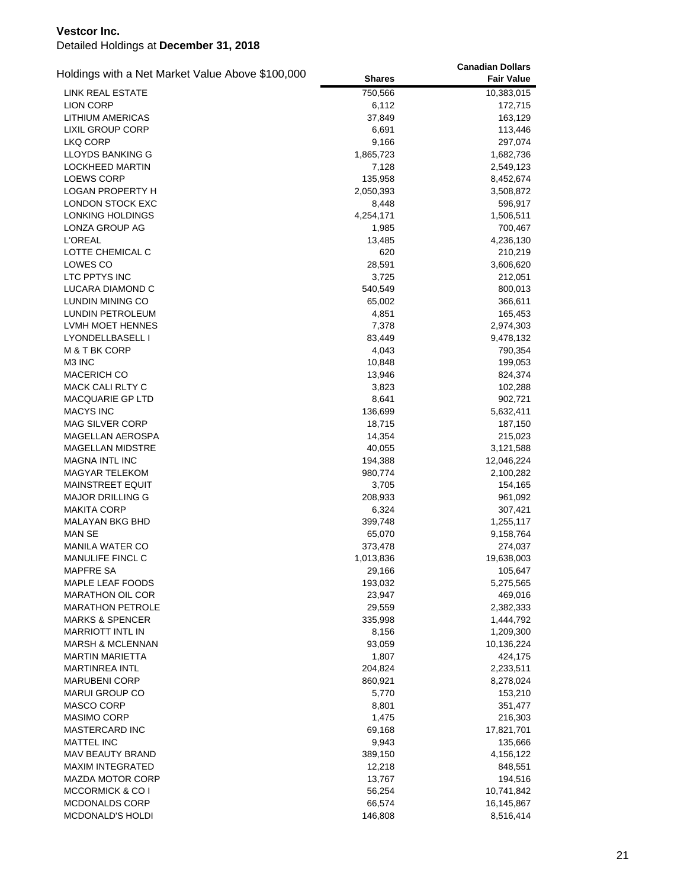**Vestcor Inc.**

Detailed Holdings at **December 31, 2018**

| Holdings with a Net Market Value Above $100,000 | Shares | Canadian Dollars Fair Value |
|---|---|---|
| LINK REAL ESTATE | 750,566 | 10,383,015 |
| LION CORP | 6,112 | 172,715 |
| LITHIUM AMERICAS | 37,849 | 163,129 |
| LIXIL GROUP CORP | 6,691 | 113,446 |
| LKQ CORP | 9,166 | 297,074 |
| LLOYDS BANKING G | 1,865,723 | 1,682,736 |
| LOCKHEED MARTIN | 7,128 | 2,549,123 |
| LOEWS CORP | 135,958 | 8,452,674 |
| LOGAN PROPERTY H | 2,050,393 | 3,508,872 |
| LONDON STOCK EXC | 8,448 | 596,917 |
| LONKING HOLDINGS | 4,254,171 | 1,506,511 |
| LONZA GROUP AG | 1,985 | 700,467 |
| L'OREAL | 13,485 | 4,236,130 |
| LOTTE CHEMICAL C | 620 | 210,219 |
| LOWES CO | 28,591 | 3,606,620 |
| LTC PPTYS INC | 3,725 | 212,051 |
| LUCARA DIAMOND C | 540,549 | 800,013 |
| LUNDIN MINING CO | 65,002 | 366,611 |
| LUNDIN PETROLEUM | 4,851 | 165,453 |
| LVMH MOET HENNES | 7,378 | 2,974,303 |
| LYONDELLBASELL I | 83,449 | 9,478,132 |
| M & T BK CORP | 4,043 | 790,354 |
| M3 INC | 10,848 | 199,053 |
| MACERICH CO | 13,946 | 824,374 |
| MACK CALI RLTY C | 3,823 | 102,288 |
| MACQUARIE GP LTD | 8,641 | 902,721 |
| MACYS INC | 136,699 | 5,632,411 |
| MAG SILVER CORP | 18,715 | 187,150 |
| MAGELLAN AEROSPA | 14,354 | 215,023 |
| MAGELLAN MIDSTRE | 40,055 | 3,121,588 |
| MAGNA INTL INC | 194,388 | 12,046,224 |
| MAGYAR TELEKOM | 980,774 | 2,100,282 |
| MAINSTREET EQUIT | 3,705 | 154,165 |
| MAJOR DRILLING G | 208,933 | 961,092 |
| MAKITA CORP | 6,324 | 307,421 |
| MALAYAN BKG BHD | 399,748 | 1,255,117 |
| MAN SE | 65,070 | 9,158,764 |
| MANILA WATER CO | 373,478 | 274,037 |
| MANULIFE FINCL C | 1,013,836 | 19,638,003 |
| MAPFRE SA | 29,166 | 105,647 |
| MAPLE LEAF FOODS | 193,032 | 5,275,565 |
| MARATHON OIL COR | 23,947 | 469,016 |
| MARATHON PETROLE | 29,559 | 2,382,333 |
| MARKS & SPENCER | 335,998 | 1,444,792 |
| MARRIOTT INTL IN | 8,156 | 1,209,300 |
| MARSH & MCLENNAN | 93,059 | 10,136,224 |
| MARTIN MARIETTA | 1,807 | 424,175 |
| MARTINREA INTL | 204,824 | 2,233,511 |
| MARUBENI CORP | 860,921 | 8,278,024 |
| MARUI GROUP CO | 5,770 | 153,210 |
| MASCO CORP | 8,801 | 351,477 |
| MASIMO CORP | 1,475 | 216,303 |
| MASTERCARD INC | 69,168 | 17,821,701 |
| MATTEL INC | 9,943 | 135,666 |
| MAV BEAUTY BRAND | 389,150 | 4,156,122 |
| MAXIM INTEGRATED | 12,218 | 848,551 |
| MAZDA MOTOR CORP | 13,767 | 194,516 |
| MCCORMICK & CO I | 56,254 | 10,741,842 |
| MCDONALDS CORP | 66,574 | 16,145,867 |
| MCDONALD'S HOLDI | 146,808 | 8,516,414 |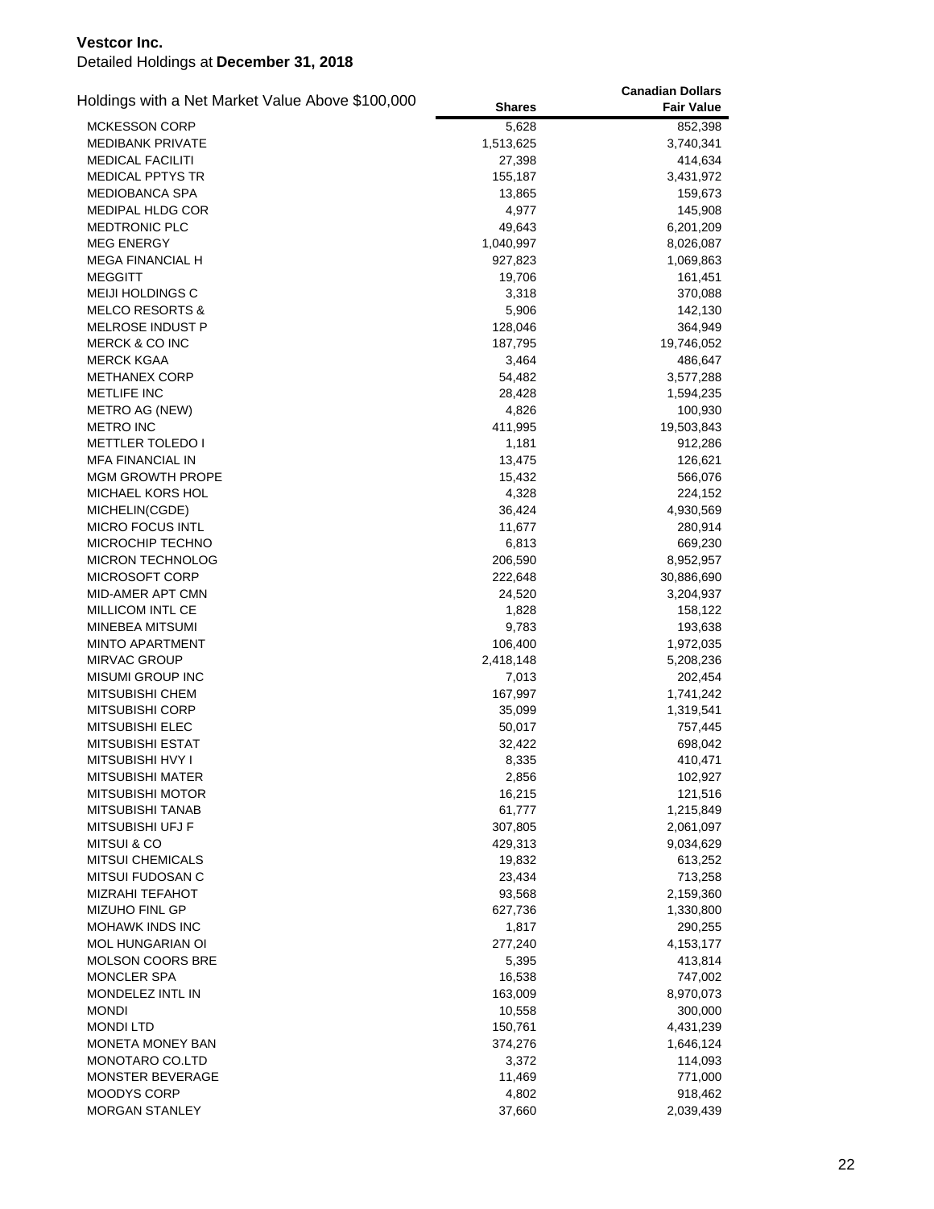**Vestcor Inc.**

Detailed Holdings at **December 31, 2018**

| Holdings with a Net Market Value Above $100,000 | Shares | Canadian Dollars Fair Value |
|---|---|---|
| MCKESSON CORP | 5,628 | 852,398 |
| MEDIBANK PRIVATE | 1,513,625 | 3,740,341 |
| MEDICAL FACILITI | 27,398 | 414,634 |
| MEDICAL PPTYS TR | 155,187 | 3,431,972 |
| MEDIOBANCA SPA | 13,865 | 159,673 |
| MEDIPAL HLDG COR | 4,977 | 145,908 |
| MEDTRONIC PLC | 49,643 | 6,201,209 |
| MEG ENERGY | 1,040,997 | 8,026,087 |
| MEGA FINANCIAL H | 927,823 | 1,069,863 |
| MEGGITT | 19,706 | 161,451 |
| MEIJI HOLDINGS C | 3,318 | 370,088 |
| MELCO RESORTS & | 5,906 | 142,130 |
| MELROSE INDUST P | 128,046 | 364,949 |
| MERCK & CO INC | 187,795 | 19,746,052 |
| MERCK KGAA | 3,464 | 486,647 |
| METHANEX CORP | 54,482 | 3,577,288 |
| METLIFE INC | 28,428 | 1,594,235 |
| METRO AG (NEW) | 4,826 | 100,930 |
| METRO INC | 411,995 | 19,503,843 |
| METTLER TOLEDO I | 1,181 | 912,286 |
| MFA FINANCIAL IN | 13,475 | 126,621 |
| MGM GROWTH PROPE | 15,432 | 566,076 |
| MICHAEL KORS HOL | 4,328 | 224,152 |
| MICHELIN(CGDE) | 36,424 | 4,930,569 |
| MICRO FOCUS INTL | 11,677 | 280,914 |
| MICROCHIP TECHNO | 6,813 | 669,230 |
| MICRON TECHNOLOG | 206,590 | 8,952,957 |
| MICROSOFT CORP | 222,648 | 30,886,690 |
| MID-AMER APT CMN | 24,520 | 3,204,937 |
| MILLICOM INTL CE | 1,828 | 158,122 |
| MINEBEA MITSUMI | 9,783 | 193,638 |
| MINTO APARTMENT | 106,400 | 1,972,035 |
| MIRVAC GROUP | 2,418,148 | 5,208,236 |
| MISUMI GROUP INC | 7,013 | 202,454 |
| MITSUBISHI CHEM | 167,997 | 1,741,242 |
| MITSUBISHI CORP | 35,099 | 1,319,541 |
| MITSUBISHI ELEC | 50,017 | 757,445 |
| MITSUBISHI ESTAT | 32,422 | 698,042 |
| MITSUBISHI HVY I | 8,335 | 410,471 |
| MITSUBISHI MATER | 2,856 | 102,927 |
| MITSUBISHI MOTOR | 16,215 | 121,516 |
| MITSUBISHI TANAB | 61,777 | 1,215,849 |
| MITSUBISHI UFJ F | 307,805 | 2,061,097 |
| MITSUI & CO | 429,313 | 9,034,629 |
| MITSUI CHEMICALS | 19,832 | 613,252 |
| MITSUI FUDOSAN C | 23,434 | 713,258 |
| MIZRAHI TEFAHOT | 93,568 | 2,159,360 |
| MIZUHO FINL GP | 627,736 | 1,330,800 |
| MOHAWK INDS INC | 1,817 | 290,255 |
| MOL HUNGARIAN OI | 277,240 | 4,153,177 |
| MOLSON COORS BRE | 5,395 | 413,814 |
| MONCLER SPA | 16,538 | 747,002 |
| MONDELEZ INTL IN | 163,009 | 8,970,073 |
| MONDI | 10,558 | 300,000 |
| MONDI LTD | 150,761 | 4,431,239 |
| MONETA MONEY BAN | 374,276 | 1,646,124 |
| MONOTARO CO.LTD | 3,372 | 114,093 |
| MONSTER BEVERAGE | 11,469 | 771,000 |
| MOODYS CORP | 4,802 | 918,462 |
| MORGAN STANLEY | 37,660 | 2,039,439 |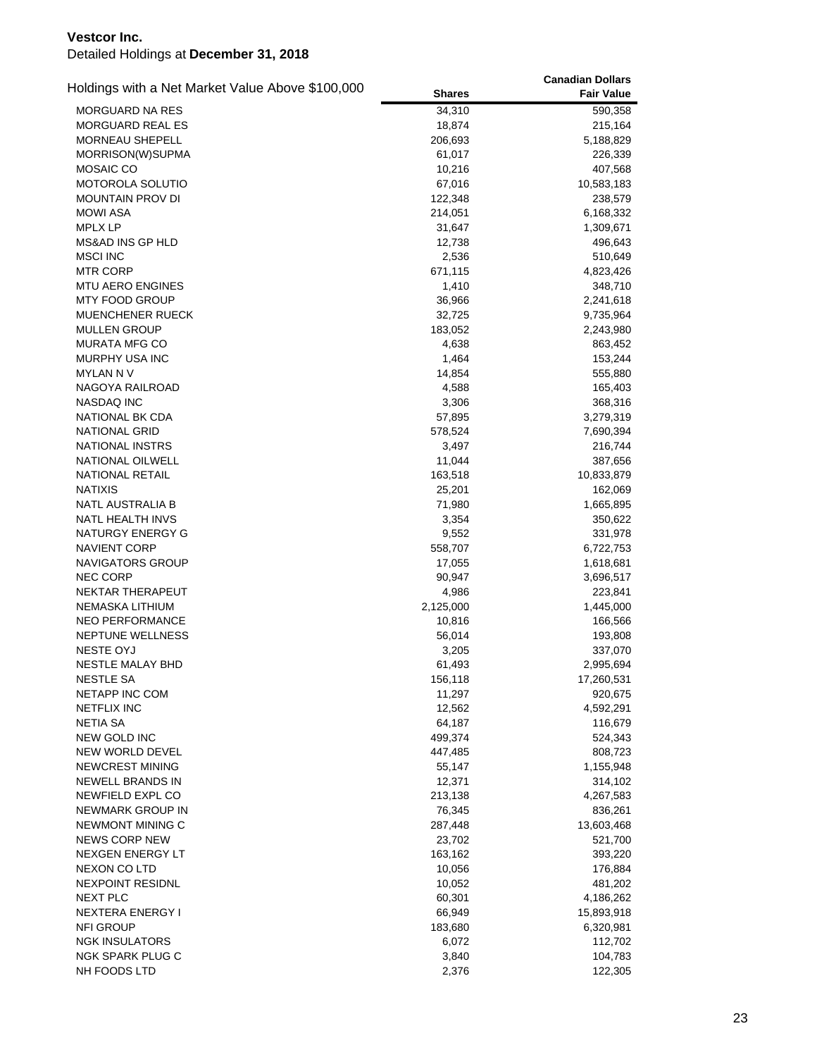**Vestcor Inc.**

Detailed Holdings at **December 31, 2018**

| Holdings with a Net Market Value Above $100,000 | Shares | Canadian Dollars Fair Value |
|---|---|---|
| MORGUARD NA RES | 34,310 | 590,358 |
| MORGUARD REAL ES | 18,874 | 215,164 |
| MORNEAU SHEPELL | 206,693 | 5,188,829 |
| MORRISON(W)SUPMA | 61,017 | 226,339 |
| MOSAIC CO | 10,216 | 407,568 |
| MOTOROLA SOLUTIO | 67,016 | 10,583,183 |
| MOUNTAIN PROV DI | 122,348 | 238,579 |
| MOWI ASA | 214,051 | 6,168,332 |
| MPLX LP | 31,647 | 1,309,671 |
| MS&AD INS GP HLD | 12,738 | 496,643 |
| MSCI INC | 2,536 | 510,649 |
| MTR CORP | 671,115 | 4,823,426 |
| MTU AERO ENGINES | 1,410 | 348,710 |
| MTY FOOD GROUP | 36,966 | 2,241,618 |
| MUENCHENER RUECK | 32,725 | 9,735,964 |
| MULLEN GROUP | 183,052 | 2,243,980 |
| MURATA MFG CO | 4,638 | 863,452 |
| MURPHY USA INC | 1,464 | 153,244 |
| MYLAN N V | 14,854 | 555,880 |
| NAGOYA RAILROAD | 4,588 | 165,403 |
| NASDAQ INC | 3,306 | 368,316 |
| NATIONAL BK CDA | 57,895 | 3,279,319 |
| NATIONAL GRID | 578,524 | 7,690,394 |
| NATIONAL INSTRS | 3,497 | 216,744 |
| NATIONAL OILWELL | 11,044 | 387,656 |
| NATIONAL RETAIL | 163,518 | 10,833,879 |
| NATIXIS | 25,201 | 162,069 |
| NATL AUSTRALIA B | 71,980 | 1,665,895 |
| NATL HEALTH INVS | 3,354 | 350,622 |
| NATURGY ENERGY G | 9,552 | 331,978 |
| NAVIENT CORP | 558,707 | 6,722,753 |
| NAVIGATORS GROUP | 17,055 | 1,618,681 |
| NEC CORP | 90,947 | 3,696,517 |
| NEKTAR THERAPEUT | 4,986 | 223,841 |
| NEMASKA LITHIUM | 2,125,000 | 1,445,000 |
| NEO PERFORMANCE | 10,816 | 166,566 |
| NEPTUNE WELLNESS | 56,014 | 193,808 |
| NESTE OYJ | 3,205 | 337,070 |
| NESTLE MALAY BHD | 61,493 | 2,995,694 |
| NESTLE SA | 156,118 | 17,260,531 |
| NETAPP INC COM | 11,297 | 920,675 |
| NETFLIX INC | 12,562 | 4,592,291 |
| NETIA SA | 64,187 | 116,679 |
| NEW GOLD INC | 499,374 | 524,343 |
| NEW WORLD DEVEL | 447,485 | 808,723 |
| NEWCREST MINING | 55,147 | 1,155,948 |
| NEWELL BRANDS IN | 12,371 | 314,102 |
| NEWFIELD EXPL CO | 213,138 | 4,267,583 |
| NEWMARK GROUP IN | 76,345 | 836,261 |
| NEWMONT MINING C | 287,448 | 13,603,468 |
| NEWS CORP NEW | 23,702 | 521,700 |
| NEXGEN ENERGY LT | 163,162 | 393,220 |
| NEXON CO LTD | 10,056 | 176,884 |
| NEXPOINT RESIDNL | 10,052 | 481,202 |
| NEXT PLC | 60,301 | 4,186,262 |
| NEXTERA ENERGY I | 66,949 | 15,893,918 |
| NFI GROUP | 183,680 | 6,320,981 |
| NGK INSULATORS | 6,072 | 112,702 |
| NGK SPARK PLUG C | 3,840 | 104,783 |
| NH FOODS LTD | 2,376 | 122,305 |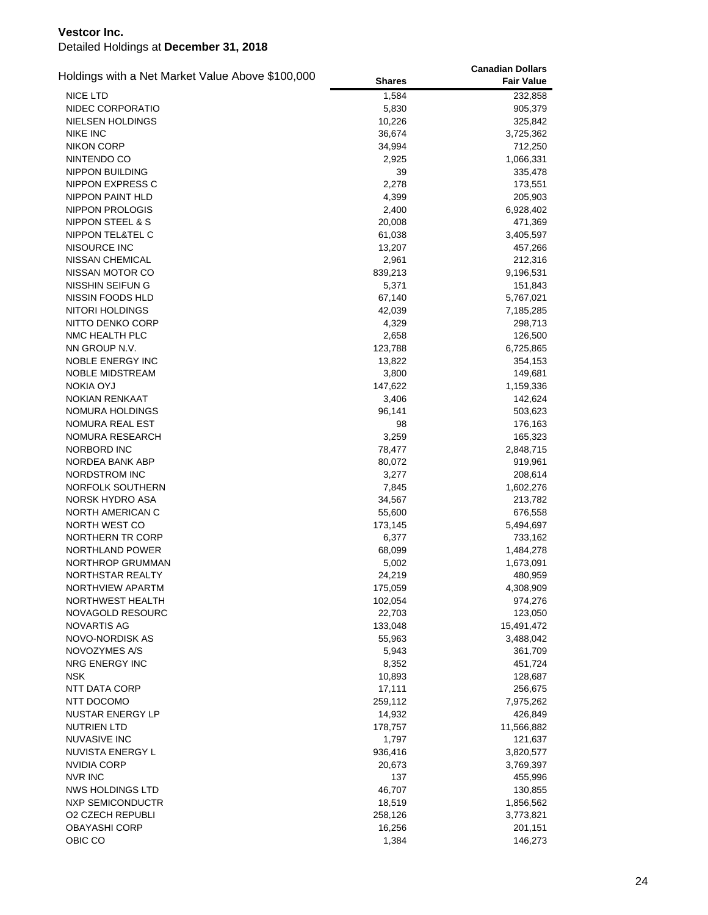**Vestcor Inc.**
Detailed Holdings at **December 31, 2018**

| Holdings with a Net Market Value Above $100,000 | Shares | Canadian Dollars Fair Value |
|---|---|---|
| NICE LTD | 1,584 | 232,858 |
| NIDEC CORPORATIO | 5,830 | 905,379 |
| NIELSEN HOLDINGS | 10,226 | 325,842 |
| NIKE INC | 36,674 | 3,725,362 |
| NIKON CORP | 34,994 | 712,250 |
| NINTENDO CO | 2,925 | 1,066,331 |
| NIPPON BUILDING | 39 | 335,478 |
| NIPPON EXPRESS C | 2,278 | 173,551 |
| NIPPON PAINT HLD | 4,399 | 205,903 |
| NIPPON PROLOGIS | 2,400 | 6,928,402 |
| NIPPON STEEL & S | 20,008 | 471,369 |
| NIPPON TEL&TEL C | 61,038 | 3,405,597 |
| NISOURCE INC | 13,207 | 457,266 |
| NISSAN CHEMICAL | 2,961 | 212,316 |
| NISSAN MOTOR CO | 839,213 | 9,196,531 |
| NISSHIN SEIFUN G | 5,371 | 151,843 |
| NISSIN FOODS HLD | 67,140 | 5,767,021 |
| NITORI HOLDINGS | 42,039 | 7,185,285 |
| NITTO DENKO CORP | 4,329 | 298,713 |
| NMC HEALTH PLC | 2,658 | 126,500 |
| NN GROUP N.V. | 123,788 | 6,725,865 |
| NOBLE ENERGY INC | 13,822 | 354,153 |
| NOBLE MIDSTREAM | 3,800 | 149,681 |
| NOKIA OYJ | 147,622 | 1,159,336 |
| NOKIAN RENKAAT | 3,406 | 142,624 |
| NOMURA HOLDINGS | 96,141 | 503,623 |
| NOMURA REAL EST | 98 | 176,163 |
| NOMURA RESEARCH | 3,259 | 165,323 |
| NORBORD INC | 78,477 | 2,848,715 |
| NORDEA BANK ABP | 80,072 | 919,961 |
| NORDSTROM INC | 3,277 | 208,614 |
| NORFOLK SOUTHERN | 7,845 | 1,602,276 |
| NORSK HYDRO ASA | 34,567 | 213,782 |
| NORTH AMERICAN C | 55,600 | 676,558 |
| NORTH WEST CO | 173,145 | 5,494,697 |
| NORTHERN TR CORP | 6,377 | 733,162 |
| NORTHLAND POWER | 68,099 | 1,484,278 |
| NORTHROP GRUMMAN | 5,002 | 1,673,091 |
| NORTHSTAR REALTY | 24,219 | 480,959 |
| NORTHVIEW APARTM | 175,059 | 4,308,909 |
| NORTHWEST HEALTH | 102,054 | 974,276 |
| NOVAGOLD RESOURC | 22,703 | 123,050 |
| NOVARTIS AG | 133,048 | 15,491,472 |
| NOVO-NORDISK AS | 55,963 | 3,488,042 |
| NOVOZYMES A/S | 5,943 | 361,709 |
| NRG ENERGY INC | 8,352 | 451,724 |
| NSK | 10,893 | 128,687 |
| NTT DATA CORP | 17,111 | 256,675 |
| NTT DOCOMO | 259,112 | 7,975,262 |
| NUSTAR ENERGY LP | 14,932 | 426,849 |
| NUTRIEN LTD | 178,757 | 11,566,882 |
| NUVASIVE INC | 1,797 | 121,637 |
| NUVISTA ENERGY L | 936,416 | 3,820,577 |
| NVIDIA CORP | 20,673 | 3,769,397 |
| NVR INC | 137 | 455,996 |
| NWS HOLDINGS LTD | 46,707 | 130,855 |
| NXP SEMICONDUCTR | 18,519 | 1,856,562 |
| O2 CZECH REPUBLI | 258,126 | 3,773,821 |
| OBAYASHI CORP | 16,256 | 201,151 |
| OBIC CO | 1,384 | 146,273 |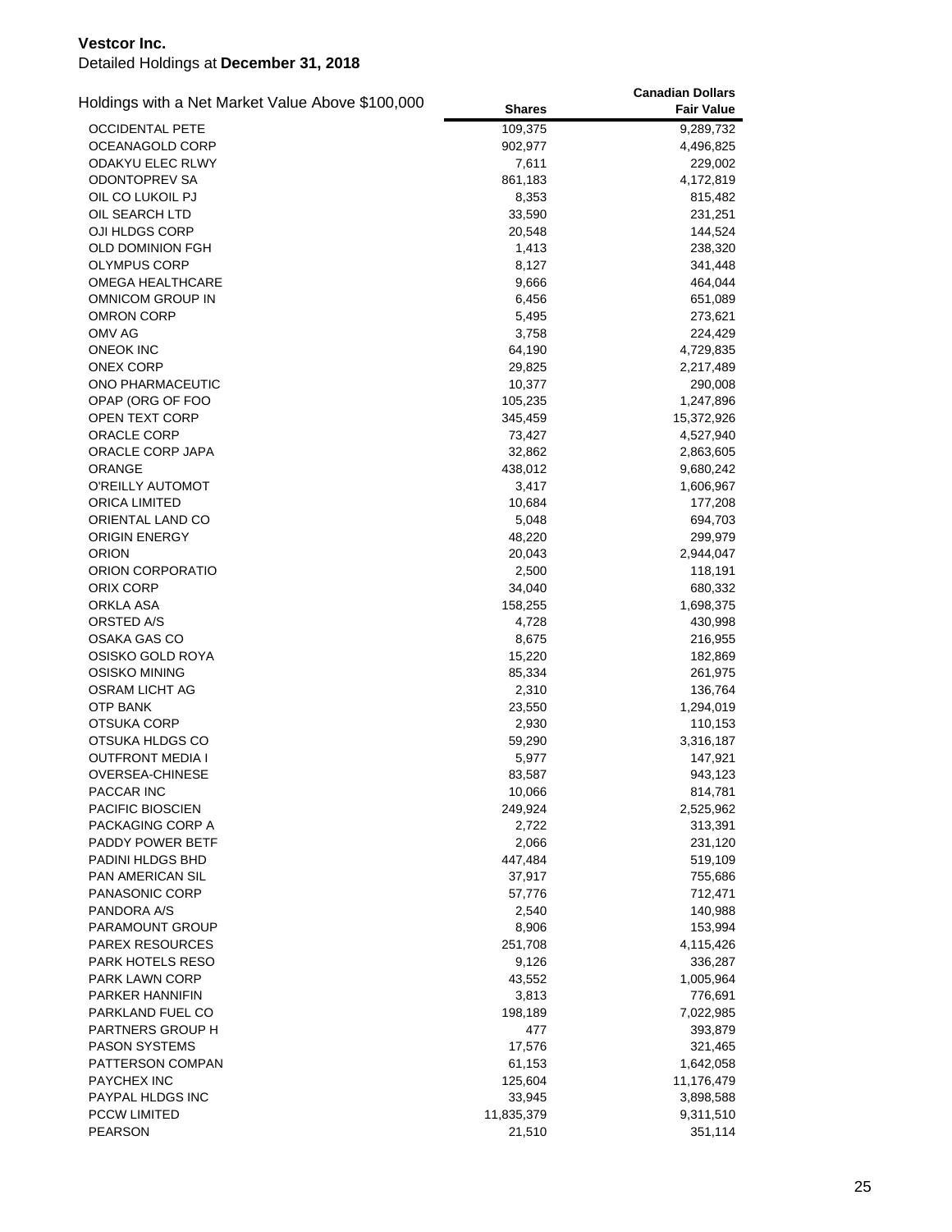**Vestcor Inc.**

Detailed Holdings at **December 31, 2018**

| Holdings with a Net Market Value Above $100,000 | Shares | Canadian Dollars Fair Value |
|---|---|---|
| OCCIDENTAL PETE | 109,375 | 9,289,732 |
| OCEANAGOLD CORP | 902,977 | 4,496,825 |
| ODAKYU ELEC RLWY | 7,611 | 229,002 |
| ODONTOPREV SA | 861,183 | 4,172,819 |
| OIL CO LUKOIL PJ | 8,353 | 815,482 |
| OIL SEARCH LTD | 33,590 | 231,251 |
| OJI HLDGS CORP | 20,548 | 144,524 |
| OLD DOMINION FGH | 1,413 | 238,320 |
| OLYMPUS CORP | 8,127 | 341,448 |
| OMEGA HEALTHCARE | 9,666 | 464,044 |
| OMNICOM GROUP IN | 6,456 | 651,089 |
| OMRON CORP | 5,495 | 273,621 |
| OMV AG | 3,758 | 224,429 |
| ONEOK INC | 64,190 | 4,729,835 |
| ONEX CORP | 29,825 | 2,217,489 |
| ONO PHARMACEUTIC | 10,377 | 290,008 |
| OPAP (ORG OF FOO | 105,235 | 1,247,896 |
| OPEN TEXT CORP | 345,459 | 15,372,926 |
| ORACLE CORP | 73,427 | 4,527,940 |
| ORACLE CORP JAPA | 32,862 | 2,863,605 |
| ORANGE | 438,012 | 9,680,242 |
| O'REILLY AUTOMOT | 3,417 | 1,606,967 |
| ORICA LIMITED | 10,684 | 177,208 |
| ORIENTAL LAND CO | 5,048 | 694,703 |
| ORIGIN ENERGY | 48,220 | 299,979 |
| ORION | 20,043 | 2,944,047 |
| ORION CORPORATIO | 2,500 | 118,191 |
| ORIX CORP | 34,040 | 680,332 |
| ORKLA ASA | 158,255 | 1,698,375 |
| ORSTED A/S | 4,728 | 430,998 |
| OSAKA GAS CO | 8,675 | 216,955 |
| OSISKO GOLD ROYA | 15,220 | 182,869 |
| OSISKO MINING | 85,334 | 261,975 |
| OSRAM LICHT AG | 2,310 | 136,764 |
| OTP BANK | 23,550 | 1,294,019 |
| OTSUKA CORP | 2,930 | 110,153 |
| OTSUKA HLDGS CO | 59,290 | 3,316,187 |
| OUTFRONT MEDIA I | 5,977 | 147,921 |
| OVERSEA-CHINESE | 83,587 | 943,123 |
| PACCAR INC | 10,066 | 814,781 |
| PACIFIC BIOSCIEN | 249,924 | 2,525,962 |
| PACKAGING CORP A | 2,722 | 313,391 |
| PADDY POWER BETF | 2,066 | 231,120 |
| PADINI HLDGS BHD | 447,484 | 519,109 |
| PAN AMERICAN SIL | 37,917 | 755,686 |
| PANASONIC CORP | 57,776 | 712,471 |
| PANDORA A/S | 2,540 | 140,988 |
| PARAMOUNT GROUP | 8,906 | 153,994 |
| PAREX RESOURCES | 251,708 | 4,115,426 |
| PARK HOTELS RESO | 9,126 | 336,287 |
| PARK LAWN CORP | 43,552 | 1,005,964 |
| PARKER HANNIFIN | 3,813 | 776,691 |
| PARKLAND FUEL CO | 198,189 | 7,022,985 |
| PARTNERS GROUP H | 477 | 393,879 |
| PASON SYSTEMS | 17,576 | 321,465 |
| PATTERSON COMPAN | 61,153 | 1,642,058 |
| PAYCHEX INC | 125,604 | 11,176,479 |
| PAYPAL HLDGS INC | 33,945 | 3,898,588 |
| PCCW LIMITED | 11,835,379 | 9,311,510 |
| PEARSON | 21,510 | 351,114 |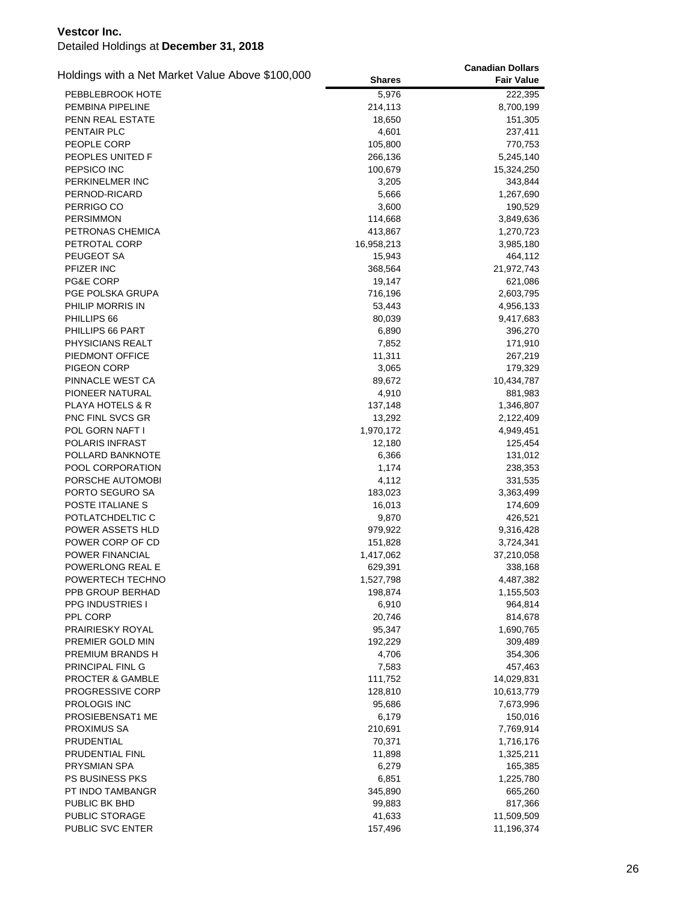**Vestcor Inc.**

Detailed Holdings at **December 31, 2018**

| Holdings with a Net Market Value Above $100,000 | Shares | Canadian Dollars Fair Value |
|---|---|---|
| PEBBLEBROOK HOTE | 5,976 | 222,395 |
| PEMBINA PIPELINE | 214,113 | 8,700,199 |
| PENN REAL ESTATE | 18,650 | 151,305 |
| PENTAIR PLC | 4,601 | 237,411 |
| PEOPLE CORP | 105,800 | 770,753 |
| PEOPLES UNITED F | 266,136 | 5,245,140 |
| PEPSICO INC | 100,679 | 15,324,250 |
| PERKINELMER INC | 3,205 | 343,844 |
| PERNOD-RICARD | 5,666 | 1,267,690 |
| PERRIGO CO | 3,600 | 190,529 |
| PERSIMMON | 114,668 | 3,849,636 |
| PETRONAS CHEMICA | 413,867 | 1,270,723 |
| PETROTAL CORP | 16,958,213 | 3,985,180 |
| PEUGEOT SA | 15,943 | 464,112 |
| PFIZER INC | 368,564 | 21,972,743 |
| PG&E CORP | 19,147 | 621,086 |
| PGE POLSKA GRUPA | 716,196 | 2,603,795 |
| PHILIP MORRIS IN | 53,443 | 4,956,133 |
| PHILLIPS 66 | 80,039 | 9,417,683 |
| PHILLIPS 66 PART | 6,890 | 396,270 |
| PHYSICIANS REALT | 7,852 | 171,910 |
| PIEDMONT OFFICE | 11,311 | 267,219 |
| PIGEON CORP | 3,065 | 179,329 |
| PINNACLE WEST CA | 89,672 | 10,434,787 |
| PIONEER NATURAL | 4,910 | 881,983 |
| PLAYA HOTELS & R | 137,148 | 1,346,807 |
| PNC FINL SVCS GR | 13,292 | 2,122,409 |
| POL GORN NAFT I | 1,970,172 | 4,949,451 |
| POLARIS INFRAST | 12,180 | 125,454 |
| POLLARD BANKNOTE | 6,366 | 131,012 |
| POOL CORPORATION | 1,174 | 238,353 |
| PORSCHE AUTOMOBI | 4,112 | 331,535 |
| PORTO SEGURO SA | 183,023 | 3,363,499 |
| POSTE ITALIANE S | 16,013 | 174,609 |
| POTLATCHDELTIC C | 9,870 | 426,521 |
| POWER ASSETS HLD | 979,922 | 9,316,428 |
| POWER CORP OF CD | 151,828 | 3,724,341 |
| POWER FINANCIAL | 1,417,062 | 37,210,058 |
| POWERLONG REAL E | 629,391 | 338,168 |
| POWERTECH TECHNO | 1,527,798 | 4,487,382 |
| PPB GROUP BERHAD | 198,874 | 1,155,503 |
| PPG INDUSTRIES I | 6,910 | 964,814 |
| PPL CORP | 20,746 | 814,678 |
| PRAIRIESKY ROYAL | 95,347 | 1,690,765 |
| PREMIER GOLD MIN | 192,229 | 309,489 |
| PREMIUM BRANDS H | 4,706 | 354,306 |
| PRINCIPAL FINL G | 7,583 | 457,463 |
| PROCTER & GAMBLE | 111,752 | 14,029,831 |
| PROGRESSIVE CORP | 128,810 | 10,613,779 |
| PROLOGIS INC | 95,686 | 7,673,996 |
| PROSIEBENSAT1 ME | 6,179 | 150,016 |
| PROXIMUS SA | 210,691 | 7,769,914 |
| PRUDENTIAL | 70,371 | 1,716,176 |
| PRUDENTIAL FINL | 11,898 | 1,325,211 |
| PRYSMIAN SPA | 6,279 | 165,385 |
| PS BUSINESS PKS | 6,851 | 1,225,780 |
| PT INDO TAMBANGR | 345,890 | 665,260 |
| PUBLIC BK BHD | 99,883 | 817,366 |
| PUBLIC STORAGE | 41,633 | 11,509,509 |
| PUBLIC SVC ENTER | 157,496 | 11,196,374 |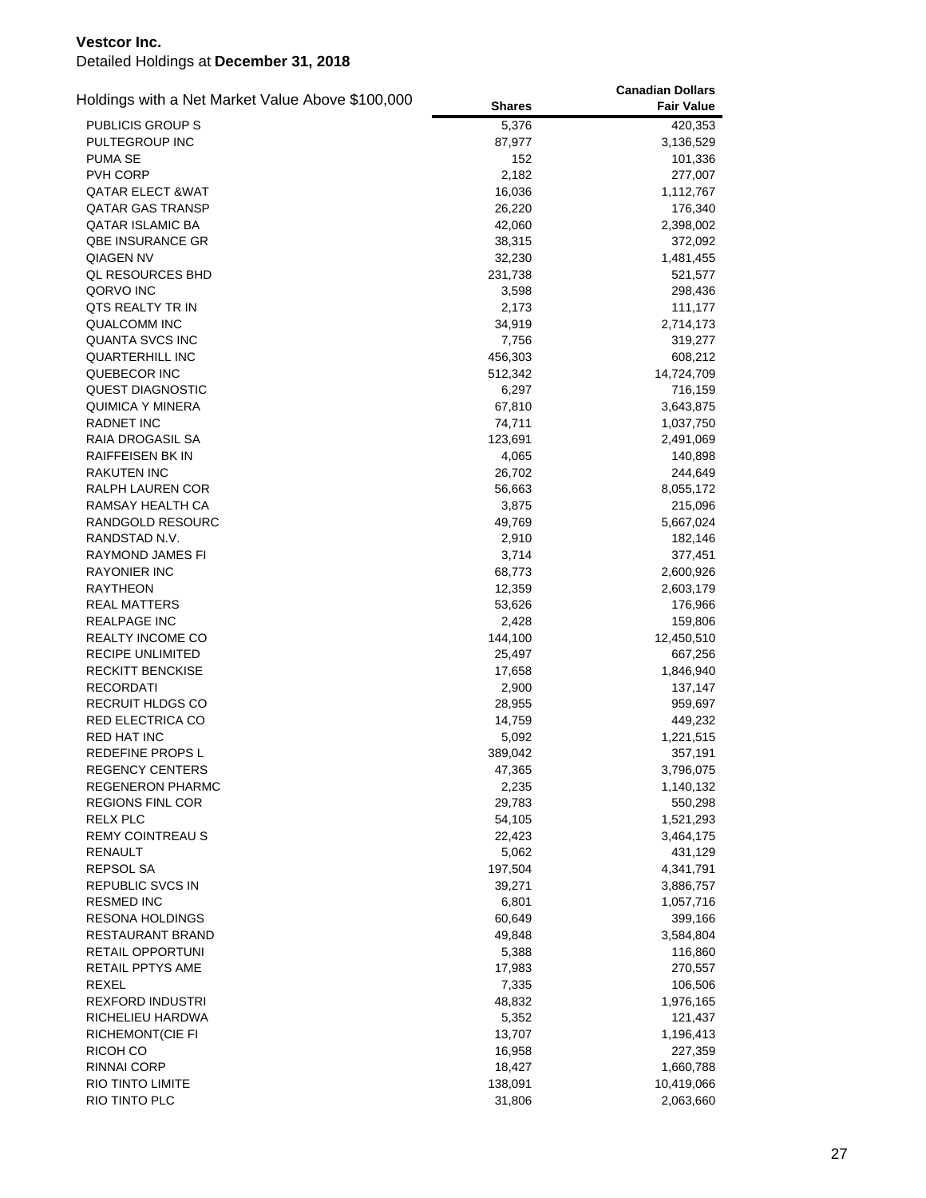**Vestcor Inc.**
Detailed Holdings at **December 31, 2018**

| Holdings with a Net Market Value Above $100,000 | Shares | Canadian Dollars Fair Value |
|---|---|---|
| PUBLICIS GROUP S | 5,376 | 420,353 |
| PULTEGROUP INC | 87,977 | 3,136,529 |
| PUMA SE | 152 | 101,336 |
| PVH CORP | 2,182 | 277,007 |
| QATAR ELECT &WAT | 16,036 | 1,112,767 |
| QATAR GAS TRANSP | 26,220 | 176,340 |
| QATAR ISLAMIC BA | 42,060 | 2,398,002 |
| QBE INSURANCE GR | 38,315 | 372,092 |
| QIAGEN NV | 32,230 | 1,481,455 |
| QL RESOURCES BHD | 231,738 | 521,577 |
| QORVO INC | 3,598 | 298,436 |
| QTS REALTY TR IN | 2,173 | 111,177 |
| QUALCOMM INC | 34,919 | 2,714,173 |
| QUANTA SVCS INC | 7,756 | 319,277 |
| QUARTERHILL INC | 456,303 | 608,212 |
| QUEBECOR INC | 512,342 | 14,724,709 |
| QUEST DIAGNOSTIC | 6,297 | 716,159 |
| QUIMICA Y MINERA | 67,810 | 3,643,875 |
| RADNET INC | 74,711 | 1,037,750 |
| RAIA DROGASIL SA | 123,691 | 2,491,069 |
| RAIFFEISEN BK IN | 4,065 | 140,898 |
| RAKUTEN INC | 26,702 | 244,649 |
| RALPH LAUREN COR | 56,663 | 8,055,172 |
| RAMSAY HEALTH CA | 3,875 | 215,096 |
| RANDGOLD RESOURC | 49,769 | 5,667,024 |
| RANDSTAD N.V. | 2,910 | 182,146 |
| RAYMOND JAMES FI | 3,714 | 377,451 |
| RAYONIER INC | 68,773 | 2,600,926 |
| RAYTHEON | 12,359 | 2,603,179 |
| REAL MATTERS | 53,626 | 176,966 |
| REALPAGE INC | 2,428 | 159,806 |
| REALTY INCOME CO | 144,100 | 12,450,510 |
| RECIPE UNLIMITED | 25,497 | 667,256 |
| RECKITT BENCKISE | 17,658 | 1,846,940 |
| RECORDATI | 2,900 | 137,147 |
| RECRUIT HLDGS CO | 28,955 | 959,697 |
| RED ELECTRICA CO | 14,759 | 449,232 |
| RED HAT INC | 5,092 | 1,221,515 |
| REDEFINE PROPS L | 389,042 | 357,191 |
| REGENCY CENTERS | 47,365 | 3,796,075 |
| REGENERON PHARMC | 2,235 | 1,140,132 |
| REGIONS FINL COR | 29,783 | 550,298 |
| RELX PLC | 54,105 | 1,521,293 |
| REMY COINTREAU S | 22,423 | 3,464,175 |
| RENAULT | 5,062 | 431,129 |
| REPSOL SA | 197,504 | 4,341,791 |
| REPUBLIC SVCS IN | 39,271 | 3,886,757 |
| RESMED INC | 6,801 | 1,057,716 |
| RESONA HOLDINGS | 60,649 | 399,166 |
| RESTAURANT BRAND | 49,848 | 3,584,804 |
| RETAIL OPPORTUNI | 5,388 | 116,860 |
| RETAIL PPTYS AME | 17,983 | 270,557 |
| REXEL | 7,335 | 106,506 |
| REXFORD INDUSTRI | 48,832 | 1,976,165 |
| RICHELIEU HARDWA | 5,352 | 121,437 |
| RICHEMONT(CIE FI | 13,707 | 1,196,413 |
| RICOH CO | 16,958 | 227,359 |
| RINNAI CORP | 18,427 | 1,660,788 |
| RIO TINTO LIMITE | 138,091 | 10,419,066 |
| RIO TINTO PLC | 31,806 | 2,063,660 |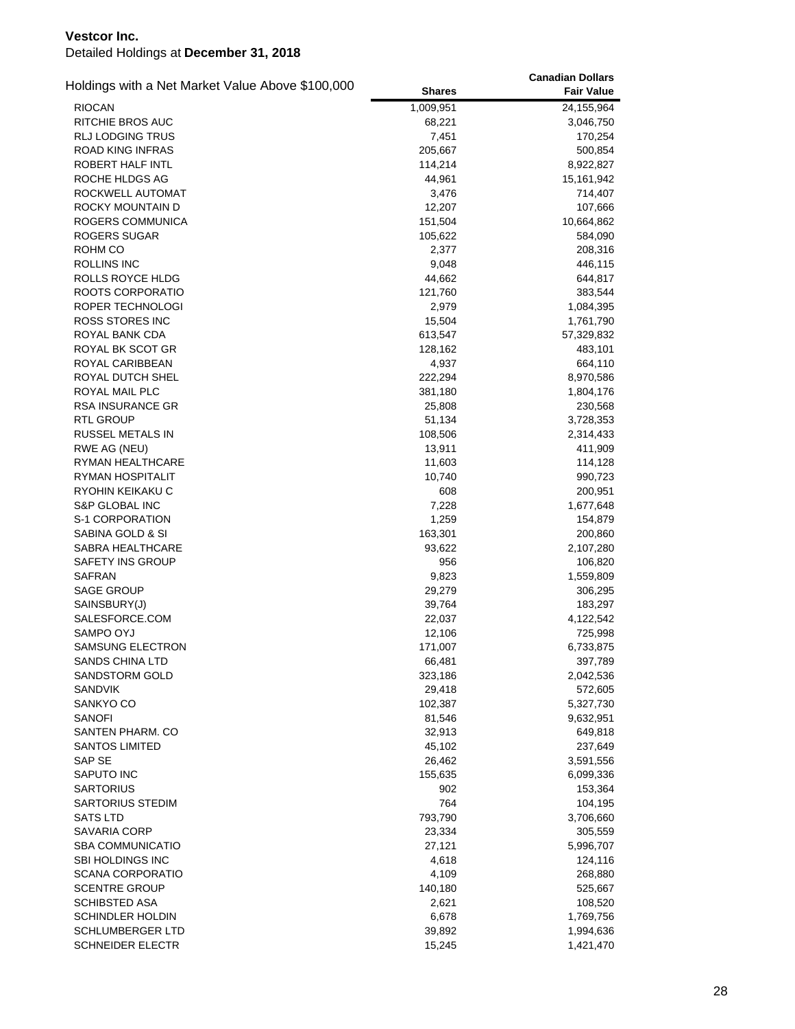**Vestcor Inc.**

Detailed Holdings at **December 31, 2018**

| Holdings with a Net Market Value Above $100,000 | Shares | Canadian Dollars Fair Value |
|---|---|---|
| RIOCAN | 1,009,951 | 24,155,964 |
| RITCHIE BROS AUC | 68,221 | 3,046,750 |
| RLJ LODGING TRUS | 7,451 | 170,254 |
| ROAD KING INFRAS | 205,667 | 500,854 |
| ROBERT HALF INTL | 114,214 | 8,922,827 |
| ROCHE HLDGS AG | 44,961 | 15,161,942 |
| ROCKWELL AUTOMAT | 3,476 | 714,407 |
| ROCKY MOUNTAIN D | 12,207 | 107,666 |
| ROGERS COMMUNICA | 151,504 | 10,664,862 |
| ROGERS SUGAR | 105,622 | 584,090 |
| ROHM CO | 2,377 | 208,316 |
| ROLLINS INC | 9,048 | 446,115 |
| ROLLS ROYCE HLDG | 44,662 | 644,817 |
| ROOTS CORPORATIO | 121,760 | 383,544 |
| ROPER TECHNOLOGI | 2,979 | 1,084,395 |
| ROSS STORES INC | 15,504 | 1,761,790 |
| ROYAL BANK CDA | 613,547 | 57,329,832 |
| ROYAL BK SCOT GR | 128,162 | 483,101 |
| ROYAL CARIBBEAN | 4,937 | 664,110 |
| ROYAL DUTCH SHEL | 222,294 | 8,970,586 |
| ROYAL MAIL PLC | 381,180 | 1,804,176 |
| RSA INSURANCE GR | 25,808 | 230,568 |
| RTL GROUP | 51,134 | 3,728,353 |
| RUSSEL METALS IN | 108,506 | 2,314,433 |
| RWE AG (NEU) | 13,911 | 411,909 |
| RYMAN HEALTHCARE | 11,603 | 114,128 |
| RYMAN HOSPITALIT | 10,740 | 990,723 |
| RYOHIN KEIKAKU C | 608 | 200,951 |
| S&P GLOBAL INC | 7,228 | 1,677,648 |
| S-1 CORPORATION | 1,259 | 154,879 |
| SABINA GOLD & SI | 163,301 | 200,860 |
| SABRA HEALTHCARE | 93,622 | 2,107,280 |
| SAFETY INS GROUP | 956 | 106,820 |
| SAFRAN | 9,823 | 1,559,809 |
| SAGE GROUP | 29,279 | 306,295 |
| SAINSBURY(J) | 39,764 | 183,297 |
| SALESFORCE.COM | 22,037 | 4,122,542 |
| SAMPO OYJ | 12,106 | 725,998 |
| SAMSUNG ELECTRON | 171,007 | 6,733,875 |
| SANDS CHINA LTD | 66,481 | 397,789 |
| SANDSTORM GOLD | 323,186 | 2,042,536 |
| SANDVIK | 29,418 | 572,605 |
| SANKYO CO | 102,387 | 5,327,730 |
| SANOFI | 81,546 | 9,632,951 |
| SANTEN PHARM. CO | 32,913 | 649,818 |
| SANTOS LIMITED | 45,102 | 237,649 |
| SAP SE | 26,462 | 3,591,556 |
| SAPUTO INC | 155,635 | 6,099,336 |
| SARTORIUS | 902 | 153,364 |
| SARTORIUS STEDIM | 764 | 104,195 |
| SATS LTD | 793,790 | 3,706,660 |
| SAVARIA CORP | 23,334 | 305,559 |
| SBA COMMUNICATIO | 27,121 | 5,996,707 |
| SBI HOLDINGS INC | 4,618 | 124,116 |
| SCANA CORPORATIO | 4,109 | 268,880 |
| SCENTRE GROUP | 140,180 | 525,667 |
| SCHIBSTED ASA | 2,621 | 108,520 |
| SCHINDLER HOLDIN | 6,678 | 1,769,756 |
| SCHLUMBERGER LTD | 39,892 | 1,994,636 |
| SCHNEIDER ELECTR | 15,245 | 1,421,470 |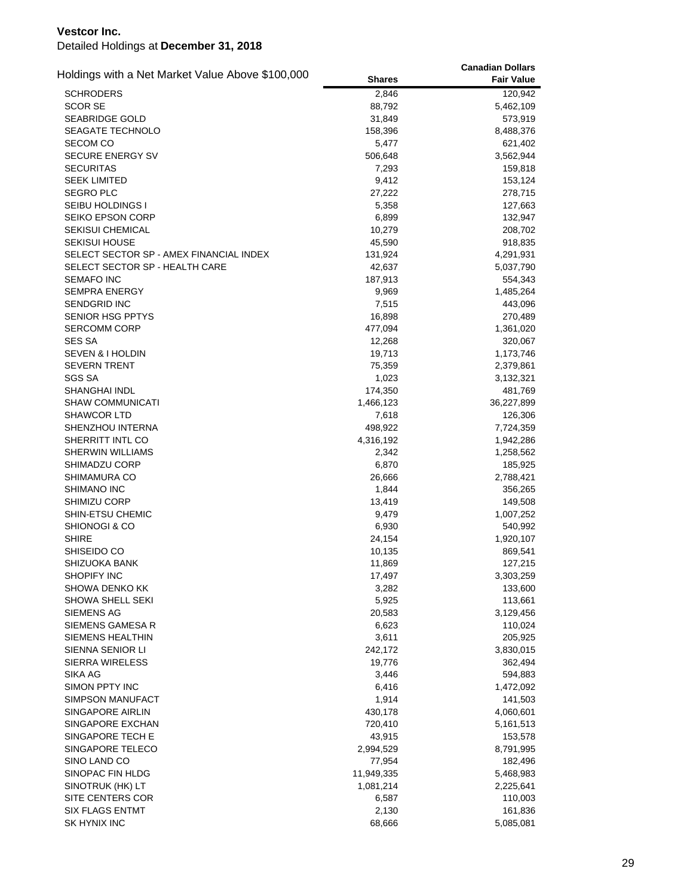**Vestcor Inc.**
Detailed Holdings at **December 31, 2018**

| Holdings with a Net Market Value Above $100,000 | Shares | Canadian Dollars Fair Value |
|---|---|---|
| SCHRODERS | 2,846 | 120,942 |
| SCOR SE | 88,792 | 5,462,109 |
| SEABRIDGE GOLD | 31,849 | 573,919 |
| SEAGATE TECHNOLO | 158,396 | 8,488,376 |
| SECOM CO | 5,477 | 621,402 |
| SECURE ENERGY SV | 506,648 | 3,562,944 |
| SECURITAS | 7,293 | 159,818 |
| SEEK LIMITED | 9,412 | 153,124 |
| SEGRO PLC | 27,222 | 278,715 |
| SEIBU HOLDINGS I | 5,358 | 127,663 |
| SEIKO EPSON CORP | 6,899 | 132,947 |
| SEKISUI CHEMICAL | 10,279 | 208,702 |
| SEKISUI HOUSE | 45,590 | 918,835 |
| SELECT SECTOR SP - AMEX FINANCIAL INDEX | 131,924 | 4,291,931 |
| SELECT SECTOR SP - HEALTH CARE | 42,637 | 5,037,790 |
| SEMAFO INC | 187,913 | 554,343 |
| SEMPRA ENERGY | 9,969 | 1,485,264 |
| SENDGRID INC | 7,515 | 443,096 |
| SENIOR HSG PPTYS | 16,898 | 270,489 |
| SERCOMM CORP | 477,094 | 1,361,020 |
| SES SA | 12,268 | 320,067 |
| SEVEN & I HOLDIN | 19,713 | 1,173,746 |
| SEVERN TRENT | 75,359 | 2,379,861 |
| SGS SA | 1,023 | 3,132,321 |
| SHANGHAI INDL | 174,350 | 481,769 |
| SHAW COMMUNICATI | 1,466,123 | 36,227,899 |
| SHAWCOR LTD | 7,618 | 126,306 |
| SHENZHOU INTERNA | 498,922 | 7,724,359 |
| SHERRITT INTL CO | 4,316,192 | 1,942,286 |
| SHERWIN WILLIAMS | 2,342 | 1,258,562 |
| SHIMADZU CORP | 6,870 | 185,925 |
| SHIMAMURA CO | 26,666 | 2,788,421 |
| SHIMANO INC | 1,844 | 356,265 |
| SHIMIZU CORP | 13,419 | 149,508 |
| SHIN-ETSU CHEMIC | 9,479 | 1,007,252 |
| SHIONOGI & CO | 6,930 | 540,992 |
| SHIRE | 24,154 | 1,920,107 |
| SHISEIDO CO | 10,135 | 869,541 |
| SHIZUOKA BANK | 11,869 | 127,215 |
| SHOPIFY INC | 17,497 | 3,303,259 |
| SHOWA DENKO KK | 3,282 | 133,600 |
| SHOWA SHELL SEKI | 5,925 | 113,661 |
| SIEMENS AG | 20,583 | 3,129,456 |
| SIEMENS GAMESA R | 6,623 | 110,024 |
| SIEMENS HEALTHIN | 3,611 | 205,925 |
| SIENNA SENIOR LI | 242,172 | 3,830,015 |
| SIERRA WIRELESS | 19,776 | 362,494 |
| SIKA AG | 3,446 | 594,883 |
| SIMON PPTY INC | 6,416 | 1,472,092 |
| SIMPSON MANUFACT | 1,914 | 141,503 |
| SINGAPORE AIRLIN | 430,178 | 4,060,601 |
| SINGAPORE EXCHAN | 720,410 | 5,161,513 |
| SINGAPORE TECH E | 43,915 | 153,578 |
| SINGAPORE TELECO | 2,994,529 | 8,791,995 |
| SINO LAND CO | 77,954 | 182,496 |
| SINOPAC FIN HLDG | 11,949,335 | 5,468,983 |
| SINOTRUK (HK) LT | 1,081,214 | 2,225,641 |
| SITE CENTERS COR | 6,587 | 110,003 |
| SIX FLAGS ENTMT | 2,130 | 161,836 |
| SK HYNIX INC | 68,666 | 5,085,081 |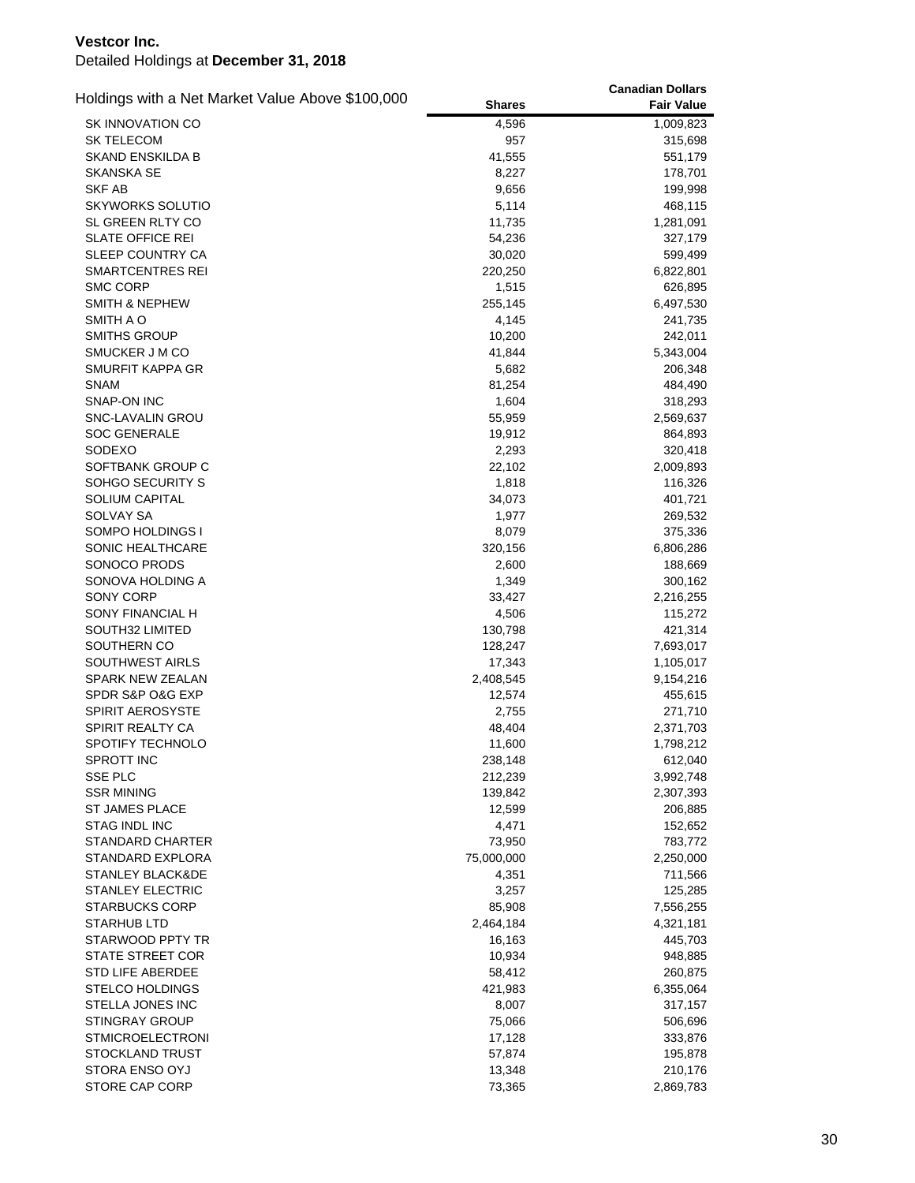**Vestcor Inc.**
Detailed Holdings at **December 31, 2018**

| Holdings with a Net Market Value Above $100,000 | Shares | Canadian Dollars Fair Value |
|---|---|---|
| SK INNOVATION CO | 4,596 | 1,009,823 |
| SK TELECOM | 957 | 315,698 |
| SKAND ENSKILDA B | 41,555 | 551,179 |
| SKANSKA SE | 8,227 | 178,701 |
| SKF AB | 9,656 | 199,998 |
| SKYWORKS SOLUTIO | 5,114 | 468,115 |
| SL GREEN RLTY CO | 11,735 | 1,281,091 |
| SLATE OFFICE REI | 54,236 | 327,179 |
| SLEEP COUNTRY CA | 30,020 | 599,499 |
| SMARTCENTRES REI | 220,250 | 6,822,801 |
| SMC CORP | 1,515 | 626,895 |
| SMITH & NEPHEW | 255,145 | 6,497,530 |
| SMITH A O | 4,145 | 241,735 |
| SMITHS GROUP | 10,200 | 242,011 |
| SMUCKER J M CO | 41,844 | 5,343,004 |
| SMURFIT KAPPA GR | 5,682 | 206,348 |
| SNAM | 81,254 | 484,490 |
| SNAP-ON INC | 1,604 | 318,293 |
| SNC-LAVALIN GROU | 55,959 | 2,569,637 |
| SOC GENERALE | 19,912 | 864,893 |
| SODEXO | 2,293 | 320,418 |
| SOFTBANK GROUP C | 22,102 | 2,009,893 |
| SOHGO SECURITY S | 1,818 | 116,326 |
| SOLIUM CAPITAL | 34,073 | 401,721 |
| SOLVAY SA | 1,977 | 269,532 |
| SOMPO HOLDINGS I | 8,079 | 375,336 |
| SONIC HEALTHCARE | 320,156 | 6,806,286 |
| SONOCO PRODS | 2,600 | 188,669 |
| SONOVA HOLDING A | 1,349 | 300,162 |
| SONY CORP | 33,427 | 2,216,255 |
| SONY FINANCIAL H | 4,506 | 115,272 |
| SOUTH32 LIMITED | 130,798 | 421,314 |
| SOUTHERN CO | 128,247 | 7,693,017 |
| SOUTHWEST AIRLS | 17,343 | 1,105,017 |
| SPARK NEW ZEALAN | 2,408,545 | 9,154,216 |
| SPDR S&P O&G EXP | 12,574 | 455,615 |
| SPIRIT AEROSYSTE | 2,755 | 271,710 |
| SPIRIT REALTY CA | 48,404 | 2,371,703 |
| SPOTIFY TECHNOLO | 11,600 | 1,798,212 |
| SPROTT INC | 238,148 | 612,040 |
| SSE PLC | 212,239 | 3,992,748 |
| SSR MINING | 139,842 | 2,307,393 |
| ST JAMES PLACE | 12,599 | 206,885 |
| STAG INDL INC | 4,471 | 152,652 |
| STANDARD CHARTER | 73,950 | 783,772 |
| STANDARD EXPLORA | 75,000,000 | 2,250,000 |
| STANLEY BLACK&DE | 4,351 | 711,566 |
| STANLEY ELECTRIC | 3,257 | 125,285 |
| STARBUCKS CORP | 85,908 | 7,556,255 |
| STARHUB LTD | 2,464,184 | 4,321,181 |
| STARWOOD PPTY TR | 16,163 | 445,703 |
| STATE STREET COR | 10,934 | 948,885 |
| STD LIFE ABERDEE | 58,412 | 260,875 |
| STELCO HOLDINGS | 421,983 | 6,355,064 |
| STELLA JONES INC | 8,007 | 317,157 |
| STINGRAY GROUP | 75,066 | 506,696 |
| STMICROELECTRONI | 17,128 | 333,876 |
| STOCKLAND TRUST | 57,874 | 195,878 |
| STORA ENSO OYJ | 13,348 | 210,176 |
| STORE CAP CORP | 73,365 | 2,869,783 |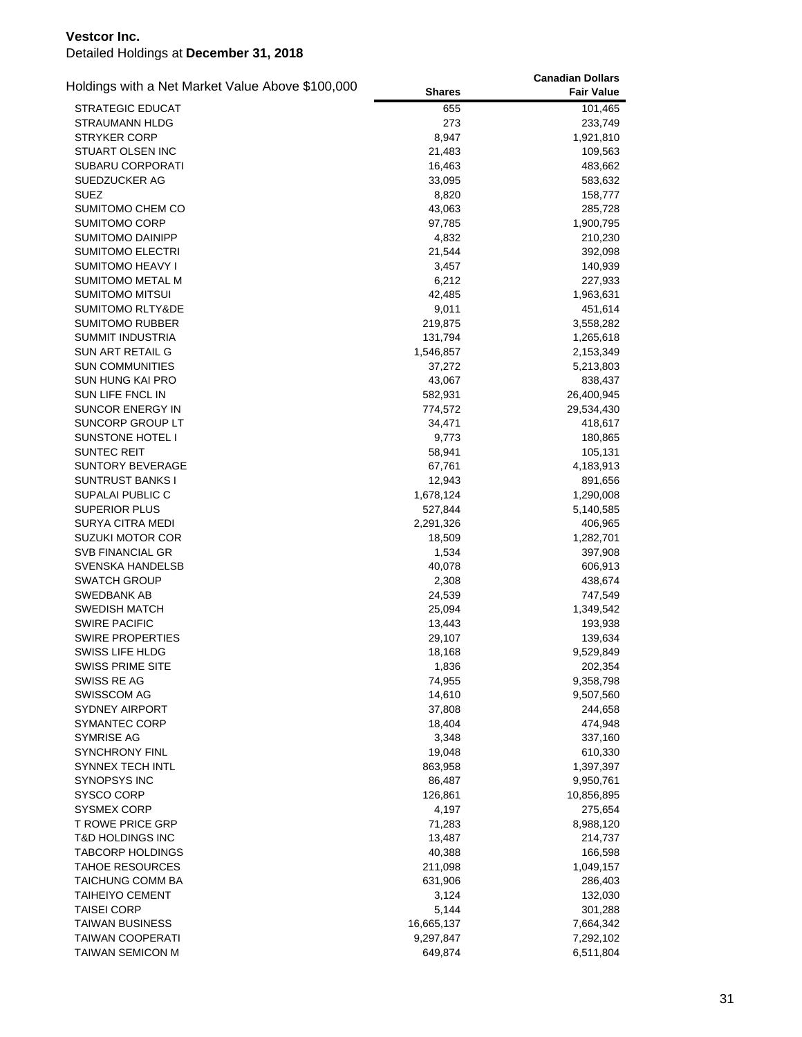**Vestcor Inc.**

Detailed Holdings at **December 31, 2018**

| Holdings with a Net Market Value Above $100,000 | Shares | Canadian Dollars Fair Value |
|---|---|---|
| STRATEGIC EDUCAT | 655 | 101,465 |
| STRAUMANN HLDG | 273 | 233,749 |
| STRYKER CORP | 8,947 | 1,921,810 |
| STUART OLSEN INC | 21,483 | 109,563 |
| SUBARU CORPORATI | 16,463 | 483,662 |
| SUEDZUCKER AG | 33,095 | 583,632 |
| SUEZ | 8,820 | 158,777 |
| SUMITOMO CHEM CO | 43,063 | 285,728 |
| SUMITOMO CORP | 97,785 | 1,900,795 |
| SUMITOMO DAINIPP | 4,832 | 210,230 |
| SUMITOMO ELECTRI | 21,544 | 392,098 |
| SUMITOMO HEAVY I | 3,457 | 140,939 |
| SUMITOMO METAL M | 6,212 | 227,933 |
| SUMITOMO MITSUI | 42,485 | 1,963,631 |
| SUMITOMO RLTY&DE | 9,011 | 451,614 |
| SUMITOMO RUBBER | 219,875 | 3,558,282 |
| SUMMIT INDUSTRIA | 131,794 | 1,265,618 |
| SUN ART RETAIL G | 1,546,857 | 2,153,349 |
| SUN COMMUNITIES | 37,272 | 5,213,803 |
| SUN HUNG KAI PRO | 43,067 | 838,437 |
| SUN LIFE FNCL IN | 582,931 | 26,400,945 |
| SUNCOR ENERGY IN | 774,572 | 29,534,430 |
| SUNCORP GROUP LT | 34,471 | 418,617 |
| SUNSTONE HOTEL I | 9,773 | 180,865 |
| SUNTEC REIT | 58,941 | 105,131 |
| SUNTORY BEVERAGE | 67,761 | 4,183,913 |
| SUNTRUST BANKS I | 12,943 | 891,656 |
| SUPALAI PUBLIC C | 1,678,124 | 1,290,008 |
| SUPERIOR PLUS | 527,844 | 5,140,585 |
| SURYA CITRA MEDI | 2,291,326 | 406,965 |
| SUZUKI MOTOR COR | 18,509 | 1,282,701 |
| SVB FINANCIAL GR | 1,534 | 397,908 |
| SVENSKA HANDELSB | 40,078 | 606,913 |
| SWATCH GROUP | 2,308 | 438,674 |
| SWEDBANK AB | 24,539 | 747,549 |
| SWEDISH MATCH | 25,094 | 1,349,542 |
| SWIRE PACIFIC | 13,443 | 193,938 |
| SWIRE PROPERTIES | 29,107 | 139,634 |
| SWISS LIFE HLDG | 18,168 | 9,529,849 |
| SWISS PRIME SITE | 1,836 | 202,354 |
| SWISS RE AG | 74,955 | 9,358,798 |
| SWISSCOM AG | 14,610 | 9,507,560 |
| SYDNEY AIRPORT | 37,808 | 244,658 |
| SYMANTEC CORP | 18,404 | 474,948 |
| SYMRISE AG | 3,348 | 337,160 |
| SYNCHRONY FINL | 19,048 | 610,330 |
| SYNNEX TECH INTL | 863,958 | 1,397,397 |
| SYNOPSYS INC | 86,487 | 9,950,761 |
| SYSCO CORP | 126,861 | 10,856,895 |
| SYSMEX CORP | 4,197 | 275,654 |
| T ROWE PRICE GRP | 71,283 | 8,988,120 |
| T&D HOLDINGS INC | 13,487 | 214,737 |
| TABCORP HOLDINGS | 40,388 | 166,598 |
| TAHOE RESOURCES | 211,098 | 1,049,157 |
| TAICHUNG COMM BA | 631,906 | 286,403 |
| TAIHEIYO CEMENT | 3,124 | 132,030 |
| TAISEI CORP | 5,144 | 301,288 |
| TAIWAN BUSINESS | 16,665,137 | 7,664,342 |
| TAIWAN COOPERATI | 9,297,847 | 7,292,102 |
| TAIWAN SEMICON M | 649,874 | 6,511,804 |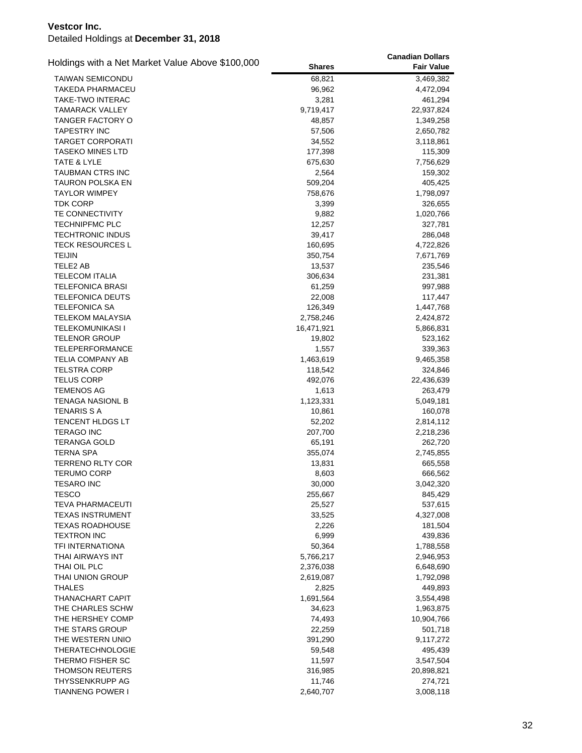**Vestcor Inc.**

Detailed Holdings at **December 31, 2018**

| Holdings with a Net Market Value Above $100,000 | Shares | Canadian Dollars Fair Value |
|---|---|---|
| TAIWAN SEMICONDU | 68,821 | 3,469,382 |
| TAKEDA PHARMACEU | 96,962 | 4,472,094 |
| TAKE-TWO INTERAC | 3,281 | 461,294 |
| TAMARACK VALLEY | 9,719,417 | 22,937,824 |
| TANGER FACTORY O | 48,857 | 1,349,258 |
| TAPESTRY INC | 57,506 | 2,650,782 |
| TARGET CORPORATI | 34,552 | 3,118,861 |
| TASEKO MINES LTD | 177,398 | 115,309 |
| TATE & LYLE | 675,630 | 7,756,629 |
| TAUBMAN CTRS INC | 2,564 | 159,302 |
| TAURON POLSKA EN | 509,204 | 405,425 |
| TAYLOR WIMPEY | 758,676 | 1,798,097 |
| TDK CORP | 3,399 | 326,655 |
| TE CONNECTIVITY | 9,882 | 1,020,766 |
| TECHNIPFMC PLC | 12,257 | 327,781 |
| TECHTRONIC INDUS | 39,417 | 286,048 |
| TECK RESOURCES L | 160,695 | 4,722,826 |
| TEIJIN | 350,754 | 7,671,769 |
| TELE2 AB | 13,537 | 235,546 |
| TELECOM ITALIA | 306,634 | 231,381 |
| TELEFONICA BRASI | 61,259 | 997,988 |
| TELEFONICA DEUTS | 22,008 | 117,447 |
| TELEFONICA SA | 126,349 | 1,447,768 |
| TELEKOM MALAYSIA | 2,758,246 | 2,424,872 |
| TELEKOMUNIKASI I | 16,471,921 | 5,866,831 |
| TELENOR GROUP | 19,802 | 523,162 |
| TELEPERFORMANCE | 1,557 | 339,363 |
| TELIA COMPANY AB | 1,463,619 | 9,465,358 |
| TELSTRA CORP | 118,542 | 324,846 |
| TELUS CORP | 492,076 | 22,436,639 |
| TEMENOS AG | 1,613 | 263,479 |
| TENAGA NASIONL B | 1,123,331 | 5,049,181 |
| TENARIS S A | 10,861 | 160,078 |
| TENCENT HLDGS LT | 52,202 | 2,814,112 |
| TERAGO INC | 207,700 | 2,218,236 |
| TERANGA GOLD | 65,191 | 262,720 |
| TERNA SPA | 355,074 | 2,745,855 |
| TERRENO RLTY COR | 13,831 | 665,558 |
| TERUMO CORP | 8,603 | 666,562 |
| TESARO INC | 30,000 | 3,042,320 |
| TESCO | 255,667 | 845,429 |
| TEVA PHARMACEUTI | 25,527 | 537,615 |
| TEXAS INSTRUMENT | 33,525 | 4,327,008 |
| TEXAS ROADHOUSE | 2,226 | 181,504 |
| TEXTRON INC | 6,999 | 439,836 |
| TFI INTERNATIONA | 50,364 | 1,788,558 |
| THAI AIRWAYS INT | 5,766,217 | 2,946,953 |
| THAI OIL PLC | 2,376,038 | 6,648,690 |
| THAI UNION GROUP | 2,619,087 | 1,792,098 |
| THALES | 2,825 | 449,893 |
| THANACHART CAPIT | 1,691,564 | 3,554,498 |
| THE CHARLES SCHW | 34,623 | 1,963,875 |
| THE HERSHEY COMP | 74,493 | 10,904,766 |
| THE STARS GROUP | 22,259 | 501,718 |
| THE WESTERN UNIO | 391,290 | 9,117,272 |
| THERATECHNOLOGIE | 59,548 | 495,439 |
| THERMO FISHER SC | 11,597 | 3,547,504 |
| THOMSON REUTERS | 316,985 | 20,898,821 |
| THYSSENKRUPP AG | 11,746 | 274,721 |
| TIANNENG POWER I | 2,640,707 | 3,008,118 |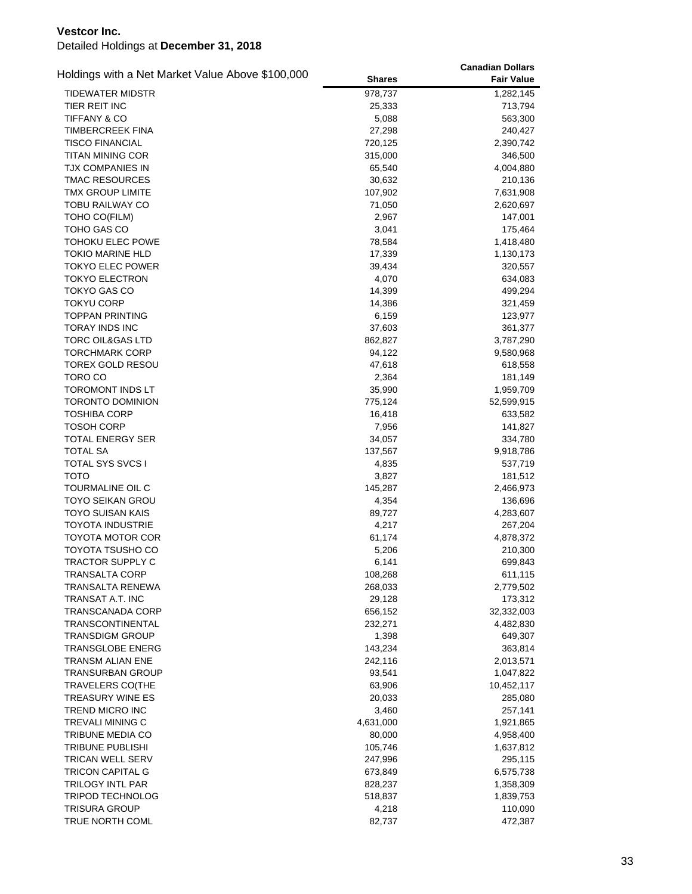**Vestcor Inc.**
Detailed Holdings at **December 31, 2018**

| Holdings with a Net Market Value Above $100,000 | Shares | Canadian Dollars Fair Value |
|---|---|---|
| TIDEWATER MIDSTR | 978,737 | 1,282,145 |
| TIER REIT INC | 25,333 | 713,794 |
| TIFFANY & CO | 5,088 | 563,300 |
| TIMBERCREEK FINA | 27,298 | 240,427 |
| TISCO FINANCIAL | 720,125 | 2,390,742 |
| TITAN MINING COR | 315,000 | 346,500 |
| TJX COMPANIES IN | 65,540 | 4,004,880 |
| TMAC RESOURCES | 30,632 | 210,136 |
| TMX GROUP LIMITE | 107,902 | 7,631,908 |
| TOBU RAILWAY CO | 71,050 | 2,620,697 |
| TOHO CO(FILM) | 2,967 | 147,001 |
| TOHO GAS CO | 3,041 | 175,464 |
| TOHOKU ELEC POWE | 78,584 | 1,418,480 |
| TOKIO MARINE HLD | 17,339 | 1,130,173 |
| TOKYO ELEC POWER | 39,434 | 320,557 |
| TOKYO ELECTRON | 4,070 | 634,083 |
| TOKYO GAS CO | 14,399 | 499,294 |
| TOKYU CORP | 14,386 | 321,459 |
| TOPPAN PRINTING | 6,159 | 123,977 |
| TORAY INDS INC | 37,603 | 361,377 |
| TORC OIL&GAS LTD | 862,827 | 3,787,290 |
| TORCHMARK CORP | 94,122 | 9,580,968 |
| TOREX GOLD RESOU | 47,618 | 618,558 |
| TORO CO | 2,364 | 181,149 |
| TOROMONT INDS LT | 35,990 | 1,959,709 |
| TORONTO DOMINION | 775,124 | 52,599,915 |
| TOSHIBA CORP | 16,418 | 633,582 |
| TOSOH CORP | 7,956 | 141,827 |
| TOTAL ENERGY SER | 34,057 | 334,780 |
| TOTAL SA | 137,567 | 9,918,786 |
| TOTAL SYS SVCS I | 4,835 | 537,719 |
| TOTO | 3,827 | 181,512 |
| TOURMALINE OIL C | 145,287 | 2,466,973 |
| TOYO SEIKAN GROU | 4,354 | 136,696 |
| TOYO SUISAN KAIS | 89,727 | 4,283,607 |
| TOYOTA INDUSTRIE | 4,217 | 267,204 |
| TOYOTA MOTOR COR | 61,174 | 4,878,372 |
| TOYOTA TSUSHO CO | 5,206 | 210,300 |
| TRACTOR SUPPLY C | 6,141 | 699,843 |
| TRANSALTA CORP | 108,268 | 611,115 |
| TRANSALTA RENEWA | 268,033 | 2,779,502 |
| TRANSAT A.T. INC | 29,128 | 173,312 |
| TRANSCANADA CORP | 656,152 | 32,332,003 |
| TRANSCONTINENTAL | 232,271 | 4,482,830 |
| TRANSDIGM GROUP | 1,398 | 649,307 |
| TRANSGLOBE ENERG | 143,234 | 363,814 |
| TRANSM ALIAN ENE | 242,116 | 2,013,571 |
| TRANSURBAN GROUP | 93,541 | 1,047,822 |
| TRAVELERS CO(THE | 63,906 | 10,452,117 |
| TREASURY WINE ES | 20,033 | 285,080 |
| TREND MICRO INC | 3,460 | 257,141 |
| TREVALI MINING C | 4,631,000 | 1,921,865 |
| TRIBUNE MEDIA CO | 80,000 | 4,958,400 |
| TRIBUNE PUBLISHI | 105,746 | 1,637,812 |
| TRICAN WELL SERV | 247,996 | 295,115 |
| TRICON CAPITAL G | 673,849 | 6,575,738 |
| TRILOGY INTL PAR | 828,237 | 1,358,309 |
| TRIPOD TECHNOLOG | 518,837 | 1,839,753 |
| TRISURA GROUP | 4,218 | 110,090 |
| TRUE NORTH COML | 82,737 | 472,387 |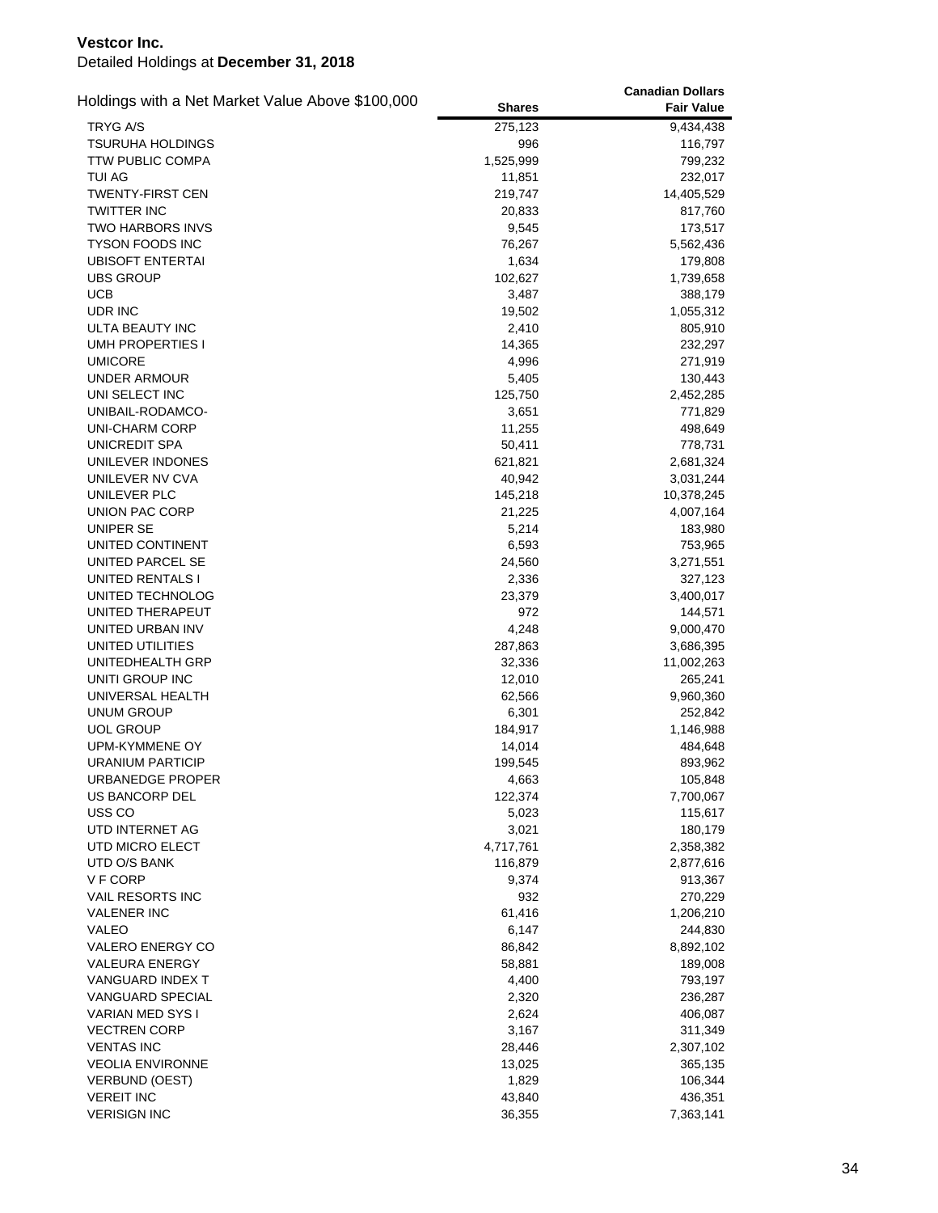**Vestcor Inc.**
Detailed Holdings at **December 31, 2018**

| Holdings with a Net Market Value Above $100,000 | Shares | Canadian Dollars Fair Value |
|---|---|---|
| TRYG A/S | 275,123 | 9,434,438 |
| TSURUHA HOLDINGS | 996 | 116,797 |
| TTW PUBLIC COMPA | 1,525,999 | 799,232 |
| TUI AG | 11,851 | 232,017 |
| TWENTY-FIRST CEN | 219,747 | 14,405,529 |
| TWITTER INC | 20,833 | 817,760 |
| TWO HARBORS INVS | 9,545 | 173,517 |
| TYSON FOODS INC | 76,267 | 5,562,436 |
| UBISOFT ENTERTAI | 1,634 | 179,808 |
| UBS GROUP | 102,627 | 1,739,658 |
| UCB | 3,487 | 388,179 |
| UDR INC | 19,502 | 1,055,312 |
| ULTA BEAUTY INC | 2,410 | 805,910 |
| UMH PROPERTIES I | 14,365 | 232,297 |
| UMICORE | 4,996 | 271,919 |
| UNDER ARMOUR | 5,405 | 130,443 |
| UNI SELECT INC | 125,750 | 2,452,285 |
| UNIBAIL-RODAMCO- | 3,651 | 771,829 |
| UNI-CHARM CORP | 11,255 | 498,649 |
| UNICREDIT SPA | 50,411 | 778,731 |
| UNILEVER INDONES | 621,821 | 2,681,324 |
| UNILEVER NV CVA | 40,942 | 3,031,244 |
| UNILEVER PLC | 145,218 | 10,378,245 |
| UNION PAC CORP | 21,225 | 4,007,164 |
| UNIPER SE | 5,214 | 183,980 |
| UNITED CONTINENT | 6,593 | 753,965 |
| UNITED PARCEL SE | 24,560 | 3,271,551 |
| UNITED RENTALS I | 2,336 | 327,123 |
| UNITED TECHNOLOG | 23,379 | 3,400,017 |
| UNITED THERAPEUT | 972 | 144,571 |
| UNITED URBAN INV | 4,248 | 9,000,470 |
| UNITED UTILITIES | 287,863 | 3,686,395 |
| UNITEDHEALTH GRP | 32,336 | 11,002,263 |
| UNITI GROUP INC | 12,010 | 265,241 |
| UNIVERSAL HEALTH | 62,566 | 9,960,360 |
| UNUM GROUP | 6,301 | 252,842 |
| UOL GROUP | 184,917 | 1,146,988 |
| UPM-KYMMENE OY | 14,014 | 484,648 |
| URANIUM PARTICIP | 199,545 | 893,962 |
| URBANEDGE PROPER | 4,663 | 105,848 |
| US BANCORP DEL | 122,374 | 7,700,067 |
| USS CO | 5,023 | 115,617 |
| UTD INTERNET AG | 3,021 | 180,179 |
| UTD MICRO ELECT | 4,717,761 | 2,358,382 |
| UTD O/S BANK | 116,879 | 2,877,616 |
| V F CORP | 9,374 | 913,367 |
| VAIL RESORTS INC | 932 | 270,229 |
| VALENER INC | 61,416 | 1,206,210 |
| VALEO | 6,147 | 244,830 |
| VALERO ENERGY CO | 86,842 | 8,892,102 |
| VALEURA ENERGY | 58,881 | 189,008 |
| VANGUARD INDEX T | 4,400 | 793,197 |
| VANGUARD SPECIAL | 2,320 | 236,287 |
| VARIAN MED SYS I | 2,624 | 406,087 |
| VECTREN CORP | 3,167 | 311,349 |
| VENTAS INC | 28,446 | 2,307,102 |
| VEOLIA ENVIRONNE | 13,025 | 365,135 |
| VERBUND (OEST) | 1,829 | 106,344 |
| VEREIT INC | 43,840 | 436,351 |
| VERISIGN INC | 36,355 | 7,363,141 |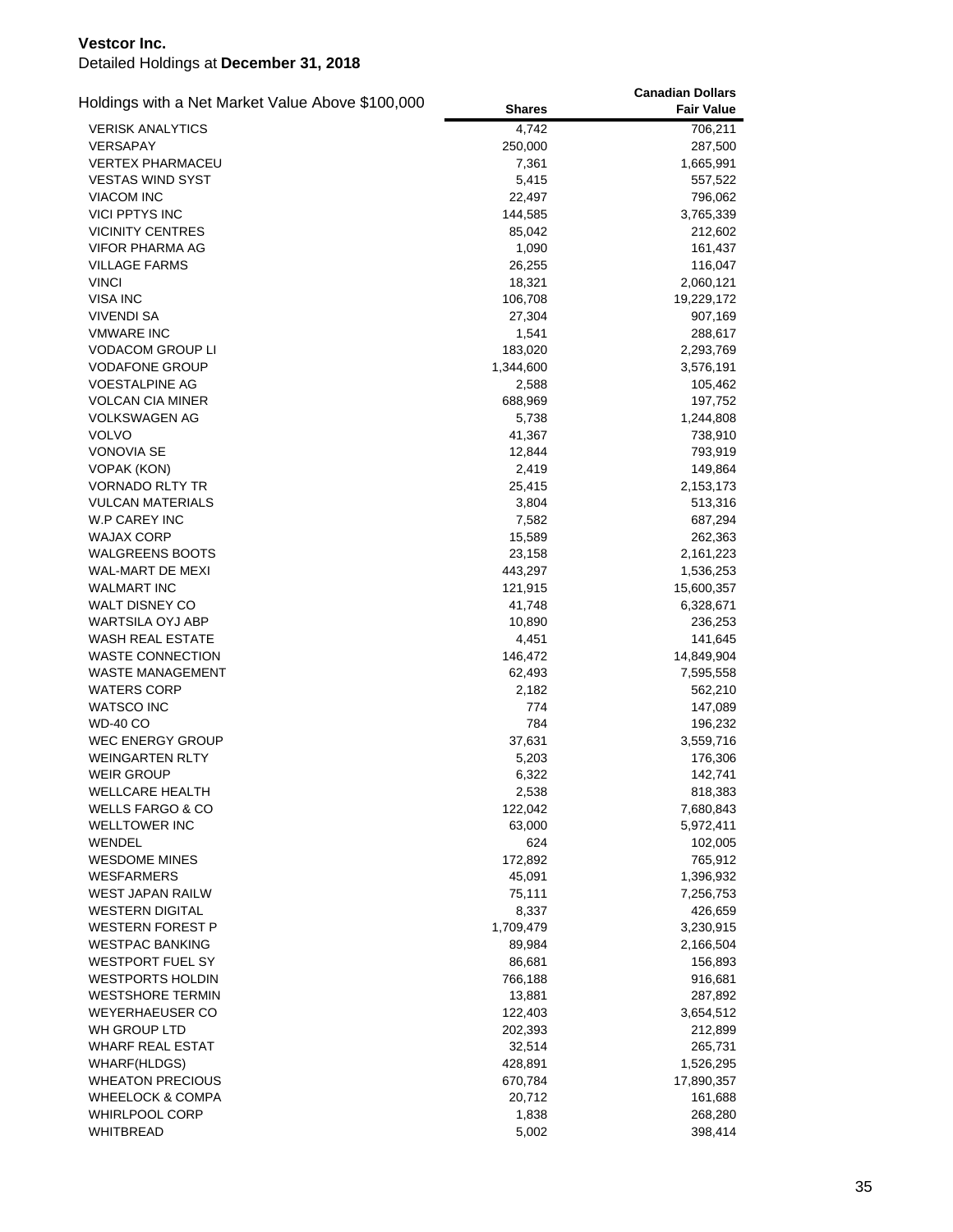**Vestcor Inc.**

Detailed Holdings at **December 31, 2018**

| Holdings with a Net Market Value Above $100,000 | Shares | Canadian Dollars Fair Value |
|---|---|---|
| VERISK ANALYTICS | 4,742 | 706,211 |
| VERSAPAY | 250,000 | 287,500 |
| VERTEX PHARMACEU | 7,361 | 1,665,991 |
| VESTAS WIND SYST | 5,415 | 557,522 |
| VIACOM INC | 22,497 | 796,062 |
| VICI PPTYS INC | 144,585 | 3,765,339 |
| VICINITY CENTRES | 85,042 | 212,602 |
| VIFOR PHARMA AG | 1,090 | 161,437 |
| VILLAGE FARMS | 26,255 | 116,047 |
| VINCI | 18,321 | 2,060,121 |
| VISA INC | 106,708 | 19,229,172 |
| VIVENDI SA | 27,304 | 907,169 |
| VMWARE INC | 1,541 | 288,617 |
| VODACOM GROUP LI | 183,020 | 2,293,769 |
| VODAFONE GROUP | 1,344,600 | 3,576,191 |
| VOESTALPINE AG | 2,588 | 105,462 |
| VOLCAN CIA MINER | 688,969 | 197,752 |
| VOLKSWAGEN AG | 5,738 | 1,244,808 |
| VOLVO | 41,367 | 738,910 |
| VONOVIA SE | 12,844 | 793,919 |
| VOPAK (KON) | 2,419 | 149,864 |
| VORNADO RLTY TR | 25,415 | 2,153,173 |
| VULCAN MATERIALS | 3,804 | 513,316 |
| W.P CAREY INC | 7,582 | 687,294 |
| WAJAX CORP | 15,589 | 262,363 |
| WALGREENS BOOTS | 23,158 | 2,161,223 |
| WAL-MART DE MEXI | 443,297 | 1,536,253 |
| WALMART INC | 121,915 | 15,600,357 |
| WALT DISNEY CO | 41,748 | 6,328,671 |
| WARTSILA OYJ ABP | 10,890 | 236,253 |
| WASH REAL ESTATE | 4,451 | 141,645 |
| WASTE CONNECTION | 146,472 | 14,849,904 |
| WASTE MANAGEMENT | 62,493 | 7,595,558 |
| WATERS CORP | 2,182 | 562,210 |
| WATSCO INC | 774 | 147,089 |
| WD-40 CO | 784 | 196,232 |
| WEC ENERGY GROUP | 37,631 | 3,559,716 |
| WEINGARTEN RLTY | 5,203 | 176,306 |
| WEIR GROUP | 6,322 | 142,741 |
| WELLCARE HEALTH | 2,538 | 818,383 |
| WELLS FARGO & CO | 122,042 | 7,680,843 |
| WELLTOWER INC | 63,000 | 5,972,411 |
| WENDEL | 624 | 102,005 |
| WESDOME MINES | 172,892 | 765,912 |
| WESFARMERS | 45,091 | 1,396,932 |
| WEST JAPAN RAILW | 75,111 | 7,256,753 |
| WESTERN DIGITAL | 8,337 | 426,659 |
| WESTERN FOREST P | 1,709,479 | 3,230,915 |
| WESTPAC BANKING | 89,984 | 2,166,504 |
| WESTPORT FUEL SY | 86,681 | 156,893 |
| WESTPORTS HOLDIN | 766,188 | 916,681 |
| WESTSHORE TERMIN | 13,881 | 287,892 |
| WEYERHAEUSER CO | 122,403 | 3,654,512 |
| WH GROUP LTD | 202,393 | 212,899 |
| WHARF REAL ESTAT | 32,514 | 265,731 |
| WHARF(HLDGS) | 428,891 | 1,526,295 |
| WHEATON PRECIOUS | 670,784 | 17,890,357 |
| WHEELOCK & COMPA | 20,712 | 161,688 |
| WHIRLPOOL CORP | 1,838 | 268,280 |
| WHITBREAD | 5,002 | 398,414 |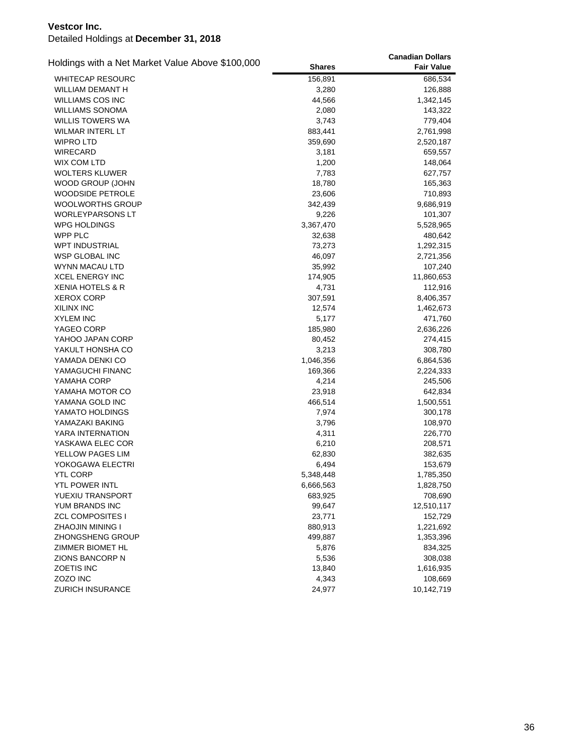**Vestcor Inc.**
Detailed Holdings at **December 31, 2018**

| Holdings with a Net Market Value Above $100,000 | Shares | Canadian Dollars Fair Value |
|---|---|---|
| WHITECAP RESOURC | 156,891 | 686,534 |
| WILLIAM DEMANT H | 3,280 | 126,888 |
| WILLIAMS COS INC | 44,566 | 1,342,145 |
| WILLIAMS SONOMA | 2,080 | 143,322 |
| WILLIS TOWERS WA | 3,743 | 779,404 |
| WILMAR INTERL LT | 883,441 | 2,761,998 |
| WIPRO LTD | 359,690 | 2,520,187 |
| WIRECARD | 3,181 | 659,557 |
| WIX COM LTD | 1,200 | 148,064 |
| WOLTERS KLUWER | 7,783 | 627,757 |
| WOOD GROUP (JOHN | 18,780 | 165,363 |
| WOODSIDE PETROLE | 23,606 | 710,893 |
| WOOLWORTHS GROUP | 342,439 | 9,686,919 |
| WORLEYPARSONS LT | 9,226 | 101,307 |
| WPG HOLDINGS | 3,367,470 | 5,528,965 |
| WPP PLC | 32,638 | 480,642 |
| WPT INDUSTRIAL | 73,273 | 1,292,315 |
| WSP GLOBAL INC | 46,097 | 2,721,356 |
| WYNN MACAU LTD | 35,992 | 107,240 |
| XCEL ENERGY INC | 174,905 | 11,860,653 |
| XENIA HOTELS & R | 4,731 | 112,916 |
| XEROX CORP | 307,591 | 8,406,357 |
| XILINX INC | 12,574 | 1,462,673 |
| XYLEM INC | 5,177 | 471,760 |
| YAGEO CORP | 185,980 | 2,636,226 |
| YAHOO JAPAN CORP | 80,452 | 274,415 |
| YAKULT HONSHA CO | 3,213 | 308,780 |
| YAMADA DENKI CO | 1,046,356 | 6,864,536 |
| YAMAGUCHI FINANC | 169,366 | 2,224,333 |
| YAMAHA CORP | 4,214 | 245,506 |
| YAMAHA MOTOR CO | 23,918 | 642,834 |
| YAMANA GOLD INC | 466,514 | 1,500,551 |
| YAMATO HOLDINGS | 7,974 | 300,178 |
| YAMAZAKI BAKING | 3,796 | 108,970 |
| YARA INTERNATION | 4,311 | 226,770 |
| YASKAWA ELEC COR | 6,210 | 208,571 |
| YELLOW PAGES LIM | 62,830 | 382,635 |
| YOKOGAWA ELECTRI | 6,494 | 153,679 |
| YTL CORP | 5,348,448 | 1,785,350 |
| YTL POWER INTL | 6,666,563 | 1,828,750 |
| YUEXIU TRANSPORT | 683,925 | 708,690 |
| YUM BRANDS INC | 99,647 | 12,510,117 |
| ZCL COMPOSITES I | 23,771 | 152,729 |
| ZHAOJIN MINING I | 880,913 | 1,221,692 |
| ZHONGSHENG GROUP | 499,887 | 1,353,396 |
| ZIMMER BIOMET HL | 5,876 | 834,325 |
| ZIONS BANCORP N | 5,536 | 308,038 |
| ZOETIS INC | 13,840 | 1,616,935 |
| ZOZO INC | 4,343 | 108,669 |
| ZURICH INSURANCE | 24,977 | 10,142,719 |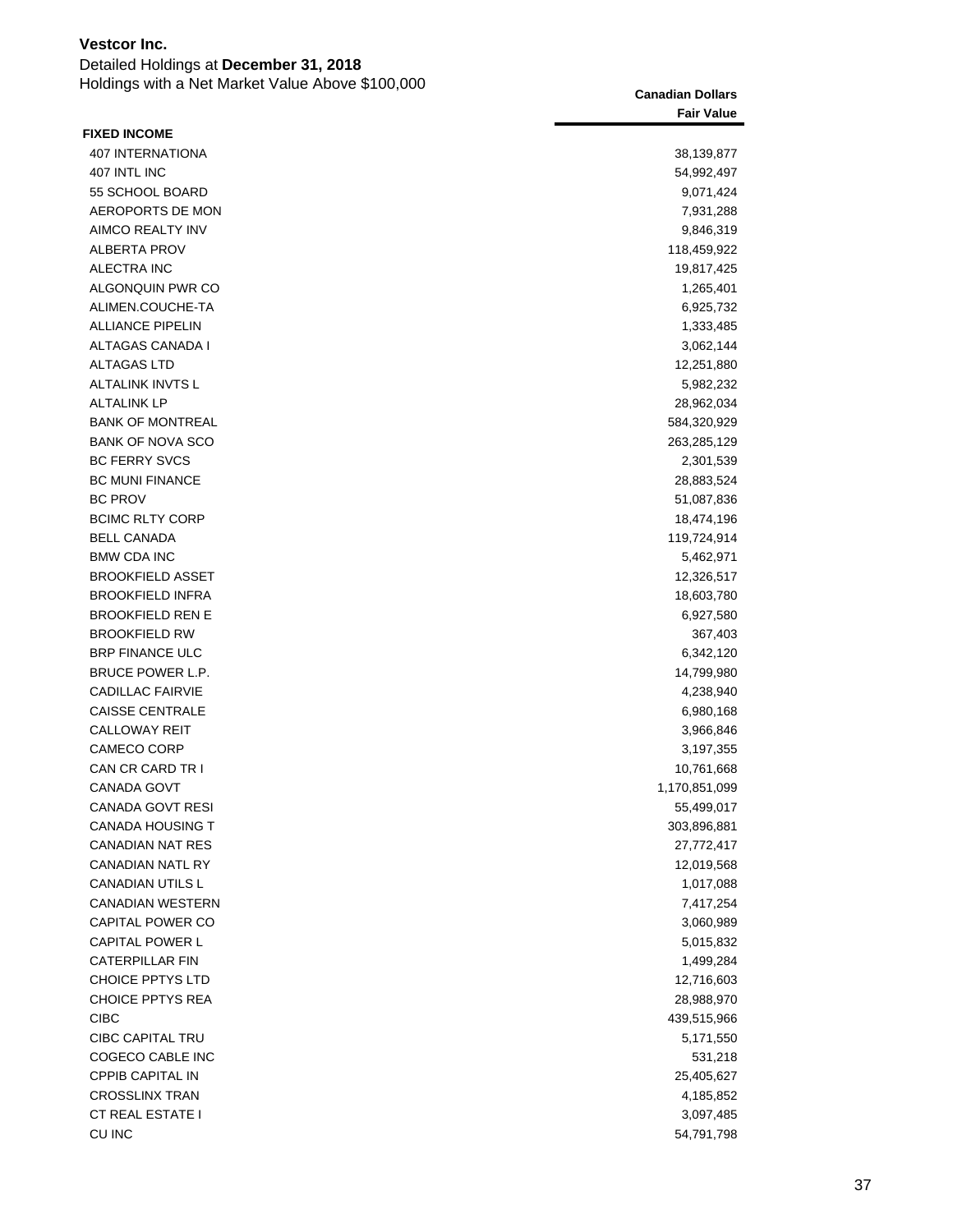**Vestcor Inc.**

Detailed Holdings at **December 31, 2018**

Holdings with a Net Market Value Above $100,000

| | Canadian Dollars<br>Fair Value |
|---|---:|
| **FIXED INCOME** | |
| 407 INTERNATIONA | 38,139,877 |
| 407 INTL INC | 54,992,497 |
| 55 SCHOOL BOARD | 9,071,424 |
| AEROPORTS DE MON | 7,931,288 |
| AIMCO REALTY INV | 9,846,319 |
| ALBERTA PROV | 118,459,922 |
| ALECTRA INC | 19,817,425 |
| ALGONQUIN PWR CO | 1,265,401 |
| ALIMEN.COUCHE-TA | 6,925,732 |
| ALLIANCE PIPELIN | 1,333,485 |
| ALTAGAS CANADA I | 3,062,144 |
| ALTAGAS LTD | 12,251,880 |
| ALTALINK INVTS L | 5,982,232 |
| ALTALINK LP | 28,962,034 |
| BANK OF MONTREAL | 584,320,929 |
| BANK OF NOVA SCO | 263,285,129 |
| BC FERRY SVCS | 2,301,539 |
| BC MUNI FINANCE | 28,883,524 |
| BC PROV | 51,087,836 |
| BCIMC RLTY CORP | 18,474,196 |
| BELL CANADA | 119,724,914 |
| BMW CDA INC | 5,462,971 |
| BROOKFIELD ASSET | 12,326,517 |
| BROOKFIELD INFRA | 18,603,780 |
| BROOKFIELD REN E | 6,927,580 |
| BROOKFIELD RW | 367,403 |
| BRP FINANCE ULC | 6,342,120 |
| BRUCE POWER L.P. | 14,799,980 |
| CADILLAC FAIRVIE | 4,238,940 |
| CAISSE CENTRALE | 6,980,168 |
| CALLOWAY REIT | 3,966,846 |
| CAMECO CORP | 3,197,355 |
| CAN CR CARD TR I | 10,761,668 |
| CANADA GOVT | 1,170,851,099 |
| CANADA GOVT RESI | 55,499,017 |
| CANADA HOUSING T | 303,896,881 |
| CANADIAN NAT RES | 27,772,417 |
| CANADIAN NATL RY | 12,019,568 |
| CANADIAN UTILS L | 1,017,088 |
| CANADIAN WESTERN | 7,417,254 |
| CAPITAL POWER CO | 3,060,989 |
| CAPITAL POWER L | 5,015,832 |
| CATERPILLAR FIN | 1,499,284 |
| CHOICE PPTYS LTD | 12,716,603 |
| CHOICE PPTYS REA | 28,988,970 |
| CIBC | 439,515,966 |
| CIBC CAPITAL TRU | 5,171,550 |
| COGECO CABLE INC | 531,218 |
| CPPIB CAPITAL IN | 25,405,627 |
| CROSSLINX TRAN | 4,185,852 |
| CT REAL ESTATE I | 3,097,485 |
| CU INC | 54,791,798 |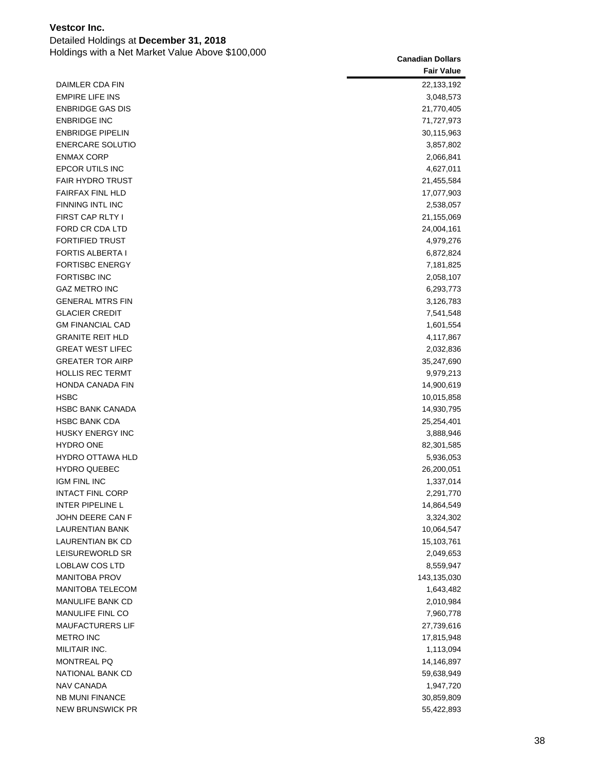**Vestcor Inc.**

Detailed Holdings at **December 31, 2018**

Holdings with a Net Market Value Above $100,000

| | Canadian Dollars |
|---|---|
| | **Fair Value** |
| DAIMLER CDA FIN | 22,133,192 |
| EMPIRE LIFE INS | 3,048,573 |
| ENBRIDGE GAS DIS | 21,770,405 |
| ENBRIDGE INC | 71,727,973 |
| ENBRIDGE PIPELIN | 30,115,963 |
| ENERCARE SOLUTIO | 3,857,802 |
| ENMAX CORP | 2,066,841 |
| EPCOR UTILS INC | 4,627,011 |
| FAIR HYDRO TRUST | 21,455,584 |
| FAIRFAX FINL HLD | 17,077,903 |
| FINNING INTL INC | 2,538,057 |
| FIRST CAP RLTY I | 21,155,069 |
| FORD CR CDA LTD | 24,004,161 |
| FORTIFIED TRUST | 4,979,276 |
| FORTIS ALBERTA I | 6,872,824 |
| FORTISBC ENERGY | 7,181,825 |
| FORTISBC INC | 2,058,107 |
| GAZ METRO INC | 6,293,773 |
| GENERAL MTRS FIN | 3,126,783 |
| GLACIER CREDIT | 7,541,548 |
| GM FINANCIAL CAD | 1,601,554 |
| GRANITE REIT HLD | 4,117,867 |
| GREAT WEST LIFEC | 2,032,836 |
| GREATER TOR AIRP | 35,247,690 |
| HOLLIS REC TERMT | 9,979,213 |
| HONDA CANADA FIN | 14,900,619 |
| HSBC | 10,015,858 |
| HSBC BANK CANADA | 14,930,795 |
| HSBC BANK CDA | 25,254,401 |
| HUSKY ENERGY INC | 3,888,946 |
| HYDRO ONE | 82,301,585 |
| HYDRO OTTAWA HLD | 5,936,053 |
| HYDRO QUEBEC | 26,200,051 |
| IGM FINL INC | 1,337,014 |
| INTACT FINL CORP | 2,291,770 |
| INTER PIPELINE L | 14,864,549 |
| JOHN DEERE CAN F | 3,324,302 |
| LAURENTIAN BANK | 10,064,547 |
| LAURENTIAN BK CD | 15,103,761 |
| LEISUREWORLD SR | 2,049,653 |
| LOBLAW COS LTD | 8,559,947 |
| MANITOBA PROV | 143,135,030 |
| MANITOBA TELECOM | 1,643,482 |
| MANULIFE BANK CD | 2,010,984 |
| MANULIFE FINL CO | 7,960,778 |
| MAUFACTURERS LIF | 27,739,616 |
| METRO INC | 17,815,948 |
| MILITAIR INC. | 1,113,094 |
| MONTREAL PQ | 14,146,897 |
| NATIONAL BANK CD | 59,638,949 |
| NAV CANADA | 1,947,720 |
| NB MUNI FINANCE | 30,859,809 |
| NEW BRUNSWICK PR | 55,422,893 |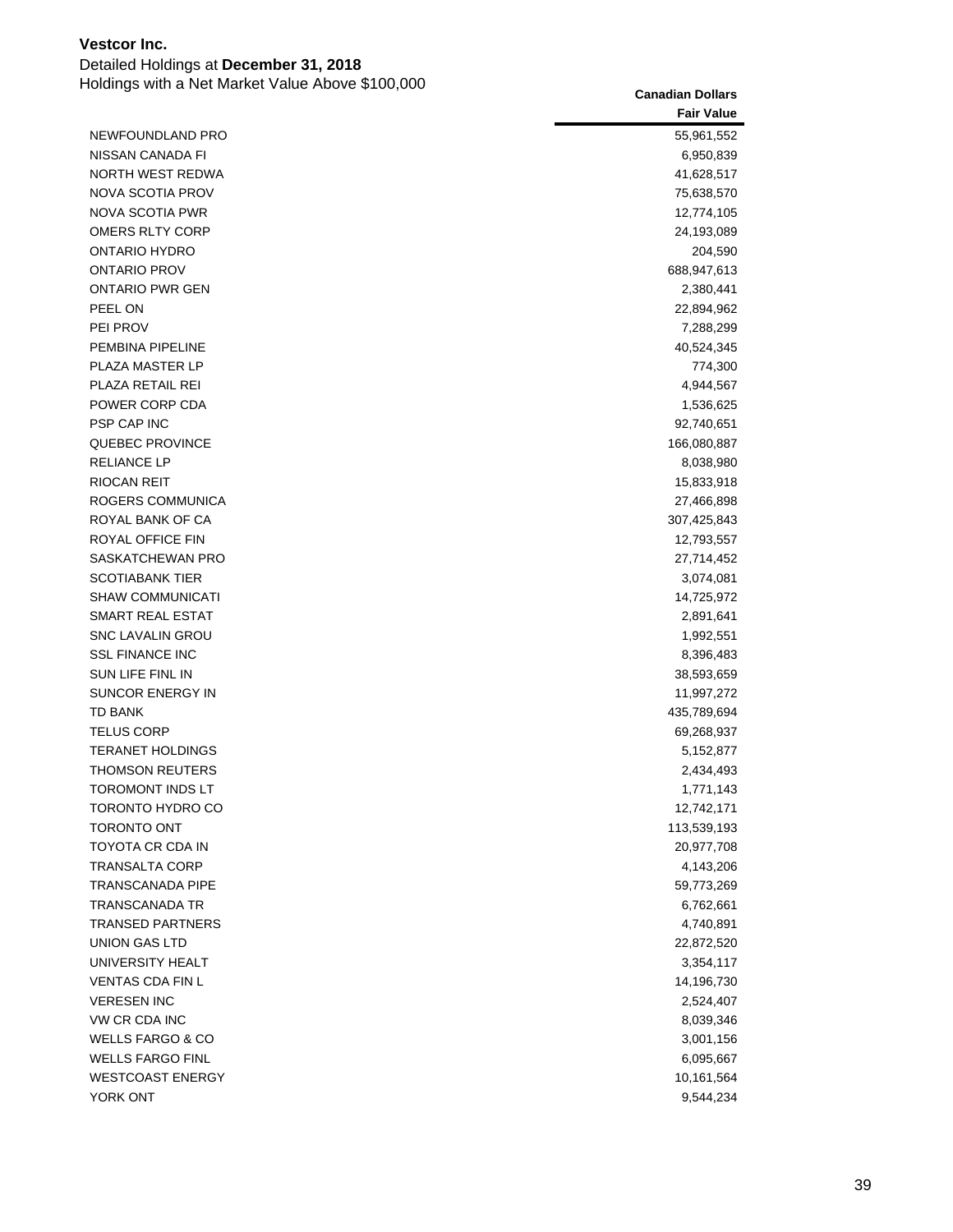**Vestcor Inc.**

Detailed Holdings at **December 31, 2018**

Holdings with a Net Market Value Above $100,000

| | Canadian Dollars<br>Fair Value |
|---|---:|
| NEWFOUNDLAND PRO | 55,961,552 |
| NISSAN CANADA FI | 6,950,839 |
| NORTH WEST REDWA | 41,628,517 |
| NOVA SCOTIA PROV | 75,638,570 |
| NOVA SCOTIA PWR | 12,774,105 |
| OMERS RLTY CORP | 24,193,089 |
| ONTARIO HYDRO | 204,590 |
| ONTARIO PROV | 688,947,613 |
| ONTARIO PWR GEN | 2,380,441 |
| PEEL ON | 22,894,962 |
| PEI PROV | 7,288,299 |
| PEMBINA PIPELINE | 40,524,345 |
| PLAZA MASTER LP | 774,300 |
| PLAZA RETAIL REI | 4,944,567 |
| POWER CORP CDA | 1,536,625 |
| PSP CAP INC | 92,740,651 |
| QUEBEC PROVINCE | 166,080,887 |
| RELIANCE LP | 8,038,980 |
| RIOCAN REIT | 15,833,918 |
| ROGERS COMMUNICA | 27,466,898 |
| ROYAL BANK OF CA | 307,425,843 |
| ROYAL OFFICE FIN | 12,793,557 |
| SASKATCHEWAN PRO | 27,714,452 |
| SCOTIABANK TIER | 3,074,081 |
| SHAW COMMUNICATI | 14,725,972 |
| SMART REAL ESTAT | 2,891,641 |
| SNC LAVALIN GROU | 1,992,551 |
| SSL FINANCE INC | 8,396,483 |
| SUN LIFE FINL IN | 38,593,659 |
| SUNCOR ENERGY IN | 11,997,272 |
| TD BANK | 435,789,694 |
| TELUS CORP | 69,268,937 |
| TERANET HOLDINGS | 5,152,877 |
| THOMSON REUTERS | 2,434,493 |
| TOROMONT INDS LT | 1,771,143 |
| TORONTO HYDRO CO | 12,742,171 |
| TORONTO ONT | 113,539,193 |
| TOYOTA CR CDA IN | 20,977,708 |
| TRANSALTA CORP | 4,143,206 |
| TRANSCANADA PIPE | 59,773,269 |
| TRANSCANADA TR | 6,762,661 |
| TRANSED PARTNERS | 4,740,891 |
| UNION GAS LTD | 22,872,520 |
| UNIVERSITY HEALT | 3,354,117 |
| VENTAS CDA FIN L | 14,196,730 |
| VERESEN INC | 2,524,407 |
| VW CR CDA INC | 8,039,346 |
| WELLS FARGO & CO | 3,001,156 |
| WELLS FARGO FINL | 6,095,667 |
| WESTCOAST ENERGY | 10,161,564 |
| YORK ONT | 9,544,234 |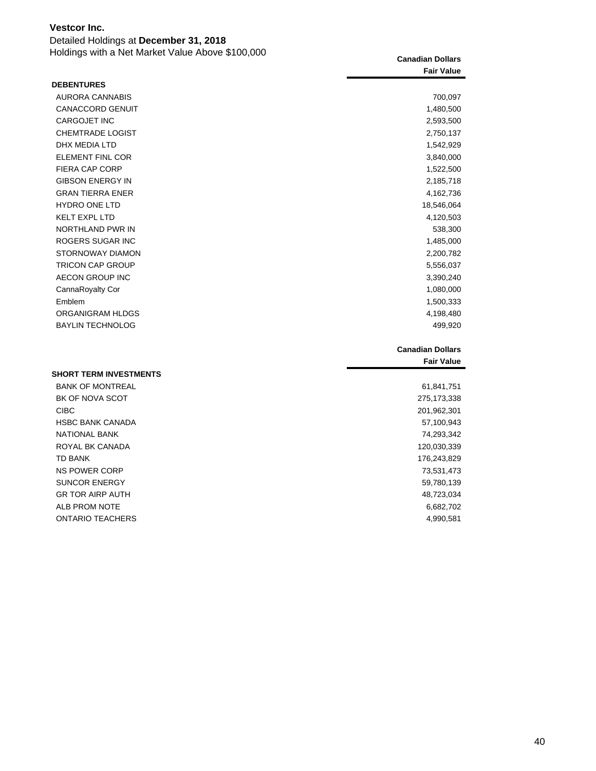**Vestcor Inc.**
Detailed Holdings at **December 31, 2018**
Holdings with a Net Market Value Above $100,000

| | Canadian Dollars Fair Value |
|---|---|
| **DEBENTURES** | |
| AURORA CANNABIS | 700,097 |
| CANACCORD GENUIT | 1,480,500 |
| CARGOJET INC | 2,593,500 |
| CHEMTRADE LOGIST | 2,750,137 |
| DHX MEDIA LTD | 1,542,929 |
| ELEMENT FINL COR | 3,840,000 |
| FIERA CAP CORP | 1,522,500 |
| GIBSON ENERGY IN | 2,185,718 |
| GRAN TIERRA ENER | 4,162,736 |
| HYDRO ONE LTD | 18,546,064 |
| KELT EXPL LTD | 4,120,503 |
| NORTHLAND PWR IN | 538,300 |
| ROGERS SUGAR INC | 1,485,000 |
| STORNOWAY DIAMON | 2,200,782 |
| TRICON CAP GROUP | 5,556,037 |
| AECON GROUP INC | 3,390,240 |
| CannaRoyalty Cor | 1,080,000 |
| Emblem | 1,500,333 |
| ORGANIGRAM HLDGS | 4,198,480 |
| BAYLIN TECHNOLOG | 499,920 |

| | Canadian Dollars Fair Value |
|---|---|
| **SHORT TERM INVESTMENTS** | |
| BANK OF MONTREAL | 61,841,751 |
| BK OF NOVA SCOT | 275,173,338 |
| CIBC | 201,962,301 |
| HSBC BANK CANADA | 57,100,943 |
| NATIONAL BANK | 74,293,342 |
| ROYAL BK CANADA | 120,030,339 |
| TD BANK | 176,243,829 |
| NS POWER CORP | 73,531,473 |
| SUNCOR ENERGY | 59,780,139 |
| GR TOR AIRP AUTH | 48,723,034 |
| ALB PROM NOTE | 6,682,702 |
| ONTARIO TEACHERS | 4,990,581 |